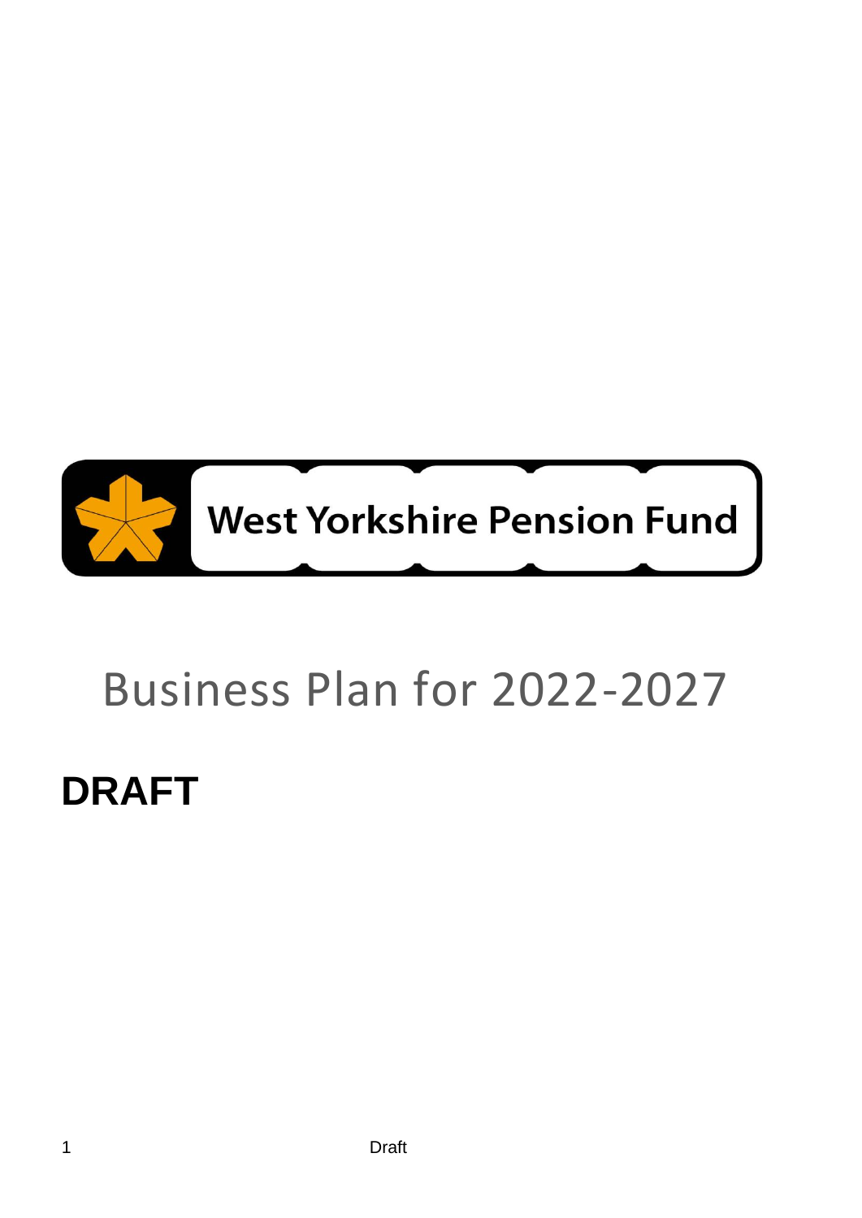West Yorkshire Pension Fund

# Business Plan for 2022-2027

**DRAFT**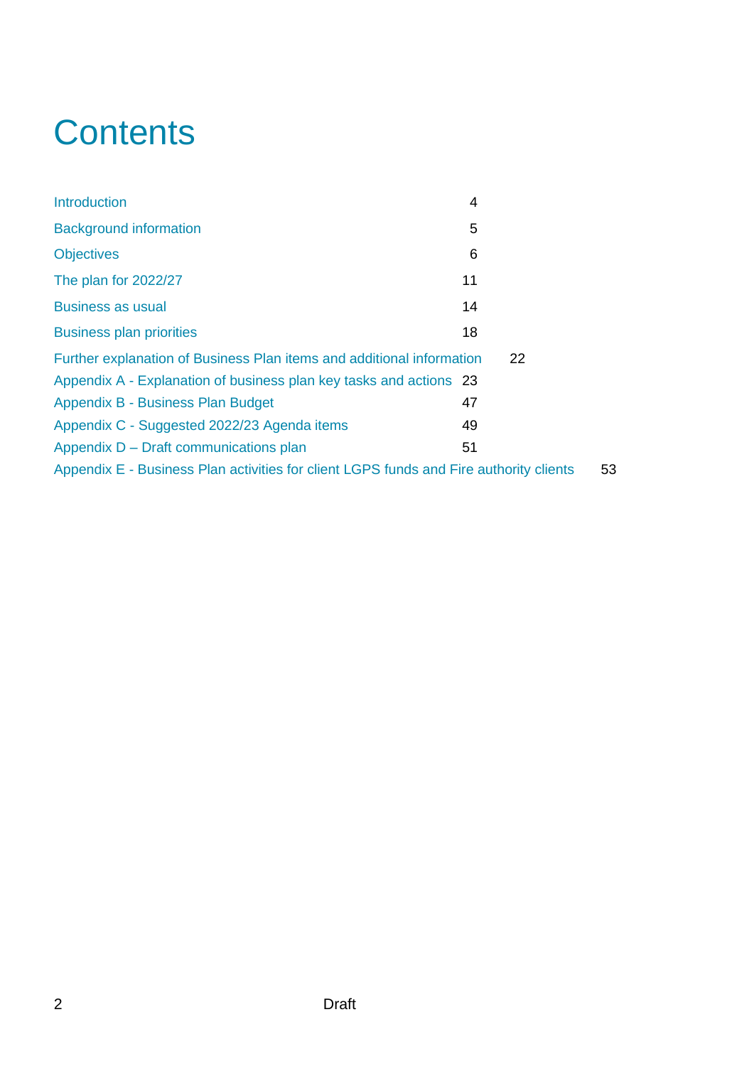# Contents

| | |
|---|---|
| Introduction | 4 |
| Background information | 5 |
| Objectives | 6 |
| The plan for 2022/27 | 11 |
| Business as usual | 14 |
| Business plan priorities | 18 |
| Further explanation of Business Plan items and additional information | 22 |
| Appendix A - Explanation of business plan key tasks and actions | 23 |
| Appendix B - Business Plan Budget | 47 |
| Appendix C - Suggested 2022/23 Agenda items | 49 |
| Appendix D – Draft communications plan | 51 |
| Appendix E - Business Plan activities for client LGPS funds and Fire authority clients | 53 |

Draft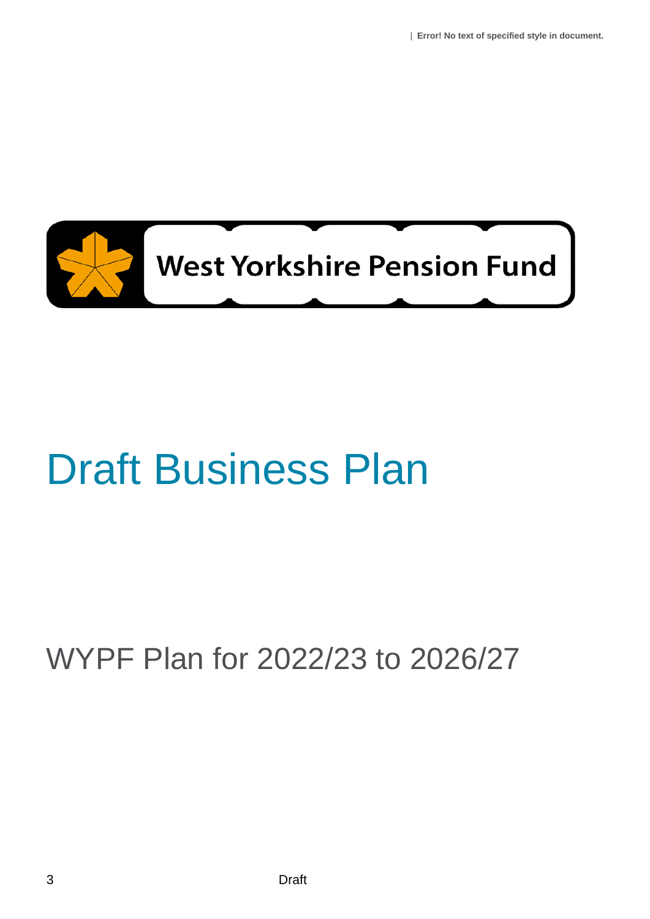West Yorkshire Pension Fund

# Draft Business Plan

## WYPF Plan for 2022/23 to 2026/27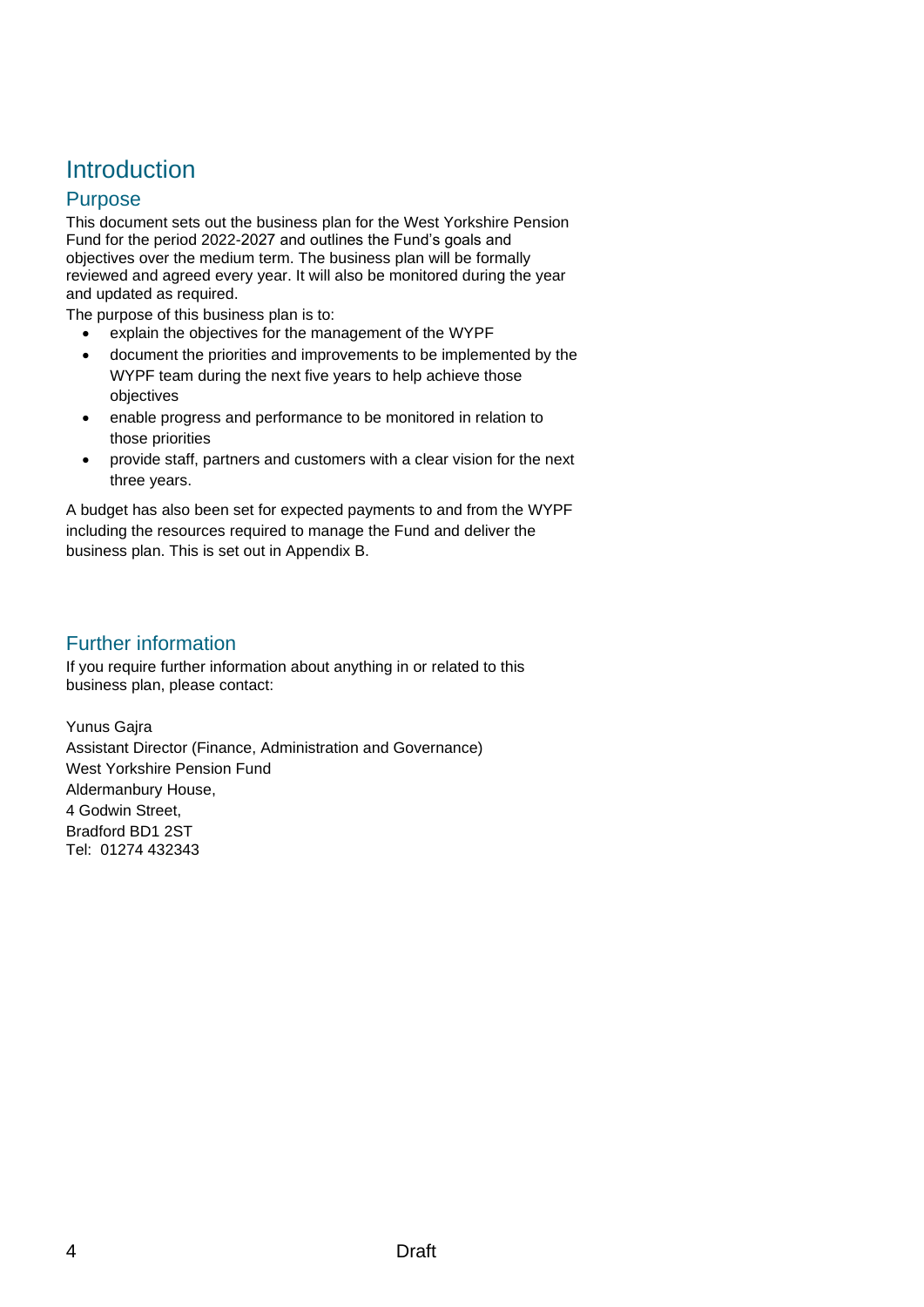# Introduction

## Purpose

This document sets out the business plan for the West Yorkshire Pension Fund for the period 2022-2027 and outlines the Fund's goals and objectives over the medium term. The business plan will be formally reviewed and agreed every year. It will also be monitored during the year and updated as required.

The purpose of this business plan is to:

- explain the objectives for the management of the WYPF
- document the priorities and improvements to be implemented by the WYPF team during the next five years to help achieve those objectives
- enable progress and performance to be monitored in relation to those priorities
- provide staff, partners and customers with a clear vision for the next three years.

A budget has also been set for expected payments to and from the WYPF including the resources required to manage the Fund and deliver the business plan. This is set out in Appendix B.

## Further information

If you require further information about anything in or related to this business plan, please contact:

Yunus Gajra
Assistant Director (Finance, Administration and Governance)
West Yorkshire Pension Fund
Aldermanbury House,
4 Godwin Street,
Bradford BD1 2ST
Tel: 01274 432343

Draft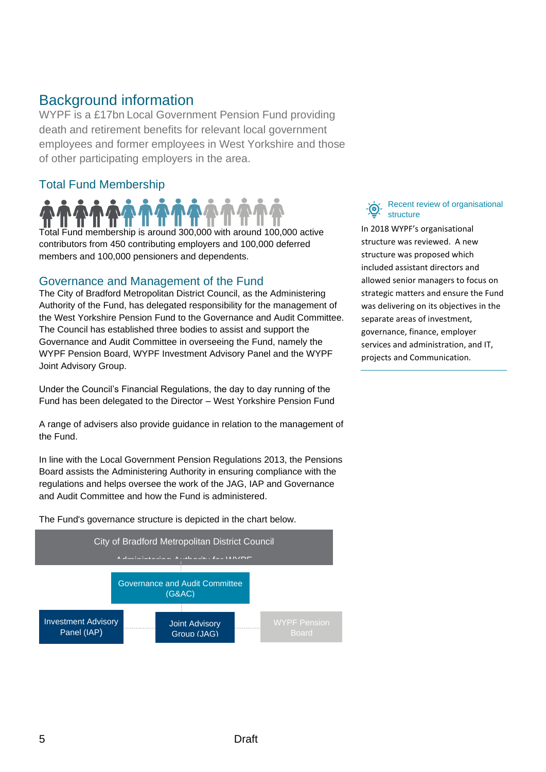## Background information

WYPF is a £17bn Local Government Pension Fund providing death and retirement benefits for relevant local government employees and former employees in West Yorkshire and those of other participating employers in the area.

### Total Fund Membership

Total Fund membership is around 300,000 with around 100,000 active contributors from 450 contributing employers and 100,000 deferred members and 100,000 pensioners and dependents.

### Governance and Management of the Fund

The City of Bradford Metropolitan District Council, as the Administering Authority of the Fund, has delegated responsibility for the management of the West Yorkshire Pension Fund to the Governance and Audit Committee. The Council has established three bodies to assist and support the Governance and Audit Committee in overseeing the Fund, namely the WYPF Pension Board, WYPF Investment Advisory Panel and the WYPF Joint Advisory Group.

Under the Council's Financial Regulations, the day to day running of the Fund has been delegated to the Director – West Yorkshire Pension Fund

A range of advisers also provide guidance in relation to the management of the Fund.

In line with the Local Government Pension Regulations 2013, the Pensions Board assists the Administering Authority in ensuring compliance with the regulations and helps oversee the work of the JAG, IAP and Governance and Audit Committee and how the Fund is administered.

The Fund's governance structure is depicted in the chart below.

City of Bradford Metropolitan District Council
Administering Authority for WYPF

Governance and Audit Committee (G&AC)

Investment Advisory Panel (IAP)

Joint Advisory Group (JAG)

WYPF Pension Board

#### Recent review of organisational structure

In 2018 WYPF's organisational structure was reviewed. A new structure was proposed which included assistant directors and allowed senior managers to focus on strategic matters and ensure the Fund was delivering on its objectives in the separate areas of investment, governance, finance, employer services and administration, and IT, projects and Communication.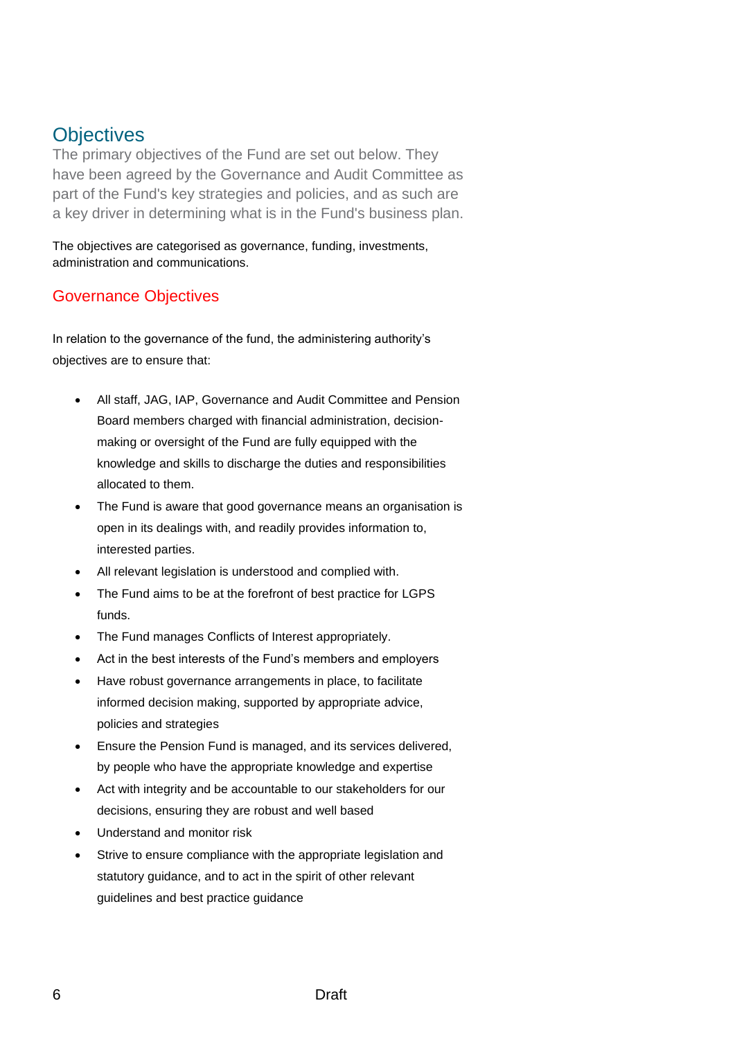# Objectives

The primary objectives of the Fund are set out below. They have been agreed by the Governance and Audit Committee as part of the Fund's key strategies and policies, and as such are a key driver in determining what is in the Fund's business plan.

The objectives are categorised as governance, funding, investments, administration and communications.

## Governance Objectives

In relation to the governance of the fund, the administering authority's objectives are to ensure that:

- All staff, JAG, IAP, Governance and Audit Committee and Pension Board members charged with financial administration, decision-making or oversight of the Fund are fully equipped with the knowledge and skills to discharge the duties and responsibilities allocated to them.
- The Fund is aware that good governance means an organisation is open in its dealings with, and readily provides information to, interested parties.
- All relevant legislation is understood and complied with.
- The Fund aims to be at the forefront of best practice for LGPS funds.
- The Fund manages Conflicts of Interest appropriately.
- Act in the best interests of the Fund's members and employers
- Have robust governance arrangements in place, to facilitate informed decision making, supported by appropriate advice, policies and strategies
- Ensure the Pension Fund is managed, and its services delivered, by people who have the appropriate knowledge and expertise
- Act with integrity and be accountable to our stakeholders for our decisions, ensuring they are robust and well based
- Understand and monitor risk
- Strive to ensure compliance with the appropriate legislation and statutory guidance, and to act in the spirit of other relevant guidelines and best practice guidance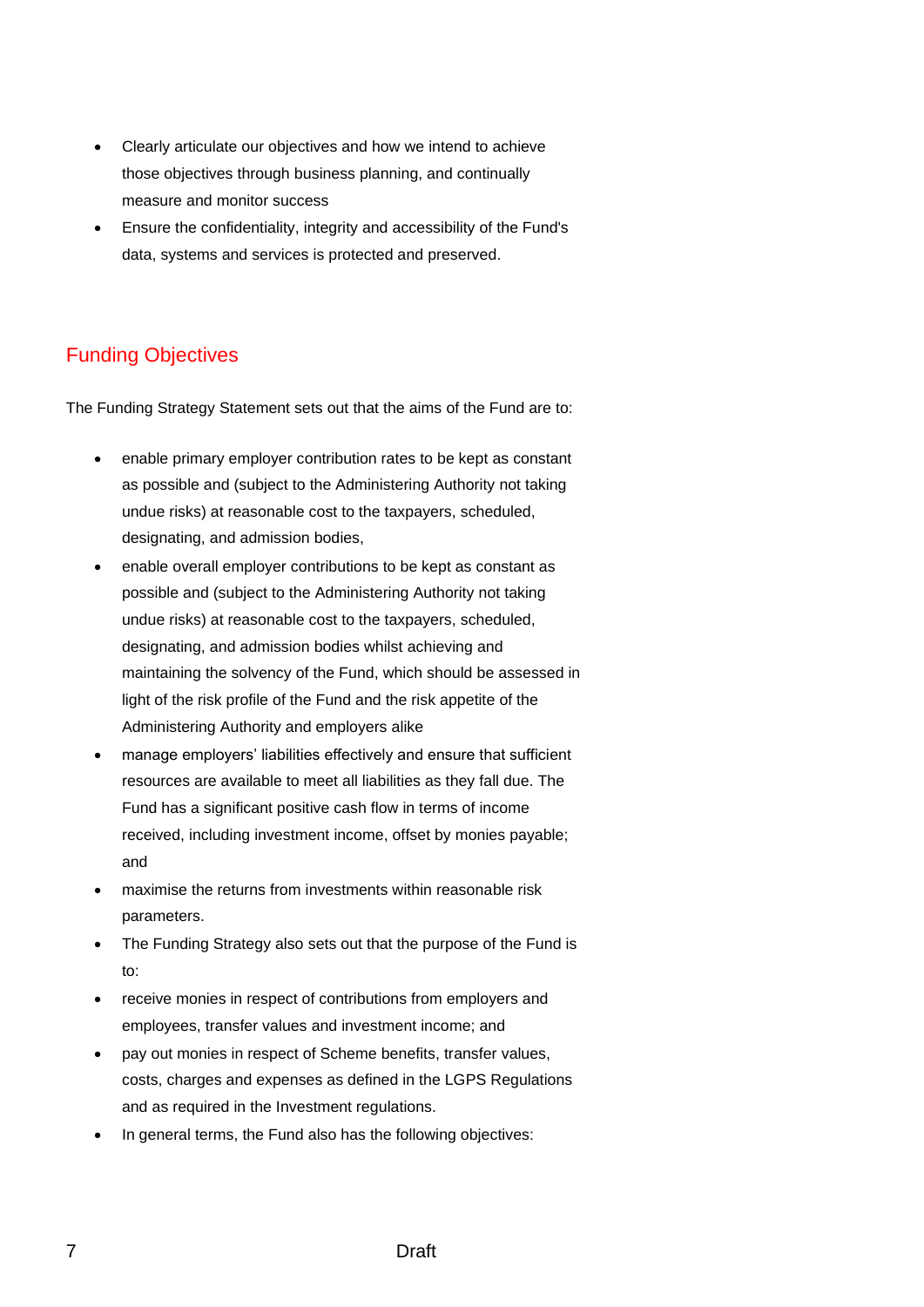- Clearly articulate our objectives and how we intend to achieve those objectives through business planning, and continually measure and monitor success
- Ensure the confidentiality, integrity and accessibility of the Fund's data, systems and services is protected and preserved.

## Funding Objectives

The Funding Strategy Statement sets out that the aims of the Fund are to:

- enable primary employer contribution rates to be kept as constant as possible and (subject to the Administering Authority not taking undue risks) at reasonable cost to the taxpayers, scheduled, designating, and admission bodies,
- enable overall employer contributions to be kept as constant as possible and (subject to the Administering Authority not taking undue risks) at reasonable cost to the taxpayers, scheduled, designating, and admission bodies whilst achieving and maintaining the solvency of the Fund, which should be assessed in light of the risk profile of the Fund and the risk appetite of the Administering Authority and employers alike
- manage employers' liabilities effectively and ensure that sufficient resources are available to meet all liabilities as they fall due. The Fund has a significant positive cash flow in terms of income received, including investment income, offset by monies payable; and
- maximise the returns from investments within reasonable risk parameters.
- The Funding Strategy also sets out that the purpose of the Fund is to:
- receive monies in respect of contributions from employers and employees, transfer values and investment income; and
- pay out monies in respect of Scheme benefits, transfer values, costs, charges and expenses as defined in the LGPS Regulations and as required in the Investment regulations.
- In general terms, the Fund also has the following objectives: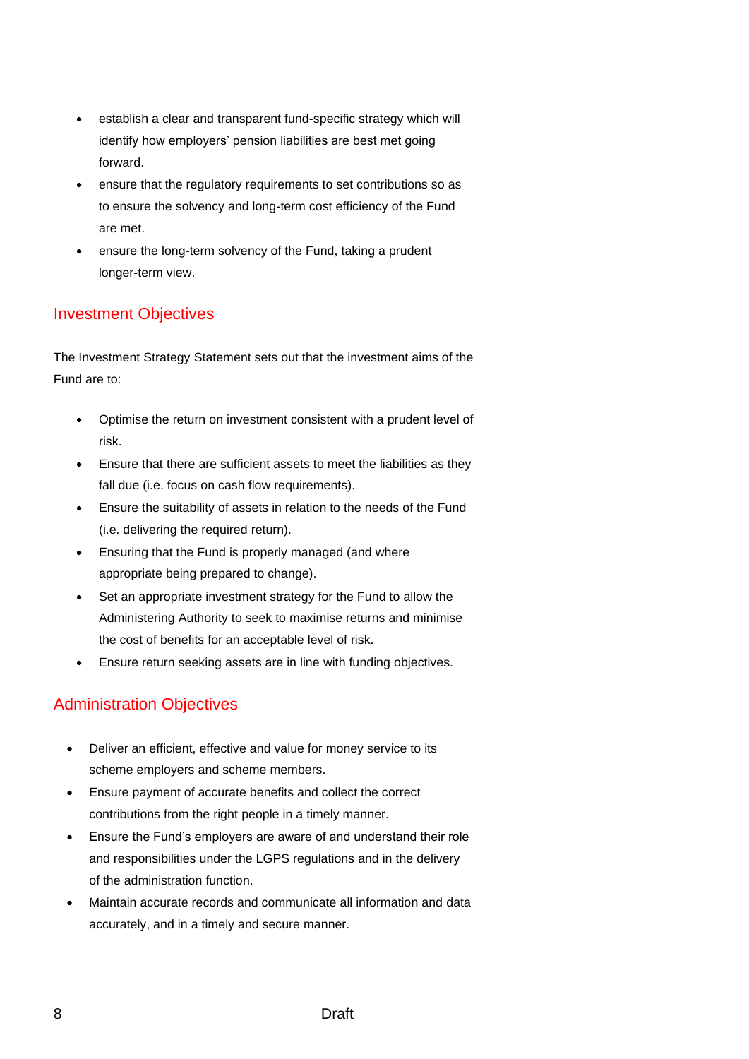- establish a clear and transparent fund-specific strategy which will identify how employers' pension liabilities are best met going forward.
- ensure that the regulatory requirements to set contributions so as to ensure the solvency and long-term cost efficiency of the Fund are met.
- ensure the long-term solvency of the Fund, taking a prudent longer-term view.

## Investment Objectives

The Investment Strategy Statement sets out that the investment aims of the Fund are to:

- Optimise the return on investment consistent with a prudent level of risk.
- Ensure that there are sufficient assets to meet the liabilities as they fall due (i.e. focus on cash flow requirements).
- Ensure the suitability of assets in relation to the needs of the Fund (i.e. delivering the required return).
- Ensuring that the Fund is properly managed (and where appropriate being prepared to change).
- Set an appropriate investment strategy for the Fund to allow the Administering Authority to seek to maximise returns and minimise the cost of benefits for an acceptable level of risk.
- Ensure return seeking assets are in line with funding objectives.

## Administration Objectives

- Deliver an efficient, effective and value for money service to its scheme employers and scheme members.
- Ensure payment of accurate benefits and collect the correct contributions from the right people in a timely manner.
- Ensure the Fund's employers are aware of and understand their role and responsibilities under the LGPS regulations and in the delivery of the administration function.
- Maintain accurate records and communicate all information and data accurately, and in a timely and secure manner.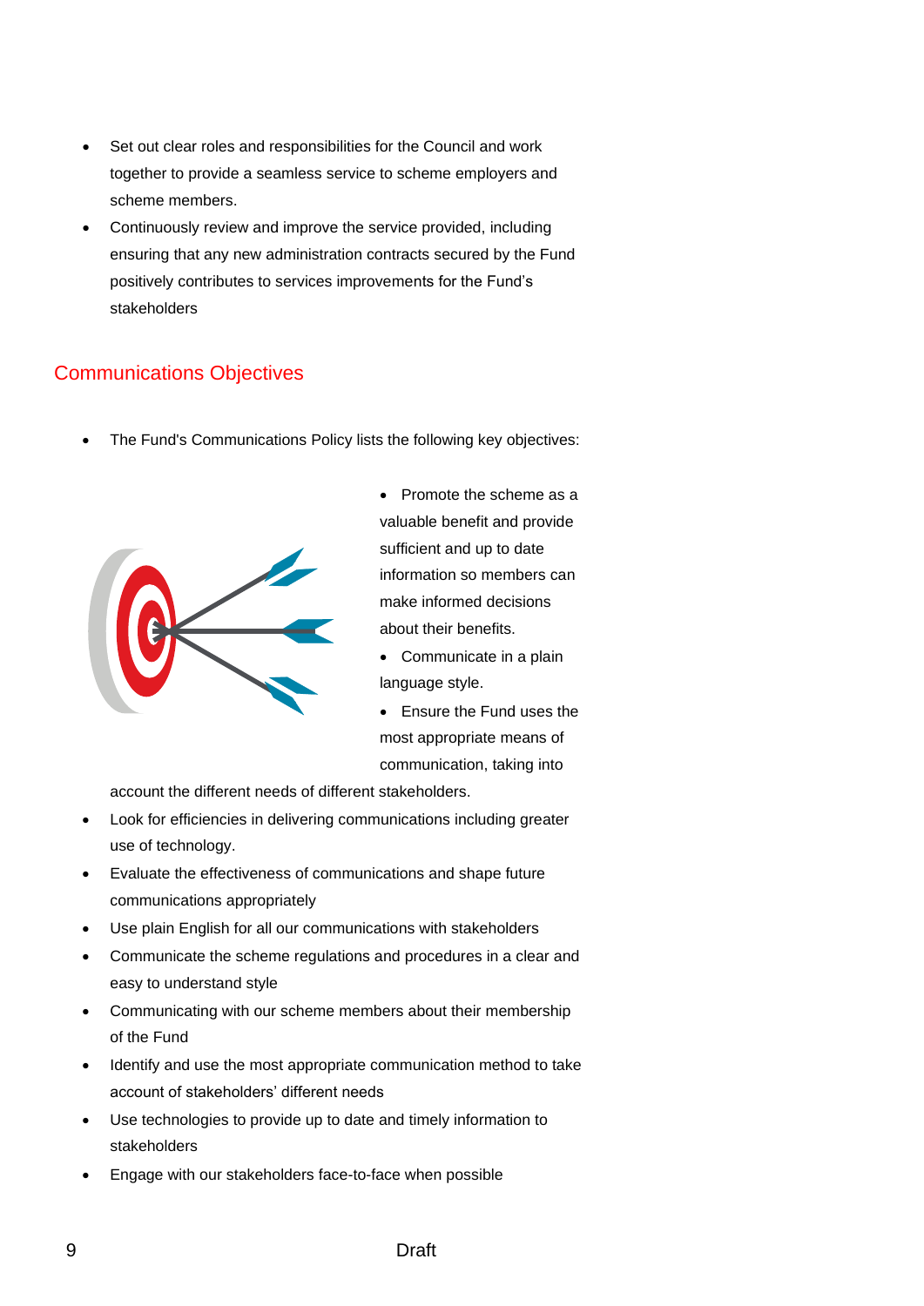- Set out clear roles and responsibilities for the Council and work together to provide a seamless service to scheme employers and scheme members.
- Continuously review and improve the service provided, including ensuring that any new administration contracts secured by the Fund positively contributes to services improvements for the Fund's stakeholders

## Communications Objectives

- The Fund's Communications Policy lists the following key objectives:
  - Promote the scheme as a valuable benefit and provide sufficient and up to date information so members can make informed decisions about their benefits.
  - Communicate in a plain language style.
  - Ensure the Fund uses the most appropriate means of communication, taking into account the different needs of different stakeholders.
- Look for efficiencies in delivering communications including greater use of technology.
- Evaluate the effectiveness of communications and shape future communications appropriately
- Use plain English for all our communications with stakeholders
- Communicate the scheme regulations and procedures in a clear and easy to understand style
- Communicating with our scheme members about their membership of the Fund
- Identify and use the most appropriate communication method to take account of stakeholders' different needs
- Use technologies to provide up to date and timely information to stakeholders
- Engage with our stakeholders face-to-face when possible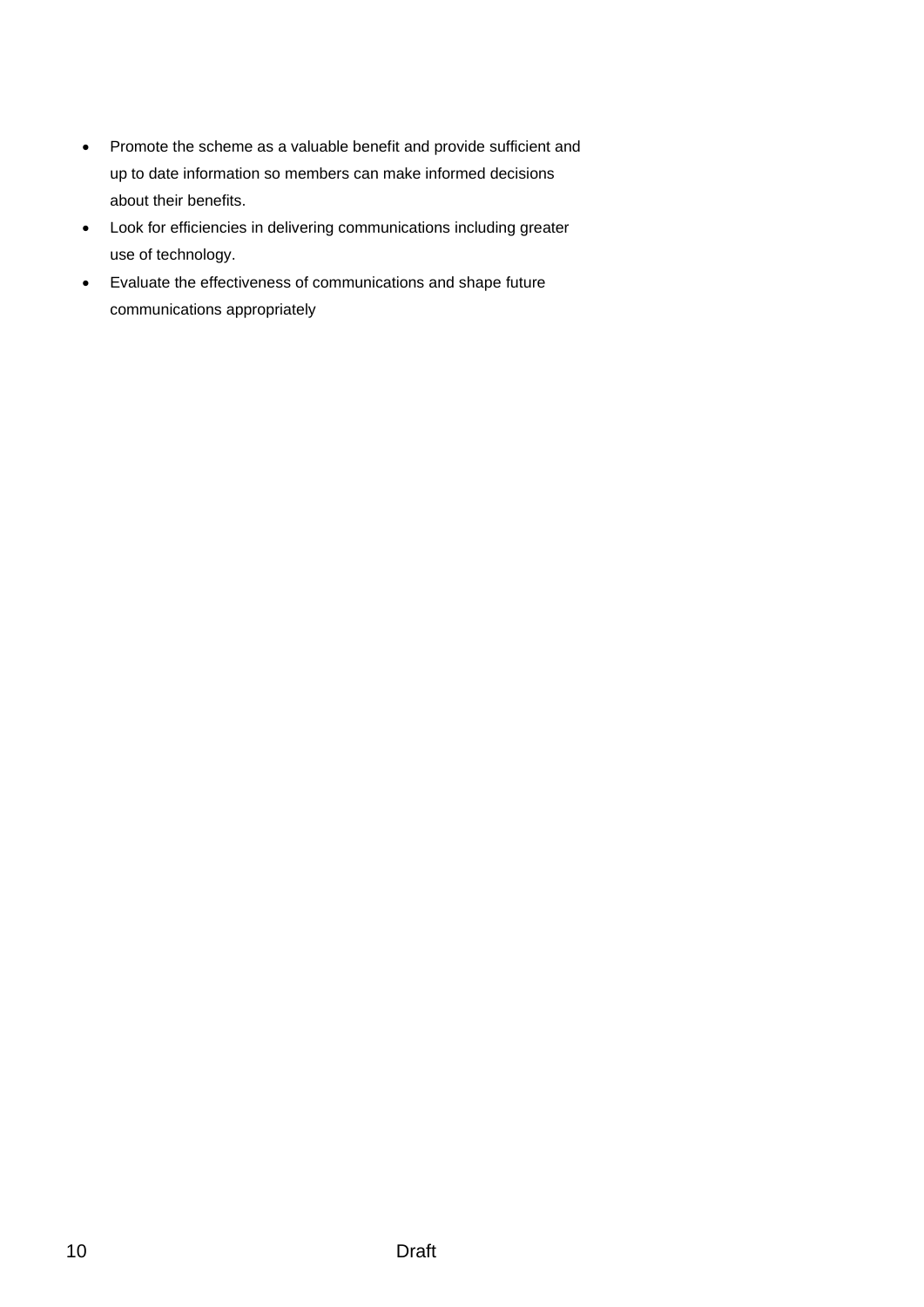- Promote the scheme as a valuable benefit and provide sufficient and up to date information so members can make informed decisions about their benefits.
- Look for efficiencies in delivering communications including greater use of technology.
- Evaluate the effectiveness of communications and shape future communications appropriately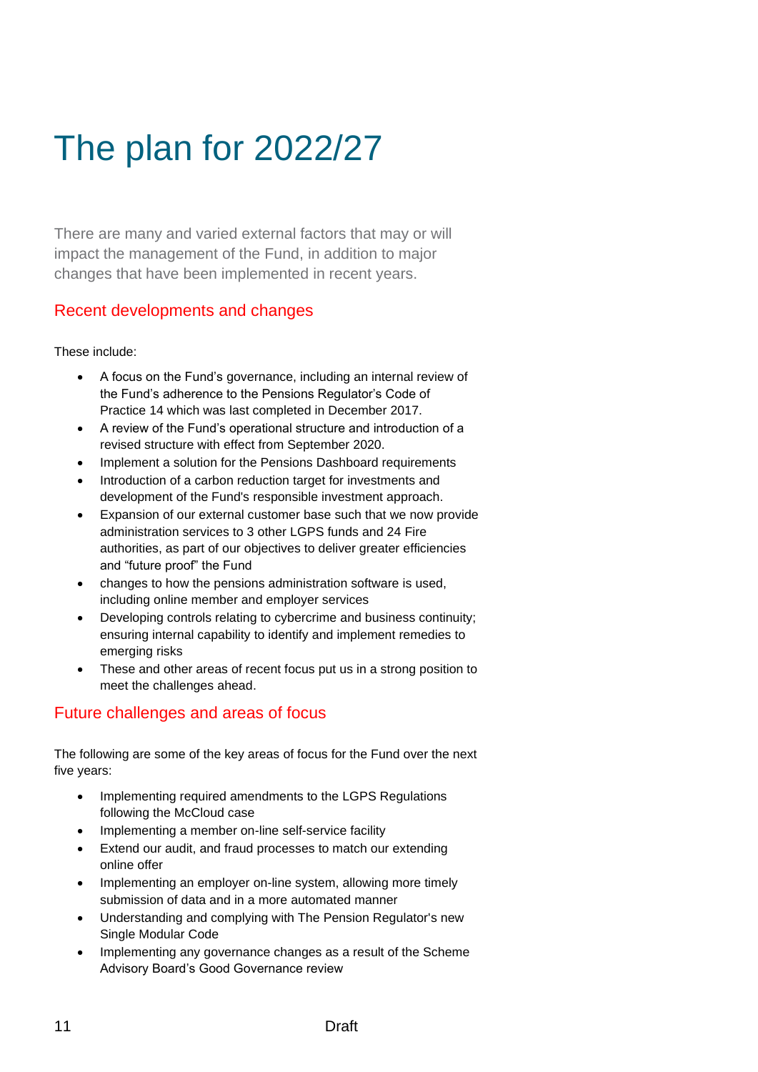# The plan for 2022/27

There are many and varied external factors that may or will impact the management of the Fund, in addition to major changes that have been implemented in recent years.

## Recent developments and changes

These include:

- A focus on the Fund's governance, including an internal review of the Fund's adherence to the Pensions Regulator's Code of Practice 14 which was last completed in December 2017.
- A review of the Fund's operational structure and introduction of a revised structure with effect from September 2020.
- Implement a solution for the Pensions Dashboard requirements
- Introduction of a carbon reduction target for investments and development of the Fund's responsible investment approach.
- Expansion of our external customer base such that we now provide administration services to 3 other LGPS funds and 24 Fire authorities, as part of our objectives to deliver greater efficiencies and "future proof" the Fund
- changes to how the pensions administration software is used, including online member and employer services
- Developing controls relating to cybercrime and business continuity; ensuring internal capability to identify and implement remedies to emerging risks
- These and other areas of recent focus put us in a strong position to meet the challenges ahead.

## Future challenges and areas of focus

The following are some of the key areas of focus for the Fund over the next five years:

- Implementing required amendments to the LGPS Regulations following the McCloud case
- Implementing a member on-line self-service facility
- Extend our audit, and fraud processes to match our extending online offer
- Implementing an employer on-line system, allowing more timely submission of data and in a more automated manner
- Understanding and complying with The Pension Regulator's new Single Modular Code
- Implementing any governance changes as a result of the Scheme Advisory Board's Good Governance review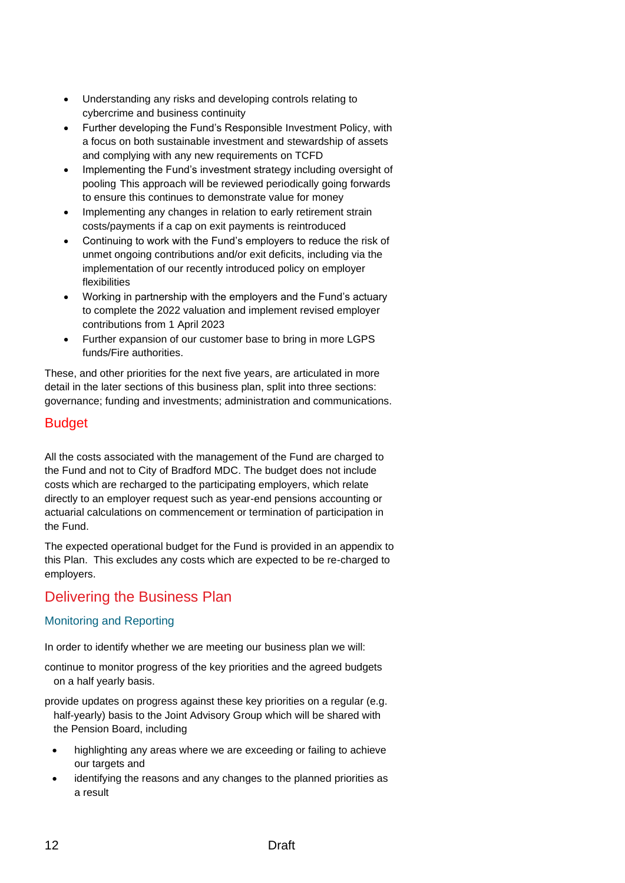- Understanding any risks and developing controls relating to cybercrime and business continuity
- Further developing the Fund's Responsible Investment Policy, with a focus on both sustainable investment and stewardship of assets and complying with any new requirements on TCFD
- Implementing the Fund's investment strategy including oversight of pooling This approach will be reviewed periodically going forwards to ensure this continues to demonstrate value for money
- Implementing any changes in relation to early retirement strain costs/payments if a cap on exit payments is reintroduced
- Continuing to work with the Fund's employers to reduce the risk of unmet ongoing contributions and/or exit deficits, including via the implementation of our recently introduced policy on employer flexibilities
- Working in partnership with the employers and the Fund's actuary to complete the 2022 valuation and implement revised employer contributions from 1 April 2023
- Further expansion of our customer base to bring in more LGPS funds/Fire authorities.

These, and other priorities for the next five years, are articulated in more detail in the later sections of this business plan, split into three sections: governance; funding and investments; administration and communications.

## Budget

All the costs associated with the management of the Fund are charged to the Fund and not to City of Bradford MDC. The budget does not include costs which are recharged to the participating employers, which relate directly to an employer request such as year-end pensions accounting or actuarial calculations on commencement or termination of participation in the Fund.

The expected operational budget for the Fund is provided in an appendix to this Plan. This excludes any costs which are expected to be re-charged to employers.

## Delivering the Business Plan

### Monitoring and Reporting

In order to identify whether we are meeting our business plan we will:

continue to monitor progress of the key priorities and the agreed budgets on a half yearly basis.

provide updates on progress against these key priorities on a regular (e.g. half-yearly) basis to the Joint Advisory Group which will be shared with the Pension Board, including

- highlighting any areas where we are exceeding or failing to achieve our targets and
- identifying the reasons and any changes to the planned priorities as a result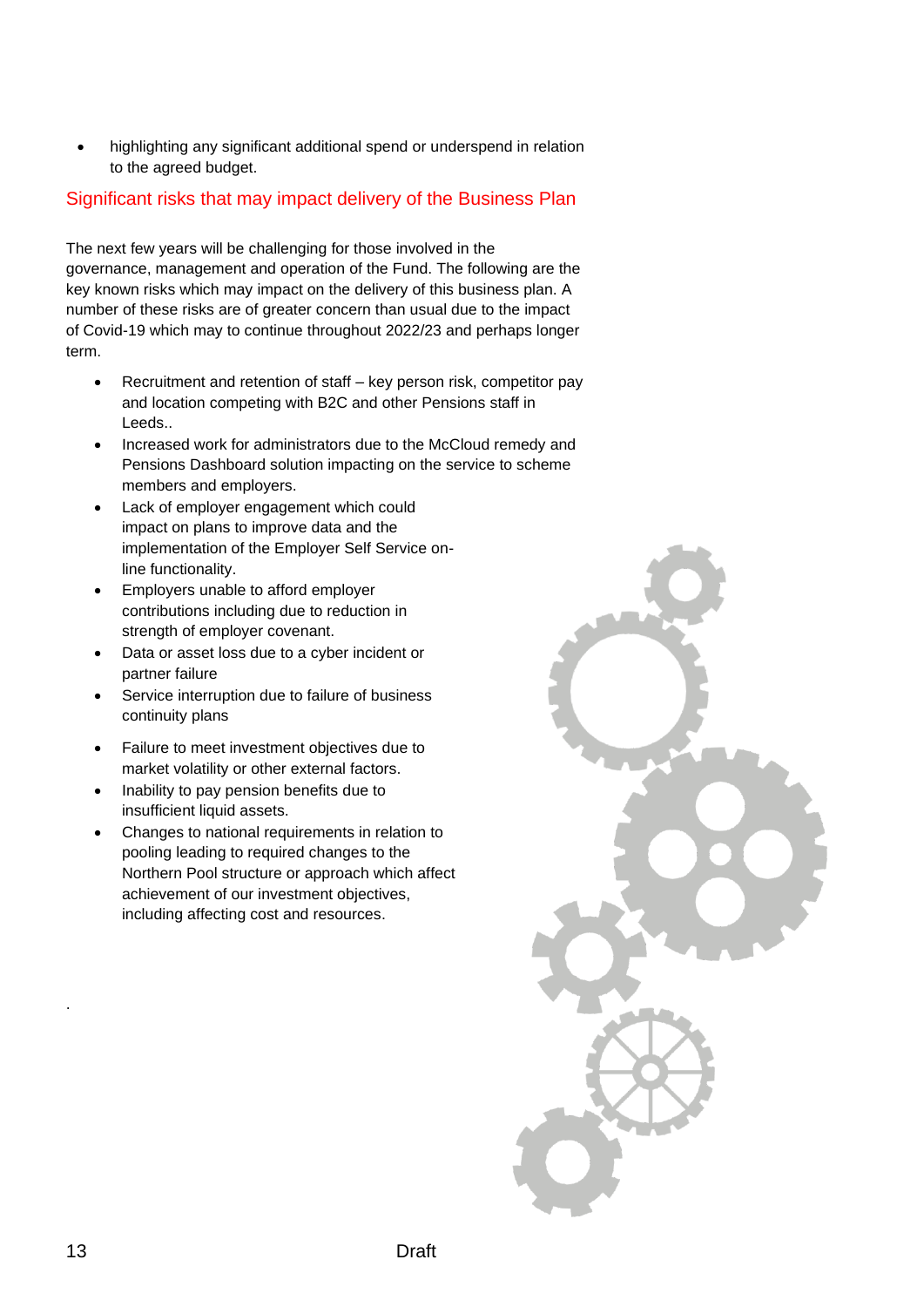- highlighting any significant additional spend or underspend in relation to the agreed budget.

## Significant risks that may impact delivery of the Business Plan

The next few years will be challenging for those involved in the governance, management and operation of the Fund. The following are the key known risks which may impact on the delivery of this business plan. A number of these risks are of greater concern than usual due to the impact of Covid-19 which may to continue throughout 2022/23 and perhaps longer term.

- Recruitment and retention of staff – key person risk, competitor pay and location competing with B2C and other Pensions staff in Leeds..
- Increased work for administrators due to the McCloud remedy and Pensions Dashboard solution impacting on the service to scheme members and employers.
- Lack of employer engagement which could impact on plans to improve data and the implementation of the Employer Self Service on-line functionality.
- Employers unable to afford employer contributions including due to reduction in strength of employer covenant.
- Data or asset loss due to a cyber incident or partner failure
- Service interruption due to failure of business continuity plans
- Failure to meet investment objectives due to market volatility or other external factors.
- Inability to pay pension benefits due to insufficient liquid assets.
- Changes to national requirements in relation to pooling leading to required changes to the Northern Pool structure or approach which affect achievement of our investment objectives, including affecting cost and resources.

.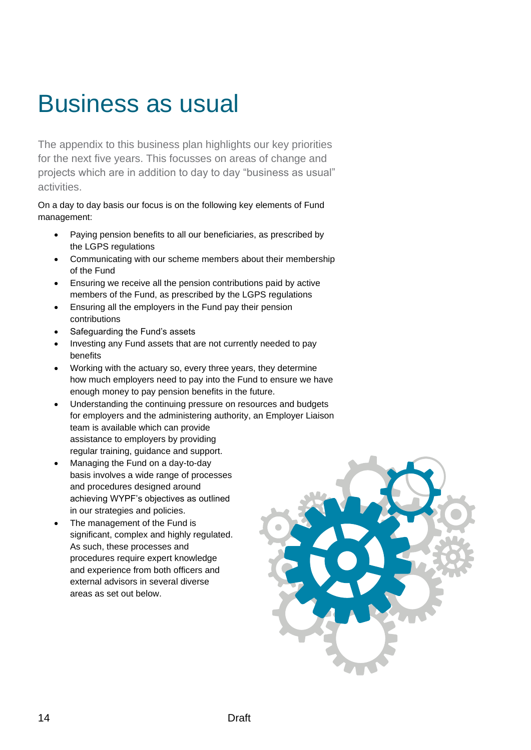# Business as usual

The appendix to this business plan highlights our key priorities for the next five years. This focusses on areas of change and projects which are in addition to day to day "business as usual" activities.

On a day to day basis our focus is on the following key elements of Fund management:

- Paying pension benefits to all our beneficiaries, as prescribed by the LGPS regulations
- Communicating with our scheme members about their membership of the Fund
- Ensuring we receive all the pension contributions paid by active members of the Fund, as prescribed by the LGPS regulations
- Ensuring all the employers in the Fund pay their pension contributions
- Safeguarding the Fund's assets
- Investing any Fund assets that are not currently needed to pay benefits
- Working with the actuary so, every three years, they determine how much employers need to pay into the Fund to ensure we have enough money to pay pension benefits in the future.
- Understanding the continuing pressure on resources and budgets for employers and the administering authority, an Employer Liaison team is available which can provide assistance to employers by providing regular training, guidance and support.
- Managing the Fund on a day-to-day basis involves a wide range of processes and procedures designed around achieving WYPF's objectives as outlined in our strategies and policies.
- The management of the Fund is significant, complex and highly regulated. As such, these processes and procedures require expert knowledge and experience from both officers and external advisors in several diverse areas as set out below.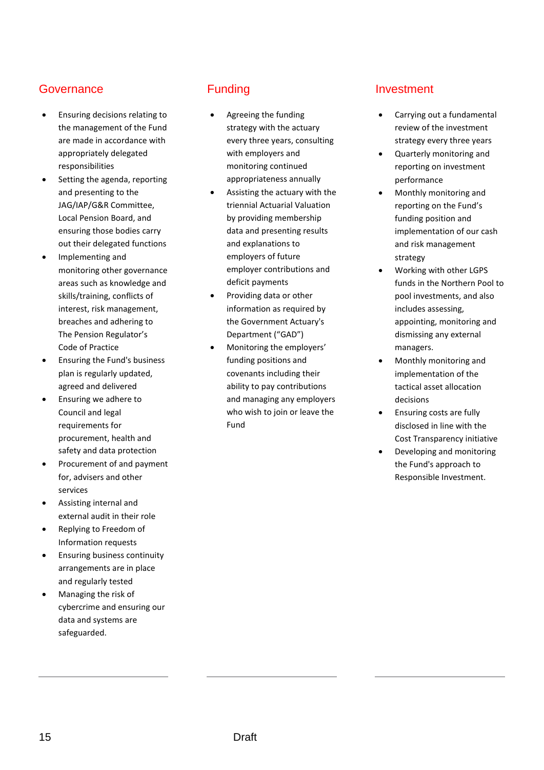## Governance

- Ensuring decisions relating to the management of the Fund are made in accordance with appropriately delegated responsibilities
- Setting the agenda, reporting and presenting to the JAG/IAP/G&R Committee, Local Pension Board, and ensuring those bodies carry out their delegated functions
- Implementing and monitoring other governance areas such as knowledge and skills/training, conflicts of interest, risk management, breaches and adhering to The Pension Regulator's Code of Practice
- Ensuring the Fund's business plan is regularly updated, agreed and delivered
- Ensuring we adhere to Council and legal requirements for procurement, health and safety and data protection
- Procurement of and payment for, advisers and other services
- Assisting internal and external audit in their role
- Replying to Freedom of Information requests
- Ensuring business continuity arrangements are in place and regularly tested
- Managing the risk of cybercrime and ensuring our data and systems are safeguarded.

## Funding

- Agreeing the funding strategy with the actuary every three years, consulting with employers and monitoring continued appropriateness annually
- Assisting the actuary with the triennial Actuarial Valuation by providing membership data and presenting results and explanations to employers of future employer contributions and deficit payments
- Providing data or other information as required by the Government Actuary's Department ("GAD")
- Monitoring the employers' funding positions and covenants including their ability to pay contributions and managing any employers who wish to join or leave the Fund

## Investment

- Carrying out a fundamental review of the investment strategy every three years
- Quarterly monitoring and reporting on investment performance
- Monthly monitoring and reporting on the Fund's funding position and implementation of our cash and risk management strategy
- Working with other LGPS funds in the Northern Pool to pool investments, and also includes assessing, appointing, monitoring and dismissing any external managers.
- Monthly monitoring and implementation of the tactical asset allocation decisions
- Ensuring costs are fully disclosed in line with the Cost Transparency initiative
- Developing and monitoring the Fund's approach to Responsible Investment.

Draft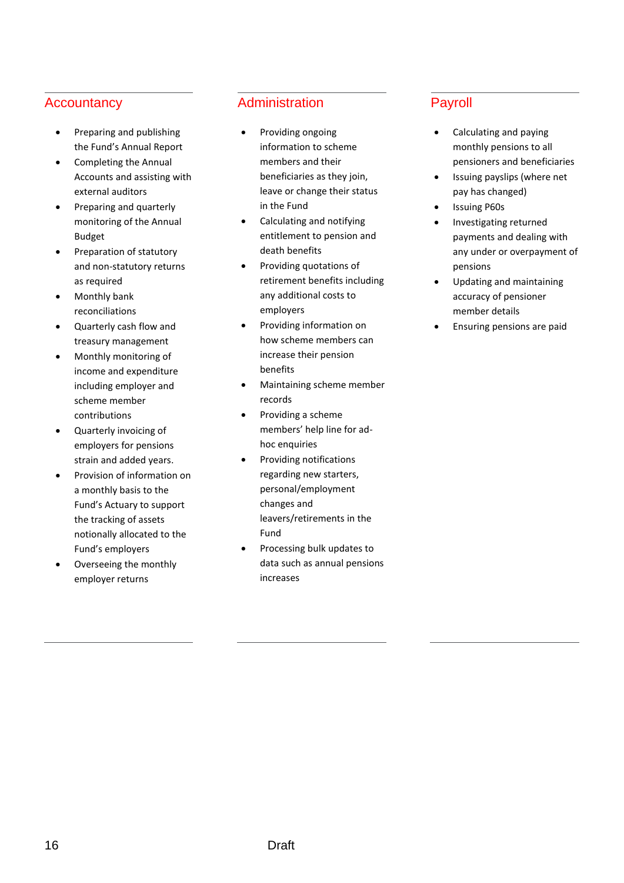## Accountancy

- Preparing and publishing the Fund's Annual Report
- Completing the Annual Accounts and assisting with external auditors
- Preparing and quarterly monitoring of the Annual Budget
- Preparation of statutory and non-statutory returns as required
- Monthly bank reconciliations
- Quarterly cash flow and treasury management
- Monthly monitoring of income and expenditure including employer and scheme member contributions
- Quarterly invoicing of employers for pensions strain and added years.
- Provision of information on a monthly basis to the Fund's Actuary to support the tracking of assets notionally allocated to the Fund's employers
- Overseeing the monthly employer returns

## Administration

- Providing ongoing information to scheme members and their beneficiaries as they join, leave or change their status in the Fund
- Calculating and notifying entitlement to pension and death benefits
- Providing quotations of retirement benefits including any additional costs to employers
- Providing information on how scheme members can increase their pension benefits
- Maintaining scheme member records
- Providing a scheme members' help line for ad-hoc enquiries
- Providing notifications regarding new starters, personal/employment changes and leavers/retirements in the Fund
- Processing bulk updates to data such as annual pensions increases

## Payroll

- Calculating and paying monthly pensions to all pensioners and beneficiaries
- Issuing payslips (where net pay has changed)
- Issuing P60s
- Investigating returned payments and dealing with any under or overpayment of pensions
- Updating and maintaining accuracy of pensioner member details
- Ensuring pensions are paid

Draft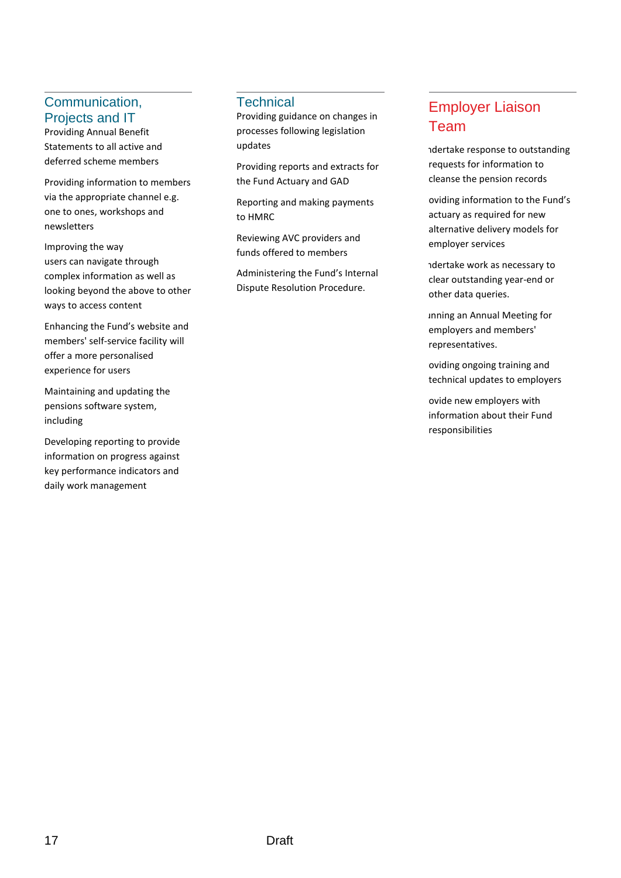## Communication, Projects and IT

Providing Annual Benefit Statements to all active and deferred scheme members

Providing information to members via the appropriate channel e.g. one to ones, workshops and newsletters

Improving the way users can navigate through complex information as well as looking beyond the above to other ways to access content

Enhancing the Fund's website and members' self-service facility will offer a more personalised experience for users

Maintaining and updating the pensions software system, including

Developing reporting to provide information on progress against key performance indicators and daily work management

## Technical

Providing guidance on changes in processes following legislation updates

Providing reports and extracts for the Fund Actuary and GAD

Reporting and making payments to HMRC

Reviewing AVC providers and funds offered to members

Administering the Fund's Internal Dispute Resolution Procedure.

## Employer Liaison Team

ndertake response to outstanding requests for information to cleanse the pension records

oviding information to the Fund's actuary as required for new alternative delivery models for employer services

ndertake work as necessary to clear outstanding year-end or other data queries.

unning an Annual Meeting for employers and members' representatives.

oviding ongoing training and technical updates to employers

ovide new employers with information about their Fund responsibilities

Draft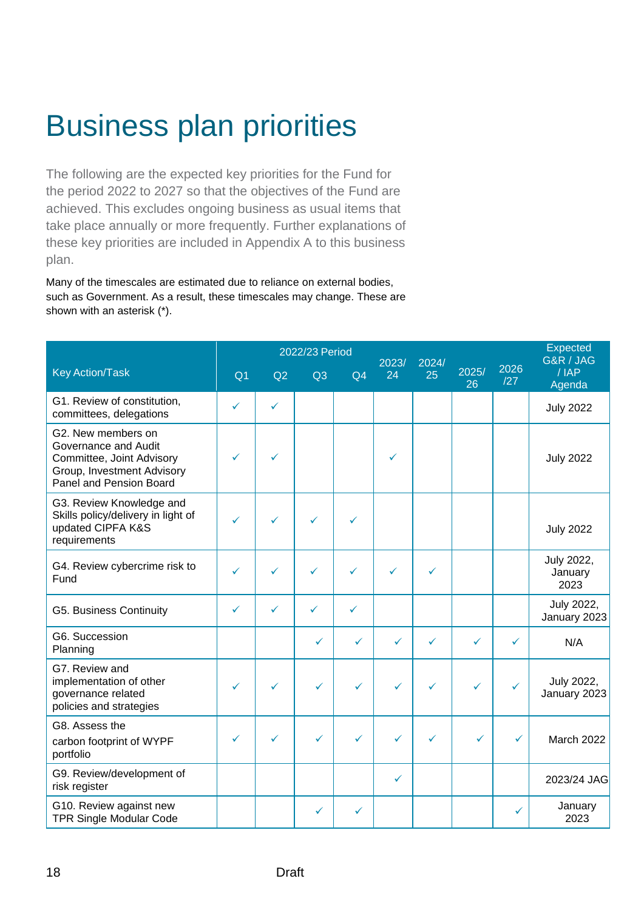# Business plan priorities

The following are the expected key priorities for the Fund for the period 2022 to 2027 so that the objectives of the Fund are achieved. This excludes ongoing business as usual items that take place annually or more frequently. Further explanations of these key priorities are included in Appendix A to this business plan.

Many of the timescales are estimated due to reliance on external bodies, such as Government. As a result, these timescales may change. These are shown with an asterisk (*).

| Key Action/Task | 2022/23 Period | | | | 2023/24 | 2024/25 | 2025/26 | 2026/27 | Expected G&R / JAG / IAP Agenda |
|---|---|---|---|---|---|---|---|---|---|
| | Q1 | Q2 | Q3 | Q4 | | | | | |
| G1. Review of constitution, committees, delegations | ✓ | ✓ | | | | | | | July 2022 |
| G2. New members on Governance and Audit Committee, Joint Advisory Group, Investment Advisory Panel and Pension Board | ✓ | ✓ | | | ✓ | | | | July 2022 |
| G3. Review Knowledge and Skills policy/delivery in light of updated CIPFA K&S requirements | ✓ | ✓ | ✓ | ✓ | | | | | July 2022 |
| G4. Review cybercrime risk to Fund | ✓ | ✓ | ✓ | ✓ | ✓ | ✓ | | | July 2022, January 2023 |
| G5. Business Continuity | ✓ | ✓ | ✓ | ✓ | | | | | July 2022, January 2023 |
| G6. Succession Planning | | | ✓ | ✓ | ✓ | ✓ | ✓ | ✓ | N/A |
| G7. Review and implementation of other governance related policies and strategies | ✓ | ✓ | ✓ | ✓ | ✓ | ✓ | ✓ | ✓ | July 2022, January 2023 |
| G8. Assess the carbon footprint of WYPF portfolio | ✓ | ✓ | ✓ | ✓ | ✓ | ✓ | ✓ | ✓ | March 2022 |
| G9. Review/development of risk register | | | | | ✓ | | | | 2023/24 JAG |
| G10. Review against new TPR Single Modular Code | | | ✓ | ✓ | | | | ✓ | January 2023 |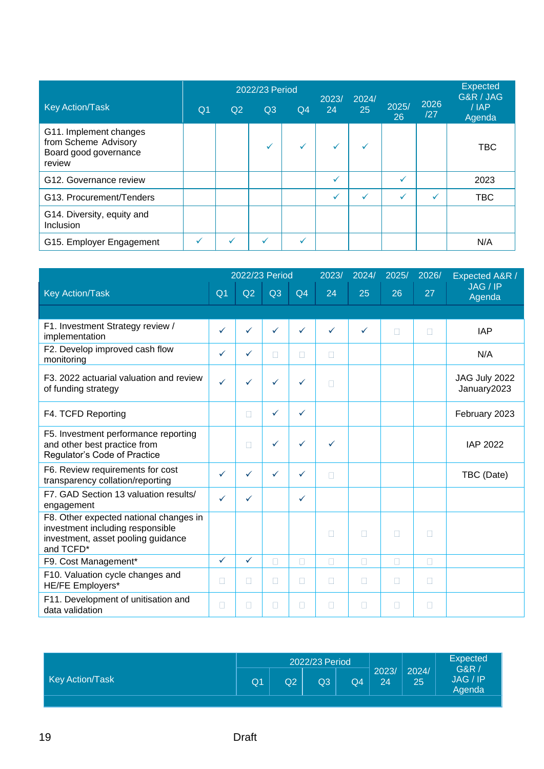| Key Action/Task | 2022/23 Period | | | | 2023/ 24 | 2024/ 25 | 2025/ 26 | 2026 /27 | Expected G&R / JAG / IAP Agenda |
|---|---|---|---|---|---|---|---|---|---|
| | Q1 | Q2 | Q3 | Q4 | | | | | |
| G11. Implement changes from Scheme Advisory Board good governance review | | | ✓ | ✓ | ✓ | ✓ | | | TBC |
| G12. Governance review | | | | | ✓ | | ✓ | | 2023 |
| G13. Procurement/Tenders | | | | | ✓ | ✓ | ✓ | ✓ | TBC |
| G14. Diversity, equity and Inclusion | | | | | | | | | |
| G15. Employer Engagement | ✓ | ✓ | ✓ | ✓ | | | | | N/A |

| Key Action/Task | 2022/23 Period | | | | 2023/ 24 | 2024/ 25 | 2025/ 26 | 2026/ 27 | Expected A&R / JAG / IP Agenda |
|---|---|---|---|---|---|---|---|---|---|
| | Q1 | Q2 | Q3 | Q4 | | | | | |
| F1. Investment Strategy review / implementation | ✓ | ✓ | ✓ | ✓ | ✓ | ✓ | ☐ | ☐ | IAP |
| F2. Develop improved cash flow monitoring | ✓ | ✓ | ☐ | ☐ | ☐ | | | | N/A |
| F3. 2022 actuarial valuation and review of funding strategy | ✓ | ✓ | ✓ | ✓ | ☐ | | | | JAG July 2022 January2023 |
| F4. TCFD Reporting | | ☐ | ✓ | ✓ | | | | | February 2023 |
| F5. Investment performance reporting and other best practice from Regulator's Code of Practice | | ☐ | ✓ | ✓ | ✓ | | | | IAP 2022 |
| F6. Review requirements for cost transparency collation/reporting | ✓ | ✓ | ✓ | ✓ | ☐ | | | | TBC (Date) |
| F7. GAD Section 13 valuation results/ engagement | ✓ | ✓ | | ✓ | | | | | |
| F8. Other expected national changes in investment including responsible investment, asset pooling guidance and TCFD* | | | | | ☐ | ☐ | ☐ | ☐ | |
| F9. Cost Management* | ✓ | ✓ | ☐ | ☐ | ☐ | ☐ | ☐ | ☐ | |
| F10. Valuation cycle changes and HE/FE Employers* | ☐ | ☐ | ☐ | ☐ | ☐ | ☐ | ☐ | ☐ | |
| F11. Development of unitisation and data validation | ☐ | ☐ | ☐ | ☐ | ☐ | ☐ | ☐ | ☐ | |

| Key Action/Task | 2022/23 Period | | | | 2023/ 24 | 2024/ 25 | Expected G&R / JAG / IP Agenda |
|---|---|---|---|---|---|---|---|
| | Q1 | Q2 | Q3 | Q4 | | | |

Draft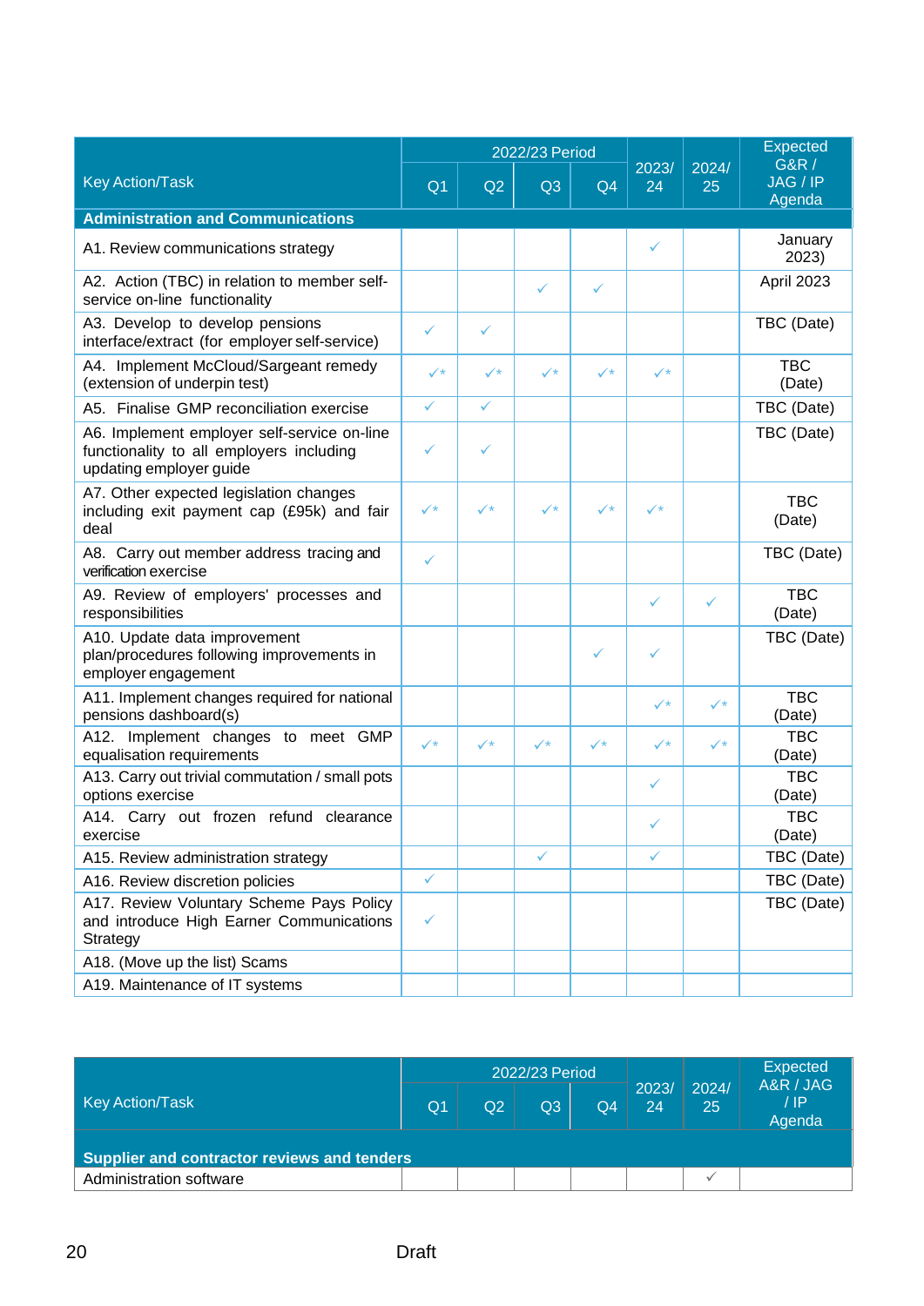| Key Action/Task | 2022/23 Period | | | | 2023/ 24 | 2024/ 25 | Expected G&R / JAG / IP Agenda |
|---|---|---|---|---|---|---|---|
| | Q1 | Q2 | Q3 | Q4 | | | |
| **Administration and Communications** | | | | | | | |
| A1. Review communications strategy | | | | | ✓ | | January 2023) |
| A2. Action (TBC) in relation to member self-service on-line functionality | | | ✓ | ✓ | | | April 2023 |
| A3. Develop to develop pensions interface/extract (for employer self-service) | ✓ | ✓ | | | | | TBC (Date) |
| A4. Implement McCloud/Sargeant remedy (extension of underpin test) | ✓* | ✓* | ✓* | ✓* | ✓* | | TBC (Date) |
| A5. Finalise GMP reconciliation exercise | ✓ | ✓ | | | | | TBC (Date) |
| A6. Implement employer self-service on-line functionality to all employers including updating employer guide | ✓ | ✓ | | | | | TBC (Date) |
| A7. Other expected legislation changes including exit payment cap (£95k) and fair deal | ✓* | ✓* | ✓* | ✓* | ✓* | | TBC (Date) |
| A8. Carry out member address tracing and verification exercise | ✓ | | | | | | TBC (Date) |
| A9. Review of employers' processes and responsibilities | | | | | ✓ | ✓ | TBC (Date) |
| A10. Update data improvement plan/procedures following improvements in employer engagement | | | | ✓ | ✓ | | TBC (Date) |
| A11. Implement changes required for national pensions dashboard(s) | | | | | ✓* | ✓* | TBC (Date) |
| A12. Implement changes to meet GMP equalisation requirements | ✓* | ✓* | ✓* | ✓* | ✓* | ✓* | TBC (Date) |
| A13. Carry out trivial commutation / small pots options exercise | | | | | ✓ | | TBC (Date) |
| A14. Carry out frozen refund clearance exercise | | | | | ✓ | | TBC (Date) |
| A15. Review administration strategy | | | ✓ | | ✓ | | TBC (Date) |
| A16. Review discretion policies | ✓ | | | | | | TBC (Date) |
| A17. Review Voluntary Scheme Pays Policy and introduce High Earner Communications Strategy | ✓ | | | | | | TBC (Date) |
| A18. (Move up the list) Scams | | | | | | | |
| A19. Maintenance of IT systems | | | | | | | |

| Key Action/Task | 2022/23 Period | | | | 2023/ 24 | 2024/ 25 | Expected A&R / JAG / IP Agenda |
|---|---|---|---|---|---|---|---|
| | Q1 | Q2 | Q3 | Q4 | | | |
| **Supplier and contractor reviews and tenders** | | | | | | | |
| Administration software | | | | | | ✓ | |

Draft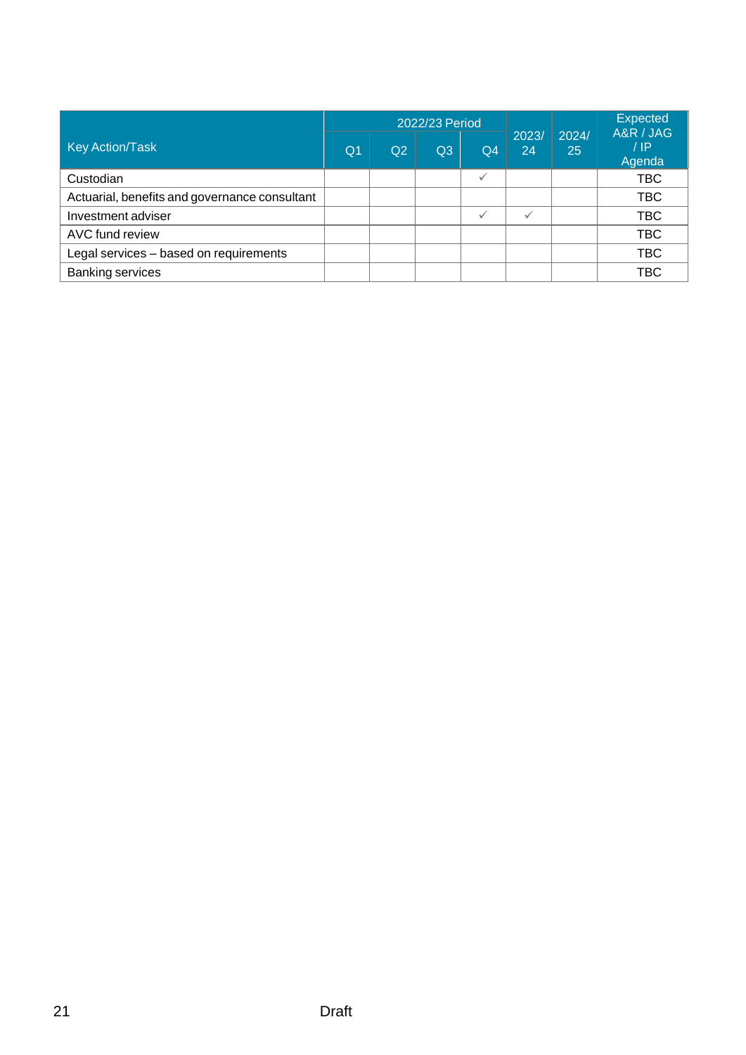| Key Action/Task | 2022/23 Period | | | | 2023/ 24 | 2024/ 25 | Expected A&R / JAG / IP Agenda |
|---|---|---|---|---|---|---|---|
| | Q1 | Q2 | Q3 | Q4 | | | |
| Custodian | | | | ✓ | | | TBC |
| Actuarial, benefits and governance consultant | | | | | | | TBC |
| Investment adviser | | | | ✓ | ✓ | | TBC |
| AVC fund review | | | | | | | TBC |
| Legal services – based on requirements | | | | | | | TBC |
| Banking services | | | | | | | TBC |

Draft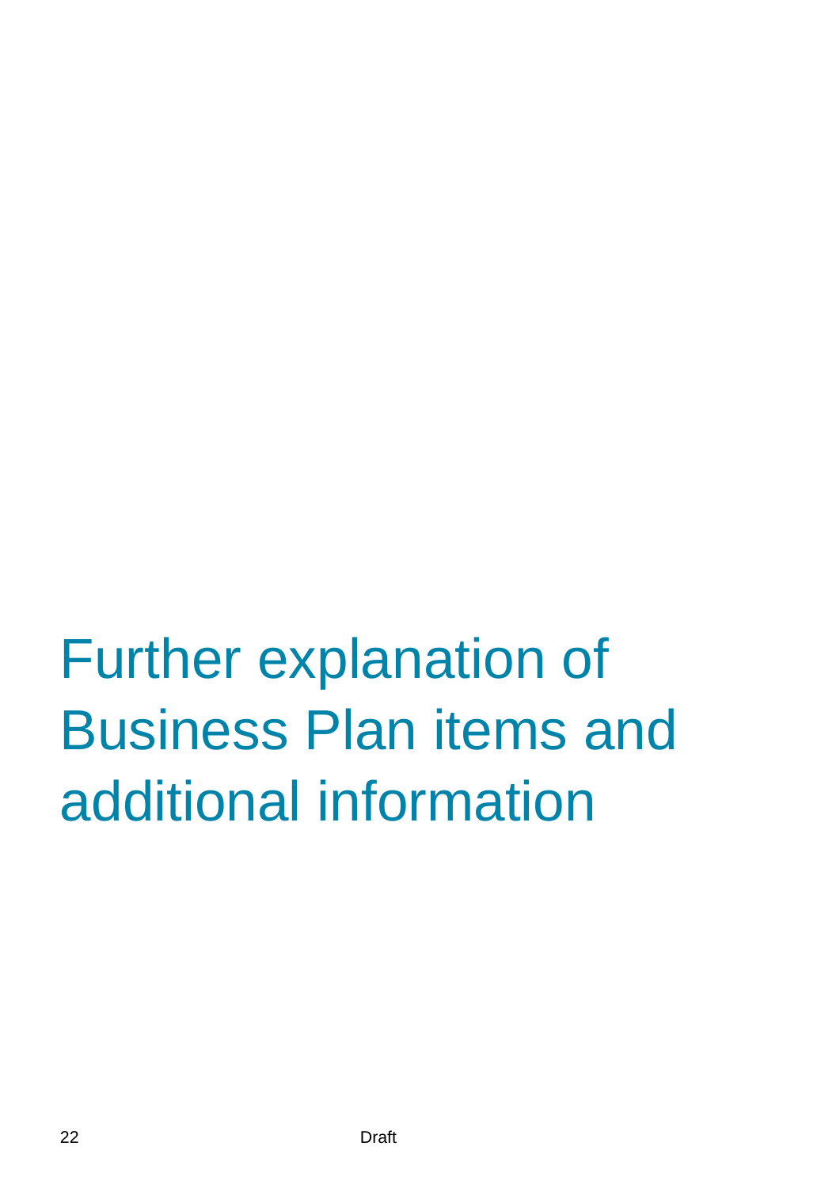# Further explanation of Business Plan items and additional information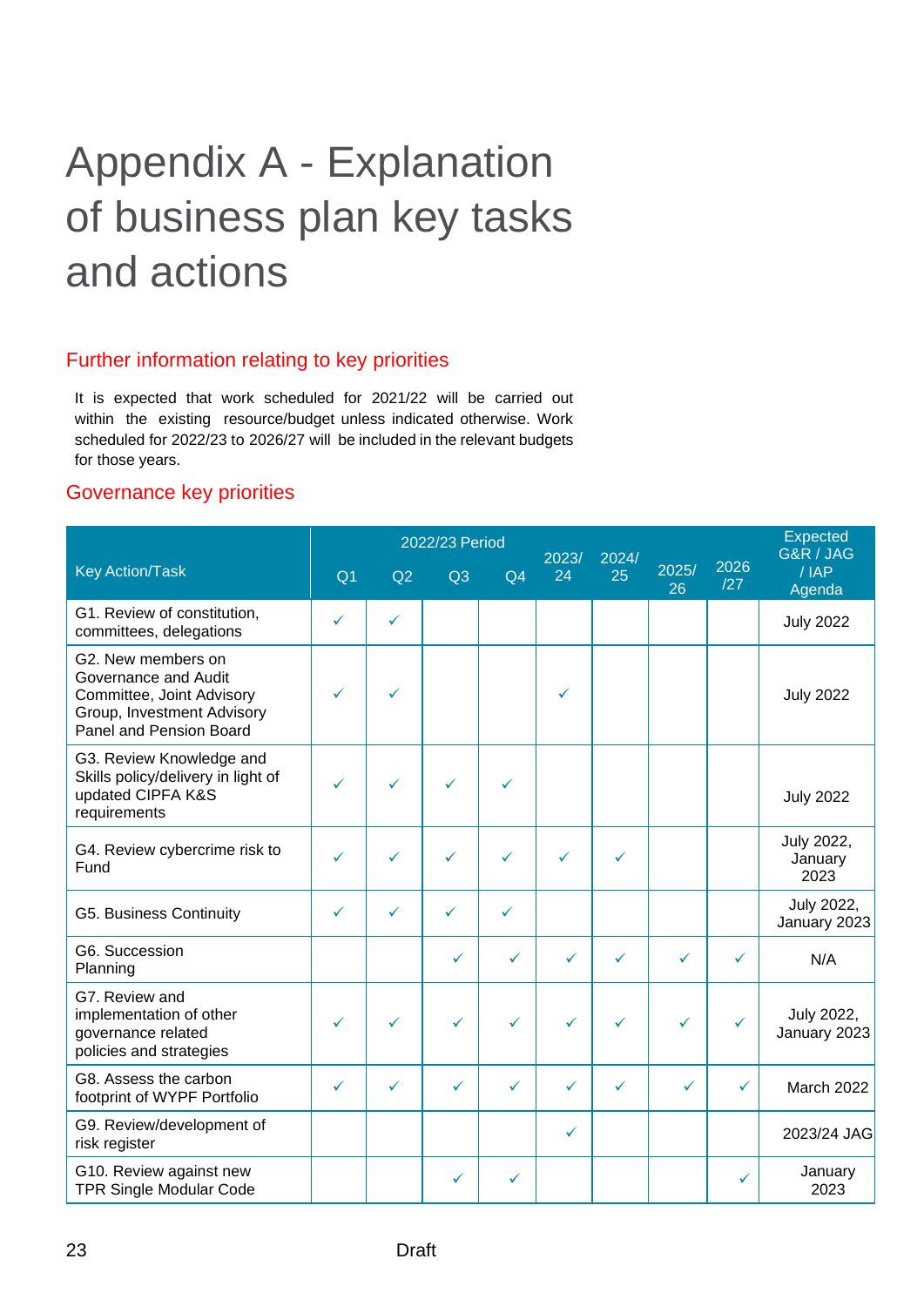# Appendix A - Explanation of business plan key tasks and actions

## Further information relating to key priorities

It is expected that work scheduled for 2021/22 will be carried out within the existing resource/budget unless indicated otherwise. Work scheduled for 2022/23 to 2026/27 will be included in the relevant budgets for those years.

## Governance key priorities

| Key Action/Task | 2022/23 Period | | | | 2023/24 | 2024/25 | 2025/26 | 2026/27 | Expected G&R / JAG / IAP Agenda |
|---|---|---|---|---|---|---|---|---|---|
| | Q1 | Q2 | Q3 | Q4 | | | | | |
| G1. Review of constitution, committees, delegations | ✓ | ✓ | | | | | | | July 2022 |
| G2. New members on Governance and Audit Committee, Joint Advisory Group, Investment Advisory Panel and Pension Board | ✓ | ✓ | | | ✓ | | | | July 2022 |
| G3. Review Knowledge and Skills policy/delivery in light of updated CIPFA K&S requirements | ✓ | ✓ | ✓ | ✓ | | | | | July 2022 |
| G4. Review cybercrime risk to Fund | ✓ | ✓ | ✓ | ✓ | ✓ | ✓ | | | July 2022, January 2023 |
| G5. Business Continuity | ✓ | ✓ | ✓ | ✓ | | | | | July 2022, January 2023 |
| G6. Succession Planning | | | ✓ | ✓ | ✓ | ✓ | ✓ | ✓ | N/A |
| G7. Review and implementation of other governance related policies and strategies | ✓ | ✓ | ✓ | ✓ | ✓ | ✓ | ✓ | ✓ | July 2022, January 2023 |
| G8. Assess the carbon footprint of WYPF Portfolio | ✓ | ✓ | ✓ | ✓ | ✓ | ✓ | ✓ | ✓ | March 2022 |
| G9. Review/development of risk register | | | | | ✓ | | | | 2023/24 JAG |
| G10. Review against new TPR Single Modular Code | | | ✓ | ✓ | | | | ✓ | January 2023 |

Draft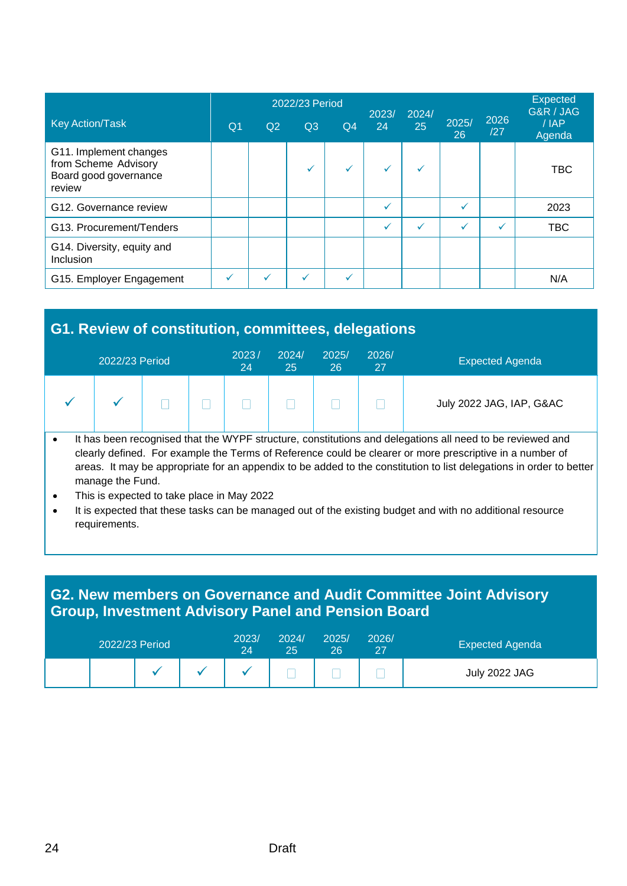| Key Action/Task | 2022/23 Period | | | | 2023/ 24 | 2024/ 25 | 2025/ 26 | 2026 /27 | Expected G&R / JAG / IAP Agenda |
|---|---|---|---|---|---|---|---|---|---|
| | Q1 | Q2 | Q3 | Q4 | | | | | |
| G11. Implement changes from Scheme Advisory Board good governance review | | | ✓ | ✓ | ✓ | ✓ | | | TBC |
| G12. Governance review | | | | | ✓ | | ✓ | | 2023 |
| G13. Procurement/Tenders | | | | | ✓ | ✓ | ✓ | ✓ | TBC |
| G14. Diversity, equity and Inclusion | | | | | | | | | |
| G15. Employer Engagement | ✓ | ✓ | ✓ | ✓ | | | | | N/A |

## G1. Review of constitution, committees, delegations

| 2022/23 Period | | | | 2023 / 24 | 2024/ 25 | 2025/ 26 | 2026/ 27 | Expected Agenda |
|---|---|---|---|---|---|---|---|---|
| ✓ | ✓ | ☐ | ☐ | ☐ | ☐ | ☐ | ☐ | July 2022 JAG, IAP, G&AC |

- It has been recognised that the WYPF structure, constitutions and delegations all need to be reviewed and clearly defined. For example the Terms of Reference could be clearer or more prescriptive in a number of areas. It may be appropriate for an appendix to be added to the constitution to list delegations in order to better manage the Fund.
- This is expected to take place in May 2022
- It is expected that these tasks can be managed out of the existing budget and with no additional resource requirements.

## G2. New members on Governance and Audit Committee Joint Advisory Group, Investment Advisory Panel and Pension Board

| 2022/23 Period | | | | 2023/ 24 | 2024/ 25 | 2025/ 26 | 2026/ 27 | Expected Agenda |
|---|---|---|---|---|---|---|---|---|
| | | ✓ | ✓ | ✓ | ☐ | ☐ | ☐ | July 2022 JAG |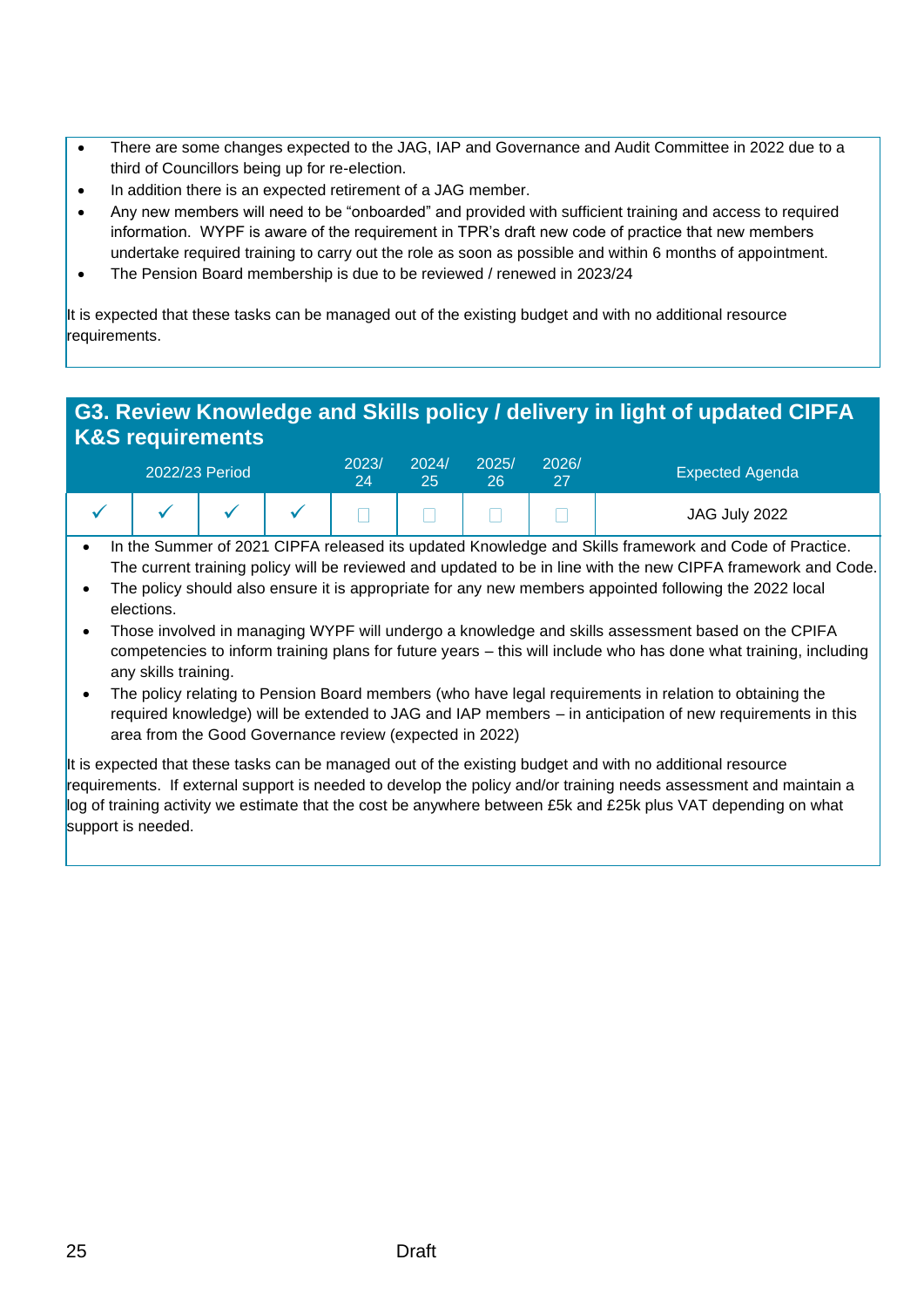- There are some changes expected to the JAG, IAP and Governance and Audit Committee in 2022 due to a third of Councillors being up for re-election.
- In addition there is an expected retirement of a JAG member.
- Any new members will need to be "onboarded" and provided with sufficient training and access to required information. WYPF is aware of the requirement in TPR's draft new code of practice that new members undertake required training to carry out the role as soon as possible and within 6 months of appointment.
- The Pension Board membership is due to be reviewed / renewed in 2023/24

It is expected that these tasks can be managed out of the existing budget and with no additional resource requirements.

## G3. Review Knowledge and Skills policy / delivery in light of updated CIPFA K&S requirements

| 2022/23 Period | | | | 2023/24 | 2024/25 | 2025/26 | 2026/27 | Expected Agenda |
|---|---|---|---|---|---|---|---|---|
| ✓ | ✓ | ✓ | ✓ | ☐ | ☐ | ☐ | ☐ | JAG July 2022 |

- In the Summer of 2021 CIPFA released its updated Knowledge and Skills framework and Code of Practice. The current training policy will be reviewed and updated to be in line with the new CIPFA framework and Code.
- The policy should also ensure it is appropriate for any new members appointed following the 2022 local elections.
- Those involved in managing WYPF will undergo a knowledge and skills assessment based on the CPIFA competencies to inform training plans for future years – this will include who has done what training, including any skills training.
- The policy relating to Pension Board members (who have legal requirements in relation to obtaining the required knowledge) will be extended to JAG and IAP members – in anticipation of new requirements in this area from the Good Governance review (expected in 2022)

It is expected that these tasks can be managed out of the existing budget and with no additional resource requirements. If external support is needed to develop the policy and/or training needs assessment and maintain a log of training activity we estimate that the cost be anywhere between £5k and £25k plus VAT depending on what support is needed.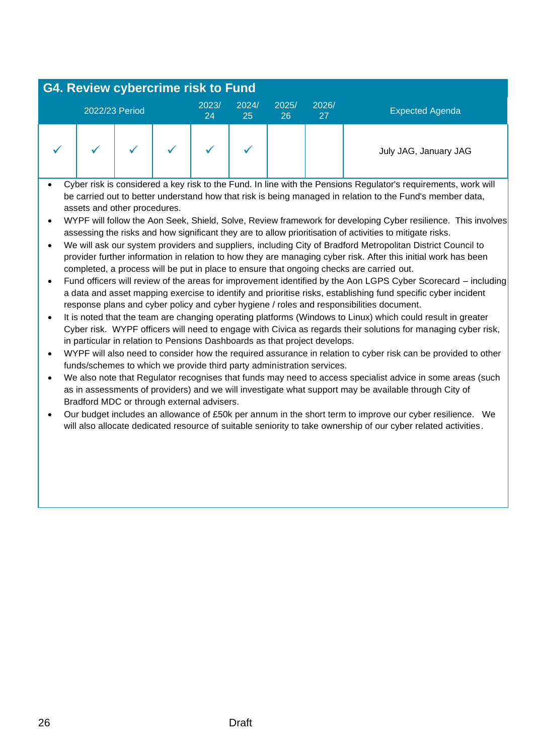## G4. Review cybercrime risk to Fund

| 2022/23 Period | | | | 2023/24 | 2024/25 | 2025/26 | 2026/27 | Expected Agenda |
|---|---|---|---|---|---|---|---|---|
| ✓ | ✓ | ✓ | ✓ | ✓ | ✓ | | | July JAG, January JAG |

- Cyber risk is considered a key risk to the Fund. In line with the Pensions Regulator's requirements, work will be carried out to better understand how that risk is being managed in relation to the Fund's member data, assets and other procedures.
- WYPF will follow the Aon Seek, Shield, Solve, Review framework for developing Cyber resilience. This involves assessing the risks and how significant they are to allow prioritisation of activities to mitigate risks.
- We will ask our system providers and suppliers, including City of Bradford Metropolitan District Council to provider further information in relation to how they are managing cyber risk. After this initial work has been completed, a process will be put in place to ensure that ongoing checks are carried out.
- Fund officers will review of the areas for improvement identified by the Aon LGPS Cyber Scorecard – including a data and asset mapping exercise to identify and prioritise risks, establishing fund specific cyber incident response plans and cyber policy and cyber hygiene / roles and responsibilities document.
- It is noted that the team are changing operating platforms (Windows to Linux) which could result in greater Cyber risk. WYPF officers will need to engage with Civica as regards their solutions for managing cyber risk, in particular in relation to Pensions Dashboards as that project develops.
- WYPF will also need to consider how the required assurance in relation to cyber risk can be provided to other funds/schemes to which we provide third party administration services.
- We also note that Regulator recognises that funds may need to access specialist advice in some areas (such as in assessments of providers) and we will investigate what support may be available through City of Bradford MDC or through external advisers.
- Our budget includes an allowance of £50k per annum in the short term to improve our cyber resilience. We will also allocate dedicated resource of suitable seniority to take ownership of our cyber related activities.

Draft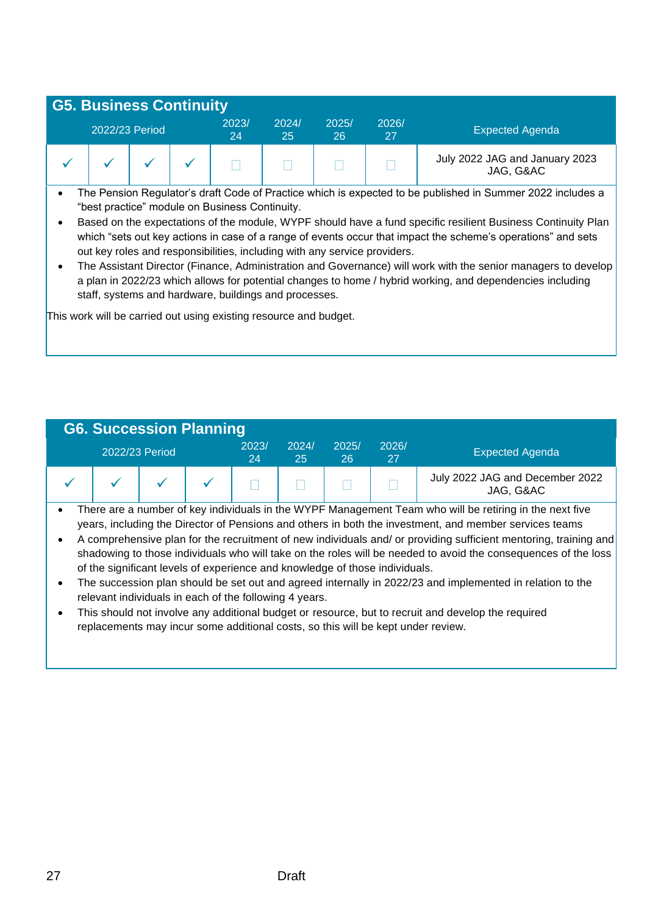## G5. Business Continuity

| 2022/23 Period | | | | 2023/24 | 2024/25 | 2025/26 | 2026/27 | Expected Agenda |
|---|---|---|---|---|---|---|---|---|
| ✓ | ✓ | ✓ | ✓ | ☐ | ☐ | ☐ | ☐ | July 2022 JAG and January 2023 JAG, G&AC |

- The Pension Regulator's draft Code of Practice which is expected to be published in Summer 2022 includes a "best practice" module on Business Continuity.
- Based on the expectations of the module, WYPF should have a fund specific resilient Business Continuity Plan which "sets out key actions in case of a range of events occur that impact the scheme's operations" and sets out key roles and responsibilities, including with any service providers.
- The Assistant Director (Finance, Administration and Governance) will work with the senior managers to develop a plan in 2022/23 which allows for potential changes to home / hybrid working, and dependencies including staff, systems and hardware, buildings and processes.

This work will be carried out using existing resource and budget.

## G6. Succession Planning

| 2022/23 Period | | | | 2023/24 | 2024/25 | 2025/26 | 2026/27 | Expected Agenda |
|---|---|---|---|---|---|---|---|---|
| ✓ | ✓ | ✓ | ✓ | ☐ | ☐ | ☐ | ☐ | July 2022 JAG and December 2022 JAG, G&AC |

- There are a number of key individuals in the WYPF Management Team who will be retiring in the next five years, including the Director of Pensions and others in both the investment, and member services teams
- A comprehensive plan for the recruitment of new individuals and/ or providing sufficient mentoring, training and shadowing to those individuals who will take on the roles will be needed to avoid the consequences of the loss of the significant levels of experience and knowledge of those individuals.
- The succession plan should be set out and agreed internally in 2022/23 and implemented in relation to the relevant individuals in each of the following 4 years.
- This should not involve any additional budget or resource, but to recruit and develop the required replacements may incur some additional costs, so this will be kept under review.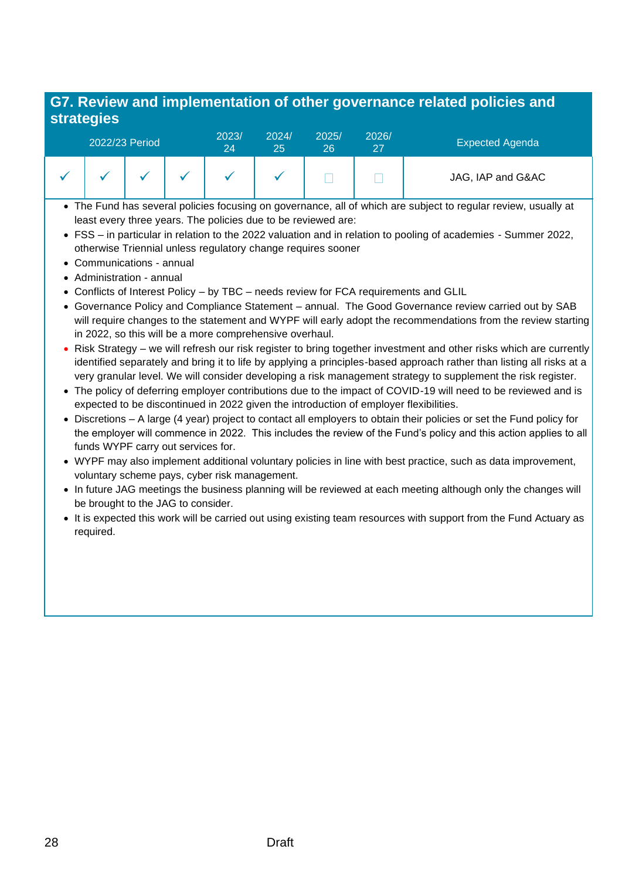## G7. Review and implementation of other governance related policies and strategies

| 2022/23 Period | | | | 2023/24 | 2024/25 | 2025/26 | 2026/27 | Expected Agenda |
|---|---|---|---|---|---|---|---|---|
| ✓ | ✓ | ✓ | ✓ | ✓ | ✓ | ☐ | ☐ | JAG, IAP and G&AC |

- The Fund has several policies focusing on governance, all of which are subject to regular review, usually at least every three years. The policies due to be reviewed are:
- FSS – in particular in relation to the 2022 valuation and in relation to pooling of academies - Summer 2022, otherwise Triennial unless regulatory change requires sooner
- Communications - annual
- Administration - annual
- Conflicts of Interest Policy – by TBC – needs review for FCA requirements and GLIL
- Governance Policy and Compliance Statement – annual. The Good Governance review carried out by SAB will require changes to the statement and WYPF will early adopt the recommendations from the review starting in 2022, so this will be a more comprehensive overhaul.
- Risk Strategy – we will refresh our risk register to bring together investment and other risks which are currently identified separately and bring it to life by applying a principles-based approach rather than listing all risks at a very granular level. We will consider developing a risk management strategy to supplement the risk register.
- The policy of deferring employer contributions due to the impact of COVID-19 will need to be reviewed and is expected to be discontinued in 2022 given the introduction of employer flexibilities.
- Discretions – A large (4 year) project to contact all employers to obtain their policies or set the Fund policy for the employer will commence in 2022. This includes the review of the Fund's policy and this action applies to all funds WYPF carry out services for.
- WYPF may also implement additional voluntary policies in line with best practice, such as data improvement, voluntary scheme pays, cyber risk management.
- In future JAG meetings the business planning will be reviewed at each meeting although only the changes will be brought to the JAG to consider.
- It is expected this work will be carried out using existing team resources with support from the Fund Actuary as required.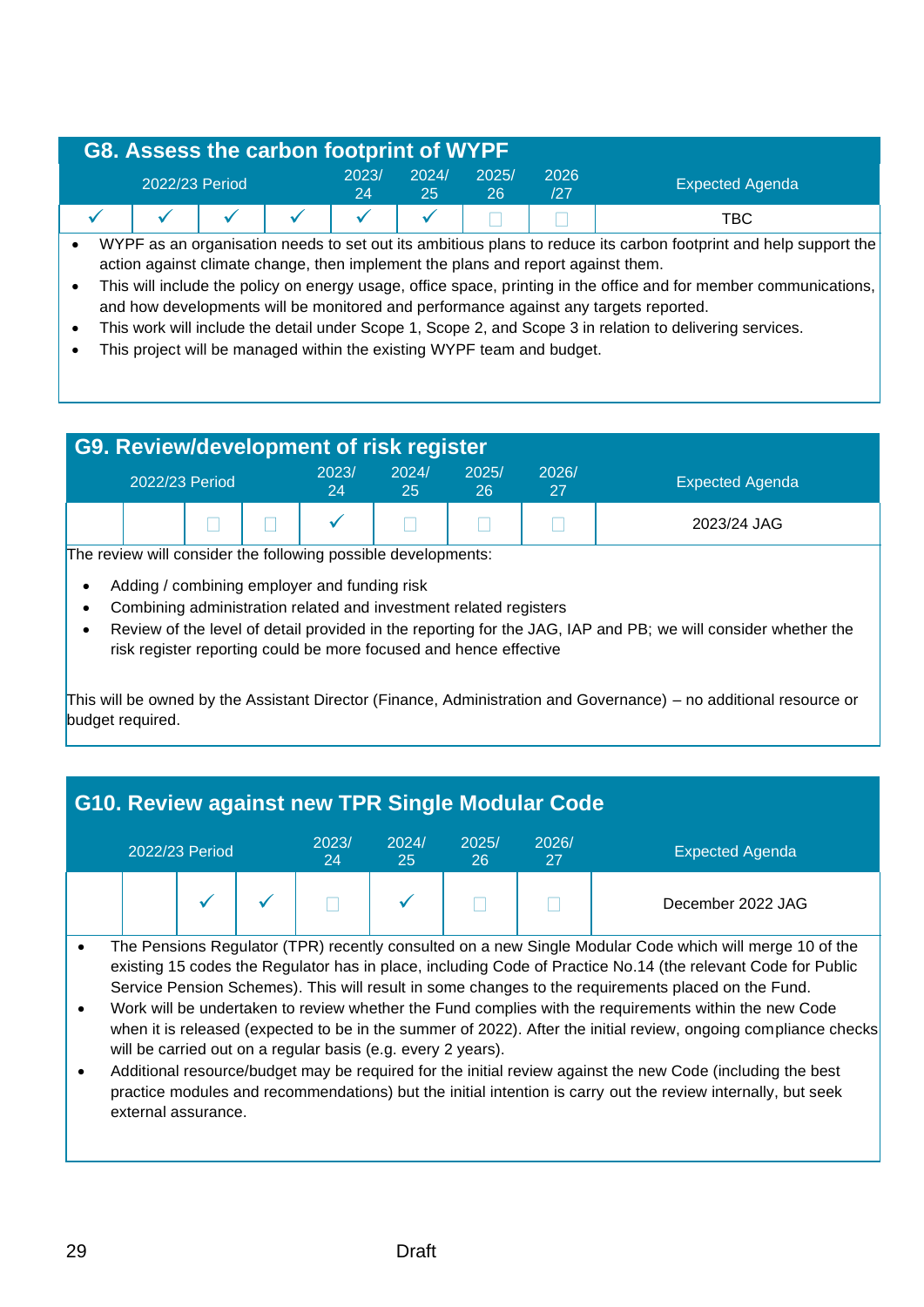## G8. Assess the carbon footprint of WYPF

| 2022/23 Period | | | | 2023/24 | 2024/25 | 2025/26 | 2026/27 | Expected Agenda |
|---|---|---|---|---|---|---|---|---|
| ✓ | ✓ | ✓ | ✓ | ✓ | ✓ | ☐ | ☐ | TBC |

- WYPF as an organisation needs to set out its ambitious plans to reduce its carbon footprint and help support the action against climate change, then implement the plans and report against them.
- This will include the policy on energy usage, office space, printing in the office and for member communications, and how developments will be monitored and performance against any targets reported.
- This work will include the detail under Scope 1, Scope 2, and Scope 3 in relation to delivering services.
- This project will be managed within the existing WYPF team and budget.

## G9. Review/development of risk register

| 2022/23 Period | | | | 2023/24 | 2024/25 | 2025/26 | 2026/27 | Expected Agenda |
|---|---|---|---|---|---|---|---|---|
| | | ☐ | ☐ | ✓ | ☐ | ☐ | ☐ | 2023/24 JAG |

The review will consider the following possible developments:

- Adding / combining employer and funding risk
- Combining administration related and investment related registers
- Review of the level of detail provided in the reporting for the JAG, IAP and PB; we will consider whether the risk register reporting could be more focused and hence effective

This will be owned by the Assistant Director (Finance, Administration and Governance) – no additional resource or budget required.

## G10. Review against new TPR Single Modular Code

| 2022/23 Period | | | | 2023/24 | 2024/25 | 2025/26 | 2026/27 | Expected Agenda |
|---|---|---|---|---|---|---|---|---|
| | | ✓ | ✓ | ☐ | ✓ | ☐ | ☐ | December 2022 JAG |

- The Pensions Regulator (TPR) recently consulted on a new Single Modular Code which will merge 10 of the existing 15 codes the Regulator has in place, including Code of Practice No.14 (the relevant Code for Public Service Pension Schemes). This will result in some changes to the requirements placed on the Fund.
- Work will be undertaken to review whether the Fund complies with the requirements within the new Code when it is released (expected to be in the summer of 2022). After the initial review, ongoing compliance checks will be carried out on a regular basis (e.g. every 2 years).
- Additional resource/budget may be required for the initial review against the new Code (including the best practice modules and recommendations) but the initial intention is carry out the review internally, but seek external assurance.

Draft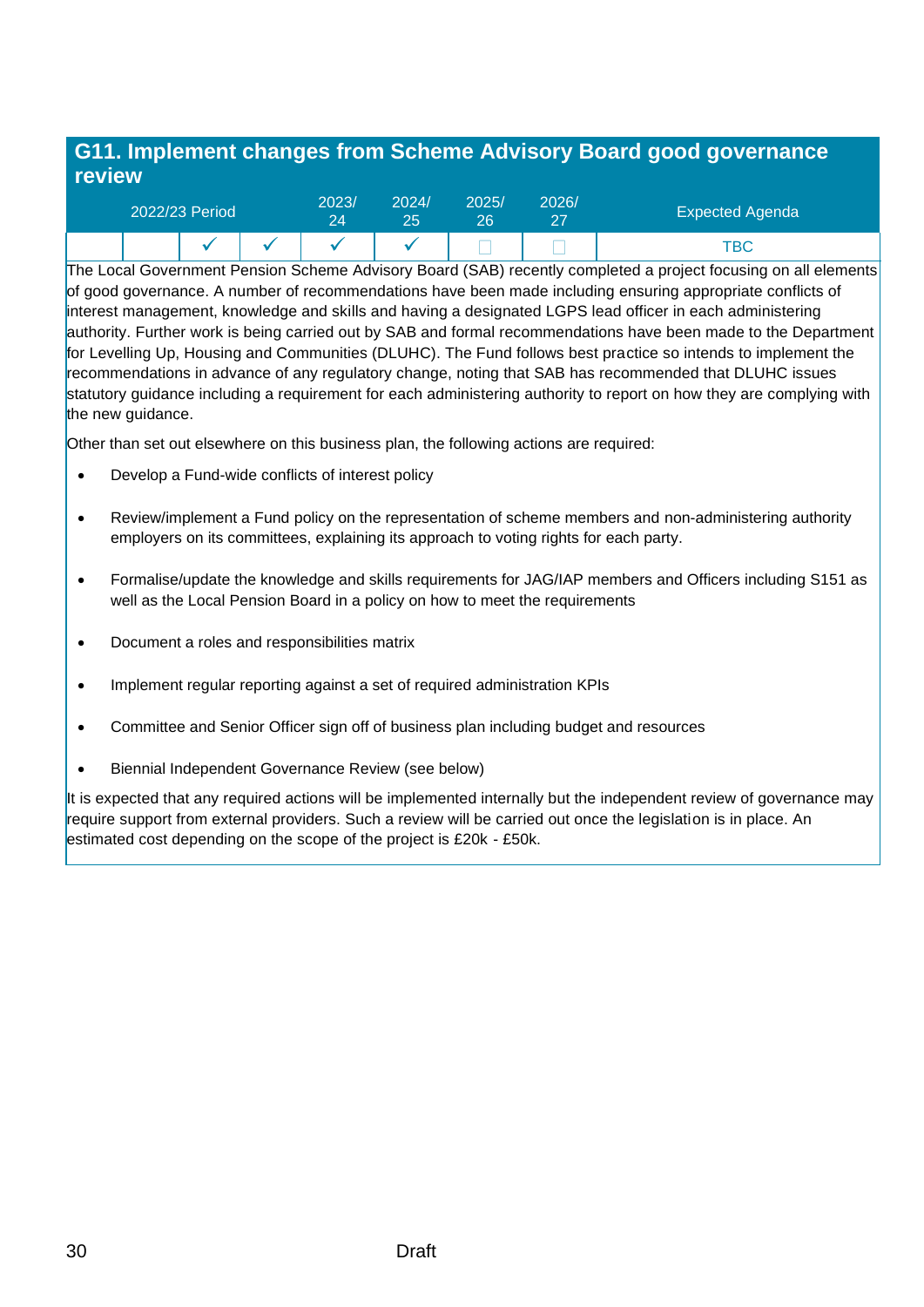## G11. Implement changes from Scheme Advisory Board good governance review

| 2022/23 Period | | | | 2023/24 | 2024/25 | 2025/26 | 2026/27 | Expected Agenda |
|---|---|---|---|---|---|---|---|---|
| | | ✓ | ✓ | ✓ | ✓ | ☐ | ☐ | TBC |

The Local Government Pension Scheme Advisory Board (SAB) recently completed a project focusing on all elements of good governance. A number of recommendations have been made including ensuring appropriate conflicts of interest management, knowledge and skills and having a designated LGPS lead officer in each administering authority. Further work is being carried out by SAB and formal recommendations have been made to the Department for Levelling Up, Housing and Communities (DLUHC). The Fund follows best practice so intends to implement the recommendations in advance of any regulatory change, noting that SAB has recommended that DLUHC issues statutory guidance including a requirement for each administering authority to report on how they are complying with the new guidance.

Other than set out elsewhere on this business plan, the following actions are required:

- Develop a Fund-wide conflicts of interest policy
- Review/implement a Fund policy on the representation of scheme members and non-administering authority employers on its committees, explaining its approach to voting rights for each party.
- Formalise/update the knowledge and skills requirements for JAG/IAP members and Officers including S151 as well as the Local Pension Board in a policy on how to meet the requirements
- Document a roles and responsibilities matrix
- Implement regular reporting against a set of required administration KPIs
- Committee and Senior Officer sign off of business plan including budget and resources
- Biennial Independent Governance Review (see below)

It is expected that any required actions will be implemented internally but the independent review of governance may require support from external providers. Such a review will be carried out once the legislation is in place. An estimated cost depending on the scope of the project is £20k - £50k.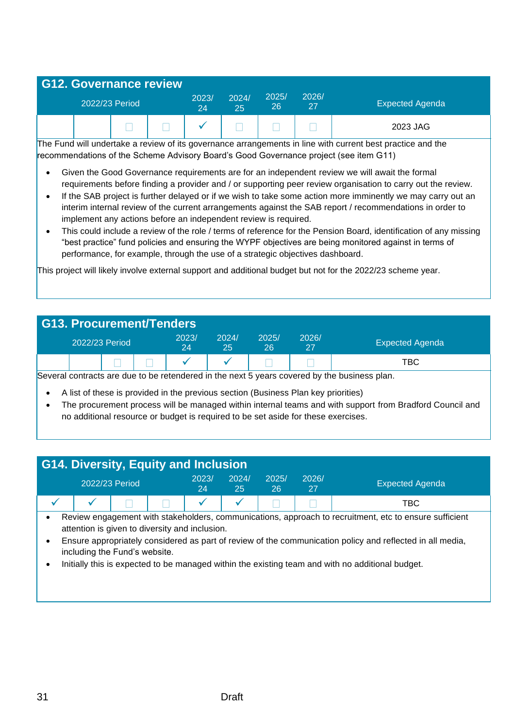## G12. Governance review

| 2022/23 Period | | | | 2023/24 | 2024/25 | 2025/26 | 2026/27 | Expected Agenda |
|---|---|---|---|---|---|---|---|---|
| | | ☐ | ☐ | ✓ | ☐ | ☐ | ☐ | 2023 JAG |

The Fund will undertake a review of its governance arrangements in line with current best practice and the recommendations of the Scheme Advisory Board's Good Governance project (see item G11)

- Given the Good Governance requirements are for an independent review we will await the formal requirements before finding a provider and / or supporting peer review organisation to carry out the review.
- If the SAB project is further delayed or if we wish to take some action more imminently we may carry out an interim internal review of the current arrangements against the SAB report / recommendations in order to implement any actions before an independent review is required.
- This could include a review of the role / terms of reference for the Pension Board, identification of any missing "best practice" fund policies and ensuring the WYPF objectives are being monitored against in terms of performance, for example, through the use of a strategic objectives dashboard.

This project will likely involve external support and additional budget but not for the 2022/23 scheme year.

## G13. Procurement/Tenders

| 2022/23 Period | | | | 2023/24 | 2024/25 | 2025/26 | 2026/27 | Expected Agenda |
|---|---|---|---|---|---|---|---|---|
| | | ☐ | ☐ | ✓ | ✓ | ☐ | ☐ | TBC |

Several contracts are due to be retendered in the next 5 years covered by the business plan.

- A list of these is provided in the previous section (Business Plan key priorities)
- The procurement process will be managed within internal teams and with support from Bradford Council and no additional resource or budget is required to be set aside for these exercises.

## G14. Diversity, Equity and Inclusion

| 2022/23 Period | | | | 2023/24 | 2024/25 | 2025/26 | 2026/27 | Expected Agenda |
|---|---|---|---|---|---|---|---|---|
| ✓ | ✓ | ☐ | ☐ | ✓ | ✓ | ☐ | ☐ | TBC |

- Review engagement with stakeholders, communications, approach to recruitment, etc to ensure sufficient attention is given to diversity and inclusion.
- Ensure appropriately considered as part of review of the communication policy and reflected in all media, including the Fund's website.
- Initially this is expected to be managed within the existing team and with no additional budget.

Draft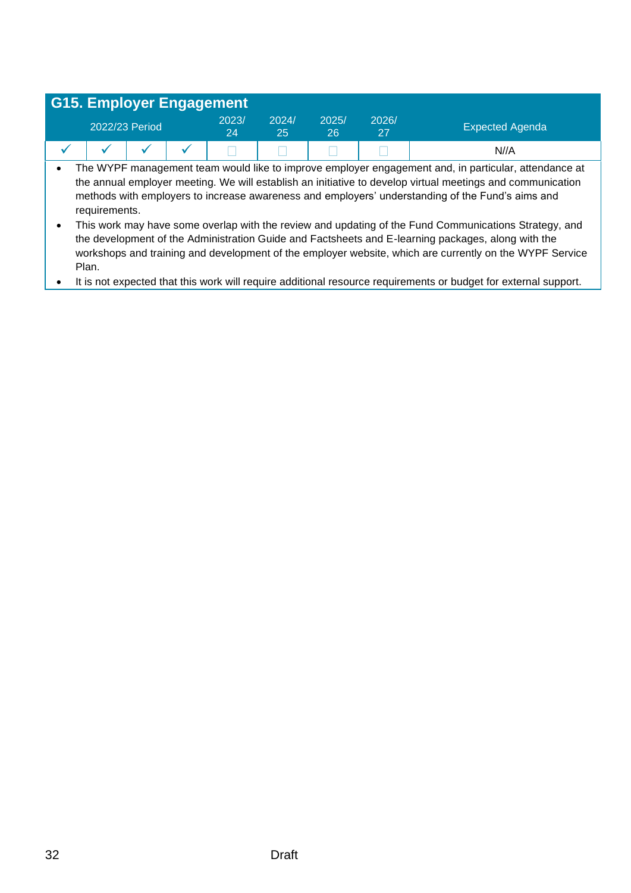## G15. Employer Engagement

| 2022/23 Period | | | | 2023/ 24 | 2024/ 25 | 2025/ 26 | 2026/ 27 | Expected Agenda |
|---|---|---|---|---|---|---|---|---|
| ✓ | ✓ | ✓ | ✓ | ☐ | ☐ | ☐ | ☐ | N//A |

- The WYPF management team would like to improve employer engagement and, in particular, attendance at the annual employer meeting. We will establish an initiative to develop virtual meetings and communication methods with employers to increase awareness and employers' understanding of the Fund's aims and requirements.
- This work may have some overlap with the review and updating of the Fund Communications Strategy, and the development of the Administration Guide and Factsheets and E-learning packages, along with the workshops and training and development of the employer website, which are currently on the WYPF Service Plan.
- It is not expected that this work will require additional resource requirements or budget for external support.

Draft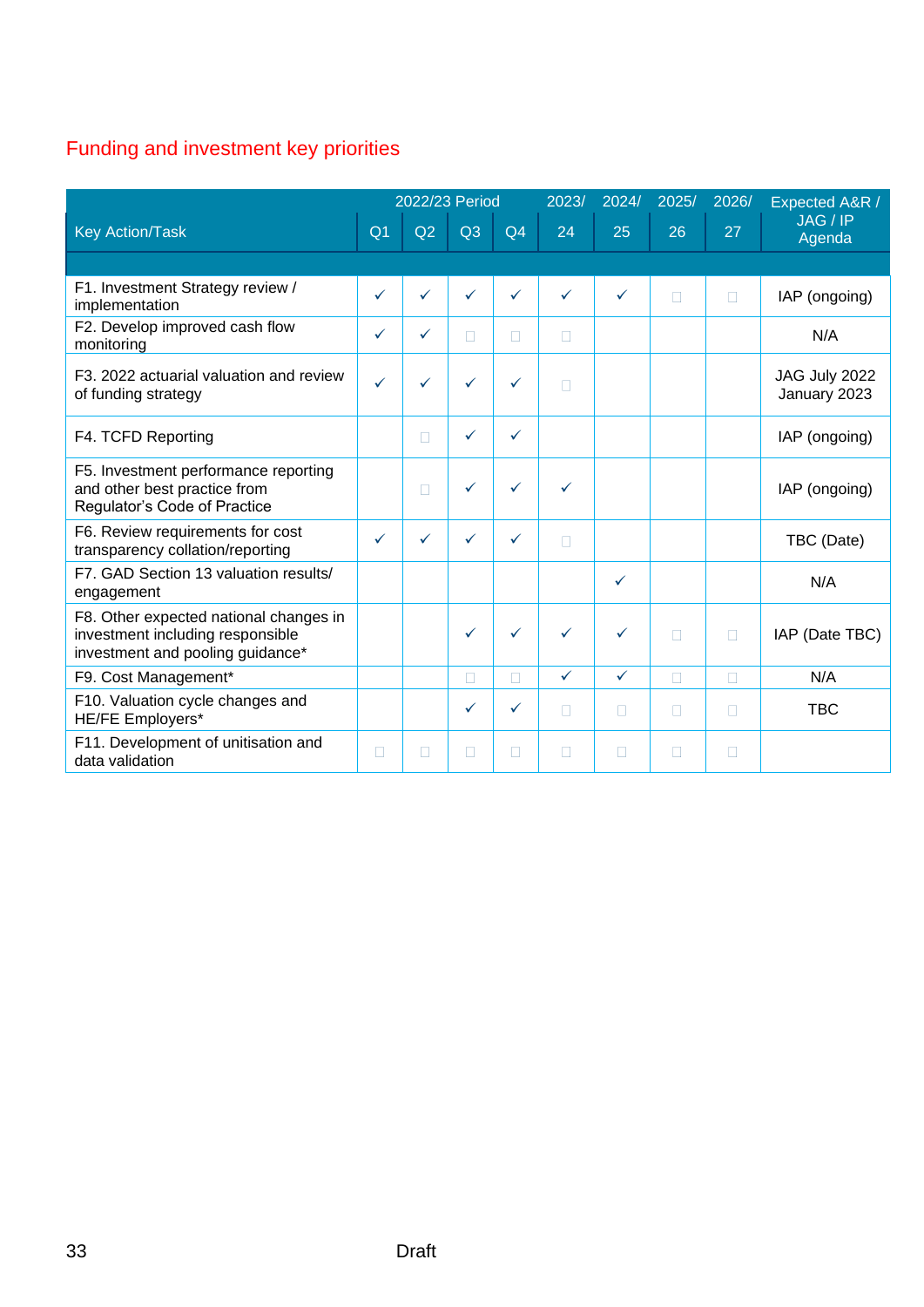## Funding and investment key priorities

| Key Action/Task | 2022/23 Period | | | | 2023/ 24 | 2024/ 25 | 2025/ 26 | 2026/ 27 | Expected A&R / JAG / IP Agenda |
|---|---|---|---|---|---|---|---|---|---|
| | Q1 | Q2 | Q3 | Q4 | | | | | |
| F1. Investment Strategy review / implementation | ✓ | ✓ | ✓ | ✓ | ✓ | ✓ | ☐ | ☐ | IAP (ongoing) |
| F2. Develop improved cash flow monitoring | ✓ | ✓ | ☐ | ☐ | ☐ | | | | N/A |
| F3. 2022 actuarial valuation and review of funding strategy | ✓ | ✓ | ✓ | ✓ | ☐ | | | | JAG July 2022 January 2023 |
| F4. TCFD Reporting | | ☐ | ✓ | ✓ | | | | | IAP (ongoing) |
| F5. Investment performance reporting and other best practice from Regulator's Code of Practice | | ☐ | ✓ | ✓ | ✓ | | | | IAP (ongoing) |
| F6. Review requirements for cost transparency collation/reporting | ✓ | ✓ | ✓ | ✓ | ☐ | | | | TBC (Date) |
| F7. GAD Section 13 valuation results/ engagement | | | | | | ✓ | | | N/A |
| F8. Other expected national changes in investment including responsible investment and pooling guidance* | | | ✓ | ✓ | ✓ | ✓ | ☐ | ☐ | IAP (Date TBC) |
| F9. Cost Management* | | | ☐ | ☐ | ✓ | ✓ | ☐ | ☐ | N/A |
| F10. Valuation cycle changes and HE/FE Employers* | | | ✓ | ✓ | ☐ | ☐ | ☐ | ☐ | TBC |
| F11. Development of unitisation and data validation | ☐ | ☐ | ☐ | ☐ | ☐ | ☐ | ☐ | ☐ | |

Draft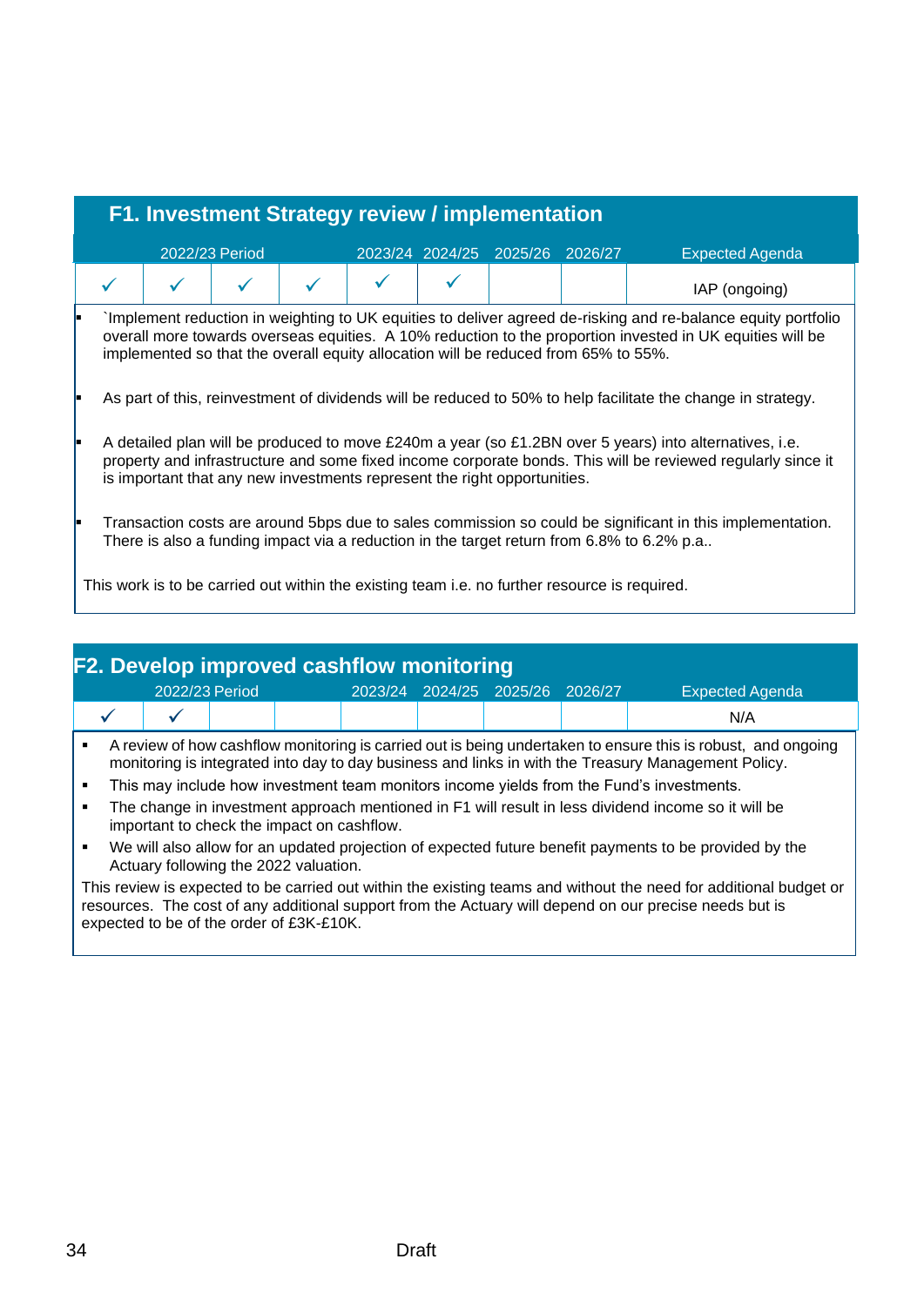## F1. Investment Strategy review / implementation

| 2022/23 Period | | | | 2023/24 | 2024/25 | 2025/26 | 2026/27 | Expected Agenda |
|---|---|---|---|---|---|---|---|---|
| ✓ | ✓ | ✓ | ✓ | ✓ | ✓ | | | IAP (ongoing) |

- `Implement reduction in weighting to UK equities to deliver agreed de-risking and re-balance equity portfolio overall more towards overseas equities. A 10% reduction to the proportion invested in UK equities will be implemented so that the overall equity allocation will be reduced from 65% to 55%.
- As part of this, reinvestment of dividends will be reduced to 50% to help facilitate the change in strategy.
- A detailed plan will be produced to move £240m a year (so £1.2BN over 5 years) into alternatives, i.e. property and infrastructure and some fixed income corporate bonds. This will be reviewed regularly since it is important that any new investments represent the right opportunities.
- Transaction costs are around 5bps due to sales commission so could be significant in this implementation. There is also a funding impact via a reduction in the target return from 6.8% to 6.2% p.a..

This work is to be carried out within the existing team i.e. no further resource is required.

## F2. Develop improved cashflow monitoring

| 2022/23 Period | | | | 2023/24 | 2024/25 | 2025/26 | 2026/27 | Expected Agenda |
|---|---|---|---|---|---|---|---|---|
| ✓ | ✓ | | | | | | | N/A |

- A review of how cashflow monitoring is carried out is being undertaken to ensure this is robust, and ongoing monitoring is integrated into day to day business and links in with the Treasury Management Policy.
- This may include how investment team monitors income yields from the Fund's investments.
- The change in investment approach mentioned in F1 will result in less dividend income so it will be important to check the impact on cashflow.
- We will also allow for an updated projection of expected future benefit payments to be provided by the Actuary following the 2022 valuation.

This review is expected to be carried out within the existing teams and without the need for additional budget or resources. The cost of any additional support from the Actuary will depend on our precise needs but is expected to be of the order of £3K-£10K.

Draft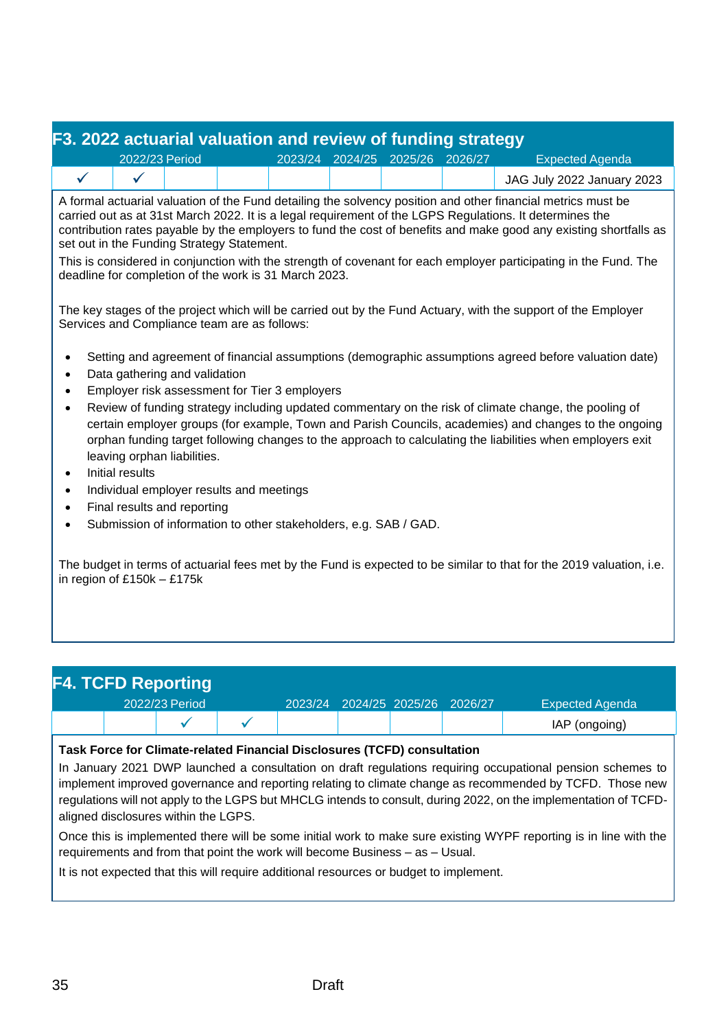## F3. 2022 actuarial valuation and review of funding strategy

| 2022/23 Period | | | | 2023/24 | 2024/25 | 2025/26 | 2026/27 | Expected Agenda |
|---|---|---|---|---|---|---|---|---|
| ✓ | ✓ | | | | | | | JAG July 2022 January 2023 |

A formal actuarial valuation of the Fund detailing the solvency position and other financial metrics must be carried out as at 31st March 2022. It is a legal requirement of the LGPS Regulations. It determines the contribution rates payable by the employers to fund the cost of benefits and make good any existing shortfalls as set out in the Funding Strategy Statement.

This is considered in conjunction with the strength of covenant for each employer participating in the Fund. The deadline for completion of the work is 31 March 2023.

The key stages of the project which will be carried out by the Fund Actuary, with the support of the Employer Services and Compliance team are as follows:

- Setting and agreement of financial assumptions (demographic assumptions agreed before valuation date)
- Data gathering and validation
- Employer risk assessment for Tier 3 employers
- Review of funding strategy including updated commentary on the risk of climate change, the pooling of certain employer groups (for example, Town and Parish Councils, academies) and changes to the ongoing orphan funding target following changes to the approach to calculating the liabilities when employers exit leaving orphan liabilities.
- Initial results
- Individual employer results and meetings
- Final results and reporting
- Submission of information to other stakeholders, e.g. SAB / GAD.

The budget in terms of actuarial fees met by the Fund is expected to be similar to that for the 2019 valuation, i.e. in region of £150k – £175k

## F4. TCFD Reporting

| 2022/23 Period | | | | 2023/24 | 2024/25 | 2025/26 | 2026/27 | Expected Agenda |
|---|---|---|---|---|---|---|---|---|
| | | ✓ | ✓ | | | | | IAP (ongoing) |

**Task Force for Climate-related Financial Disclosures (TCFD) consultation**

In January 2021 DWP launched a consultation on draft regulations requiring occupational pension schemes to implement improved governance and reporting relating to climate change as recommended by TCFD. Those new regulations will not apply to the LGPS but MHCLG intends to consult, during 2022, on the implementation of TCFD-aligned disclosures within the LGPS.

Once this is implemented there will be some initial work to make sure existing WYPF reporting is in line with the requirements and from that point the work will become Business – as – Usual.

It is not expected that this will require additional resources or budget to implement.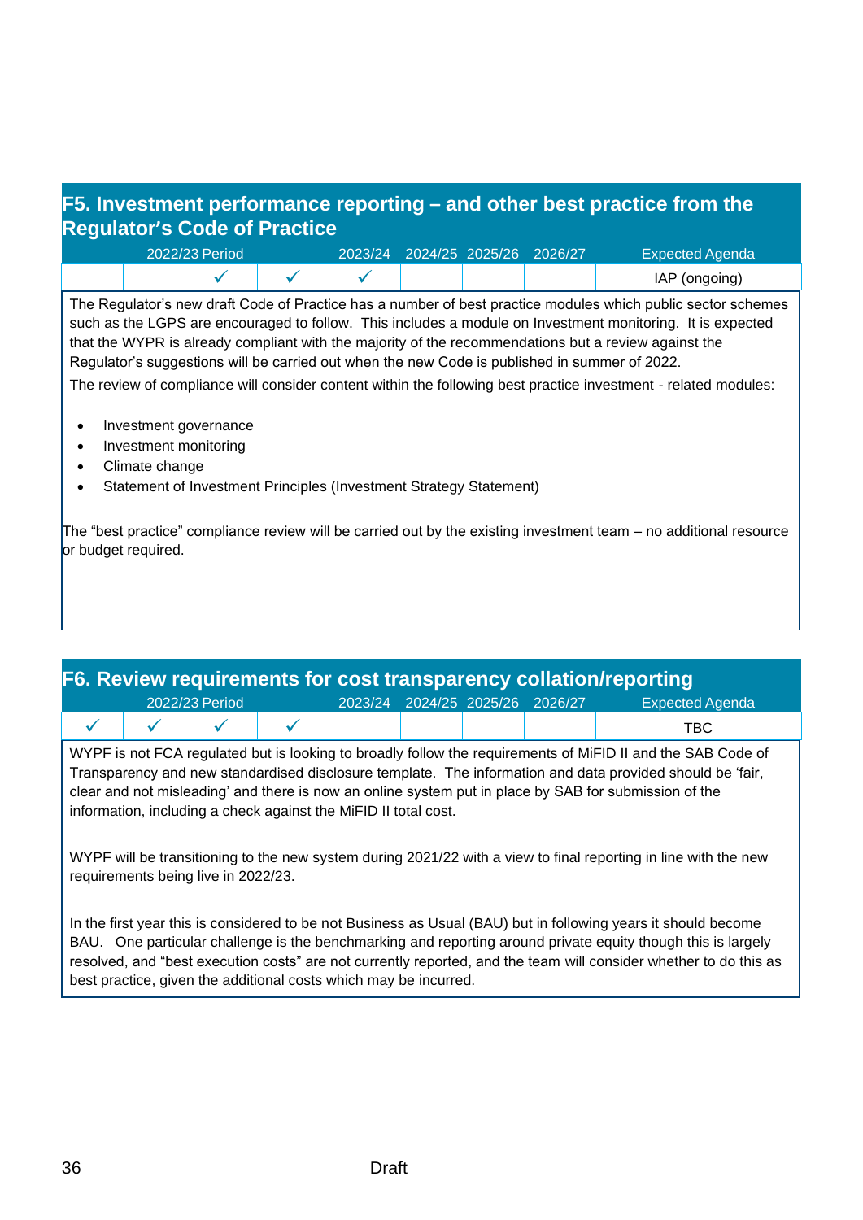## F5. Investment performance reporting – and other best practice from the Regulator's Code of Practice

| 2022/23 Period | | | | 2023/24 | 2024/25 | 2025/26 | 2026/27 | Expected Agenda |
|---|---|---|---|---|---|---|---|---|
| | | ✓ | ✓ | ✓ | | | | IAP (ongoing) |

The Regulator's new draft Code of Practice has a number of best practice modules which public sector schemes such as the LGPS are encouraged to follow. This includes a module on Investment monitoring. It is expected that the WYPR is already compliant with the majority of the recommendations but a review against the Regulator's suggestions will be carried out when the new Code is published in summer of 2022.

The review of compliance will consider content within the following best practice investment - related modules:

- Investment governance
- Investment monitoring
- Climate change
- Statement of Investment Principles (Investment Strategy Statement)

The "best practice" compliance review will be carried out by the existing investment team – no additional resource or budget required.

## F6. Review requirements for cost transparency collation/reporting

| 2022/23 Period | | | | 2023/24 | 2024/25 | 2025/26 | 2026/27 | Expected Agenda |
|---|---|---|---|---|---|---|---|---|
| ✓ | ✓ | ✓ | ✓ | | | | | TBC |

WYPF is not FCA regulated but is looking to broadly follow the requirements of MiFID II and the SAB Code of Transparency and new standardised disclosure template. The information and data provided should be 'fair, clear and not misleading' and there is now an online system put in place by SAB for submission of the information, including a check against the MiFID II total cost.

WYPF will be transitioning to the new system during 2021/22 with a view to final reporting in line with the new requirements being live in 2022/23.

In the first year this is considered to be not Business as Usual (BAU) but in following years it should become BAU. One particular challenge is the benchmarking and reporting around private equity though this is largely resolved, and "best execution costs" are not currently reported, and the team will consider whether to do this as best practice, given the additional costs which may be incurred.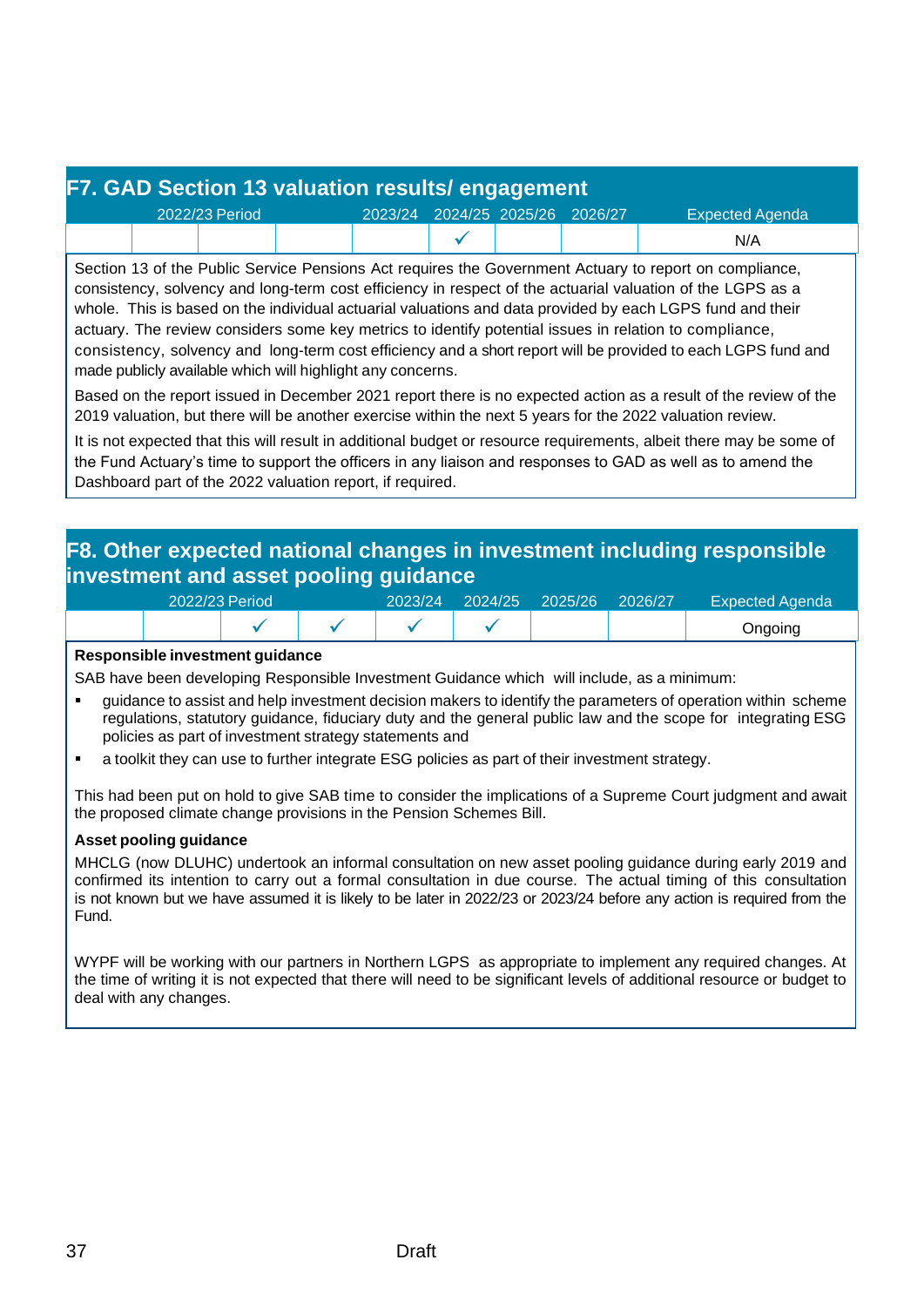## F7. GAD Section 13 valuation results/ engagement

| 2022/23 Period | | | | 2023/24 | 2024/25 | 2025/26 | 2026/27 | Expected Agenda |
|---|---|---|---|---|---|---|---|---|
| | | | | | ✓ | | | N/A |

Section 13 of the Public Service Pensions Act requires the Government Actuary to report on compliance, consistency, solvency and long-term cost efficiency in respect of the actuarial valuation of the LGPS as a whole. This is based on the individual actuarial valuations and data provided by each LGPS fund and their actuary. The review considers some key metrics to identify potential issues in relation to compliance, consistency, solvency and long-term cost efficiency and a short report will be provided to each LGPS fund and made publicly available which will highlight any concerns.

Based on the report issued in December 2021 report there is no expected action as a result of the review of the 2019 valuation, but there will be another exercise within the next 5 years for the 2022 valuation review.

It is not expected that this will result in additional budget or resource requirements, albeit there may be some of the Fund Actuary's time to support the officers in any liaison and responses to GAD as well as to amend the Dashboard part of the 2022 valuation report, if required.

## F8. Other expected national changes in investment including responsible investment and asset pooling guidance

| 2022/23 Period | | | | 2023/24 | 2024/25 | 2025/26 | 2026/27 | Expected Agenda |
|---|---|---|---|---|---|---|---|---|
| | | ✓ | ✓ | ✓ | ✓ | | | Ongoing |

**Responsible investment guidance**

SAB have been developing Responsible Investment Guidance which will include, as a minimum:

- guidance to assist and help investment decision makers to identify the parameters of operation within scheme regulations, statutory guidance, fiduciary duty and the general public law and the scope for integrating ESG policies as part of investment strategy statements and
- a toolkit they can use to further integrate ESG policies as part of their investment strategy.

This had been put on hold to give SAB time to consider the implications of a Supreme Court judgment and await the proposed climate change provisions in the Pension Schemes Bill.

**Asset pooling guidance**

MHCLG (now DLUHC) undertook an informal consultation on new asset pooling guidance during early 2019 and confirmed its intention to carry out a formal consultation in due course. The actual timing of this consultation is not known but we have assumed it is likely to be later in 2022/23 or 2023/24 before any action is required from the Fund.

WYPF will be working with our partners in Northern LGPS as appropriate to implement any required changes. At the time of writing it is not expected that there will need to be significant levels of additional resource or budget to deal with any changes.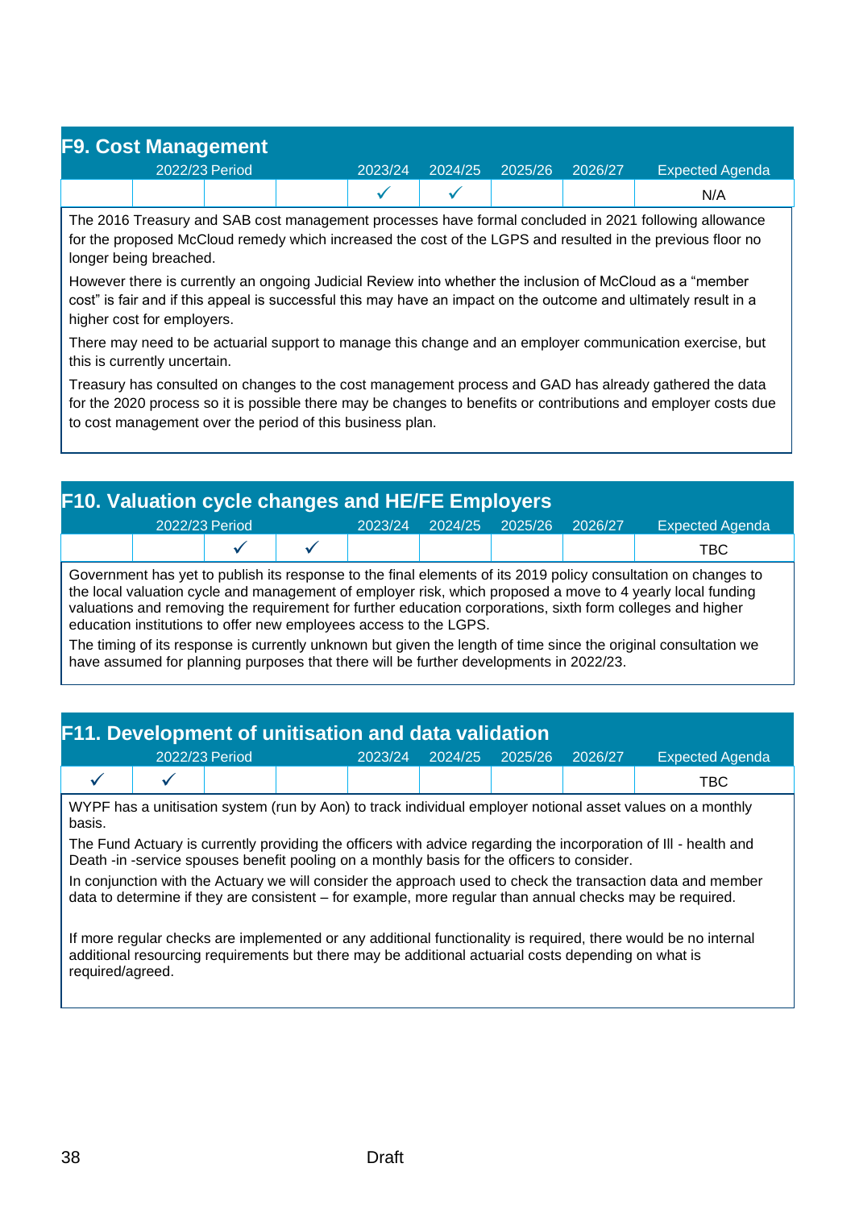## F9. Cost Management

| 2022/23 Period | | | | 2023/24 | 2024/25 | 2025/26 | 2026/27 | Expected Agenda |
|---|---|---|---|---|---|---|---|---|
| | | | | ✓ | ✓ | | | N/A |

The 2016 Treasury and SAB cost management processes have formal concluded in 2021 following allowance for the proposed McCloud remedy which increased the cost of the LGPS and resulted in the previous floor no longer being breached.

However there is currently an ongoing Judicial Review into whether the inclusion of McCloud as a "member cost" is fair and if this appeal is successful this may have an impact on the outcome and ultimately result in a higher cost for employers.

There may need to be actuarial support to manage this change and an employer communication exercise, but this is currently uncertain.

Treasury has consulted on changes to the cost management process and GAD has already gathered the data for the 2020 process so it is possible there may be changes to benefits or contributions and employer costs due to cost management over the period of this business plan.

## F10. Valuation cycle changes and HE/FE Employers

| 2022/23 Period | | | | 2023/24 | 2024/25 | 2025/26 | 2026/27 | Expected Agenda |
|---|---|---|---|---|---|---|---|---|
| | | ✓ | ✓ | | | | | TBC |

Government has yet to publish its response to the final elements of its 2019 policy consultation on changes to the local valuation cycle and management of employer risk, which proposed a move to 4 yearly local funding valuations and removing the requirement for further education corporations, sixth form colleges and higher education institutions to offer new employees access to the LGPS.

The timing of its response is currently unknown but given the length of time since the original consultation we have assumed for planning purposes that there will be further developments in 2022/23.

## F11. Development of unitisation and data validation

| 2022/23 Period | | | | 2023/24 | 2024/25 | 2025/26 | 2026/27 | Expected Agenda |
|---|---|---|---|---|---|---|---|---|
| ✓ | ✓ | | | | | | | TBC |

WYPF has a unitisation system (run by Aon) to track individual employer notional asset values on a monthly basis.

The Fund Actuary is currently providing the officers with advice regarding the incorporation of Ill - health and Death -in -service spouses benefit pooling on a monthly basis for the officers to consider.

In conjunction with the Actuary we will consider the approach used to check the transaction data and member data to determine if they are consistent – for example, more regular than annual checks may be required.

If more regular checks are implemented or any additional functionality is required, there would be no internal additional resourcing requirements but there may be additional actuarial costs depending on what is required/agreed.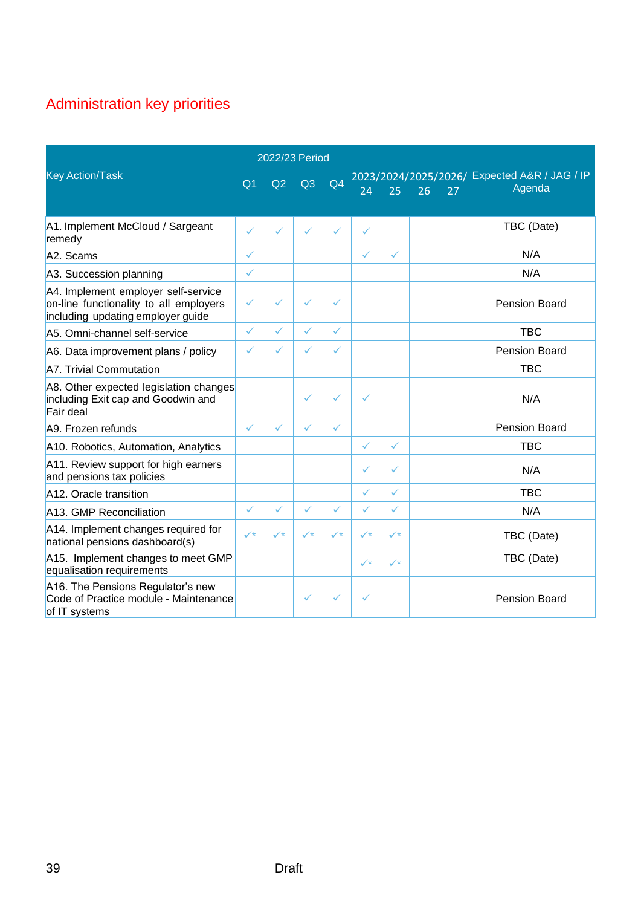## Administration key priorities

| Key Action/Task | 2022/23 Period | | | | 2023/24 | 2024/25 | 2025/26 | 2026/27 | Expected A&R / JAG / IP Agenda |
|---|---|---|---|---|---|---|---|---|---|
| | Q1 | Q2 | Q3 | Q4 | | | | | |
| A1. Implement McCloud / Sargeant remedy | ✓ | ✓ | ✓ | ✓ | ✓ | | | | TBC (Date) |
| A2. Scams | ✓ | | | | ✓ | ✓ | | | N/A |
| A3. Succession planning | ✓ | | | | | | | | N/A |
| A4. Implement employer self-service on-line functionality to all employers including updating employer guide | ✓ | ✓ | ✓ | ✓ | | | | | Pension Board |
| A5. Omni-channel self-service | ✓ | ✓ | ✓ | ✓ | | | | | TBC |
| A6. Data improvement plans / policy | ✓ | ✓ | ✓ | ✓ | | | | | Pension Board |
| A7. Trivial Commutation | | | | | | | | | TBC |
| A8. Other expected legislation changes including Exit cap and Goodwin and Fair deal | | | ✓ | ✓ | ✓ | | | | N/A |
| A9. Frozen refunds | ✓ | ✓ | ✓ | ✓ | | | | | Pension Board |
| A10. Robotics, Automation, Analytics | | | | | ✓ | ✓ | | | TBC |
| A11. Review support for high earners and pensions tax policies | | | | | ✓ | ✓ | | | N/A |
| A12. Oracle transition | | | | | ✓ | ✓ | | | TBC |
| A13. GMP Reconciliation | ✓ | ✓ | ✓ | ✓ | ✓ | ✓ | | | N/A |
| A14. Implement changes required for national pensions dashboard(s) | ✓* | ✓* | ✓* | ✓* | ✓* | ✓* | | | TBC (Date) |
| A15. Implement changes to meet GMP equalisation requirements | | | | | ✓* | ✓* | | | TBC (Date) |
| A16. The Pensions Regulator's new Code of Practice module - Maintenance of IT systems | | | ✓ | ✓ | ✓ | | | | Pension Board |

Draft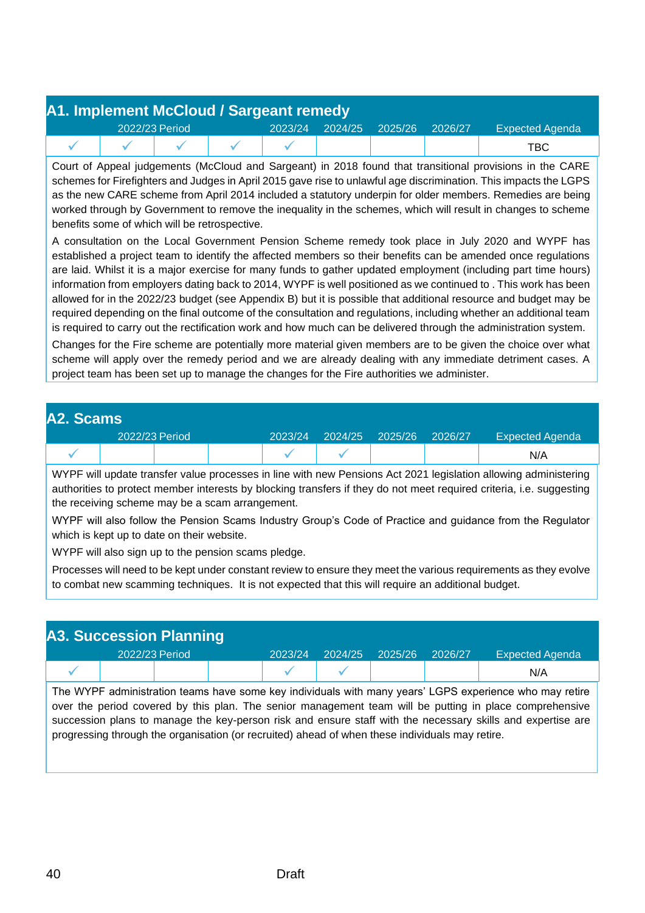## A1. Implement McCloud / Sargeant remedy

| 2022/23 Period | | | | 2023/24 | 2024/25 | 2025/26 | 2026/27 | Expected Agenda |
|---|---|---|---|---|---|---|---|---|
| ✓ | ✓ | ✓ | ✓ | ✓ | | | | TBC |

Court of Appeal judgements (McCloud and Sargeant) in 2018 found that transitional provisions in the CARE schemes for Firefighters and Judges in April 2015 gave rise to unlawful age discrimination. This impacts the LGPS as the new CARE scheme from April 2014 included a statutory underpin for older members. Remedies are being worked through by Government to remove the inequality in the schemes, which will result in changes to scheme benefits some of which will be retrospective.

A consultation on the Local Government Pension Scheme remedy took place in July 2020 and WYPF has established a project team to identify the affected members so their benefits can be amended once regulations are laid. Whilst it is a major exercise for many funds to gather updated employment (including part time hours) information from employers dating back to 2014, WYPF is well positioned as we continued to . This work has been allowed for in the 2022/23 budget (see Appendix B) but it is possible that additional resource and budget may be required depending on the final outcome of the consultation and regulations, including whether an additional team is required to carry out the rectification work and how much can be delivered through the administration system.

Changes for the Fire scheme are potentially more material given members are to be given the choice over what scheme will apply over the remedy period and we are already dealing with any immediate detriment cases. A project team has been set up to manage the changes for the Fire authorities we administer.

## A2. Scams

| 2022/23 Period | | | | 2023/24 | 2024/25 | 2025/26 | 2026/27 | Expected Agenda |
|---|---|---|---|---|---|---|---|---|
| ✓ | | | | ✓ | ✓ | | | N/A |

WYPF will update transfer value processes in line with new Pensions Act 2021 legislation allowing administering authorities to protect member interests by blocking transfers if they do not meet required criteria, i.e. suggesting the receiving scheme may be a scam arrangement.

WYPF will also follow the Pension Scams Industry Group's Code of Practice and guidance from the Regulator which is kept up to date on their website.

WYPF will also sign up to the pension scams pledge.

Processes will need to be kept under constant review to ensure they meet the various requirements as they evolve to combat new scamming techniques. It is not expected that this will require an additional budget.

## A3. Succession Planning

| 2022/23 Period | | | | 2023/24 | 2024/25 | 2025/26 | 2026/27 | Expected Agenda |
|---|---|---|---|---|---|---|---|---|
| ✓ | | | | ✓ | ✓ | | | N/A |

The WYPF administration teams have some key individuals with many years' LGPS experience who may retire over the period covered by this plan. The senior management team will be putting in place comprehensive succession plans to manage the key-person risk and ensure staff with the necessary skills and expertise are progressing through the organisation (or recruited) ahead of when these individuals may retire.

Draft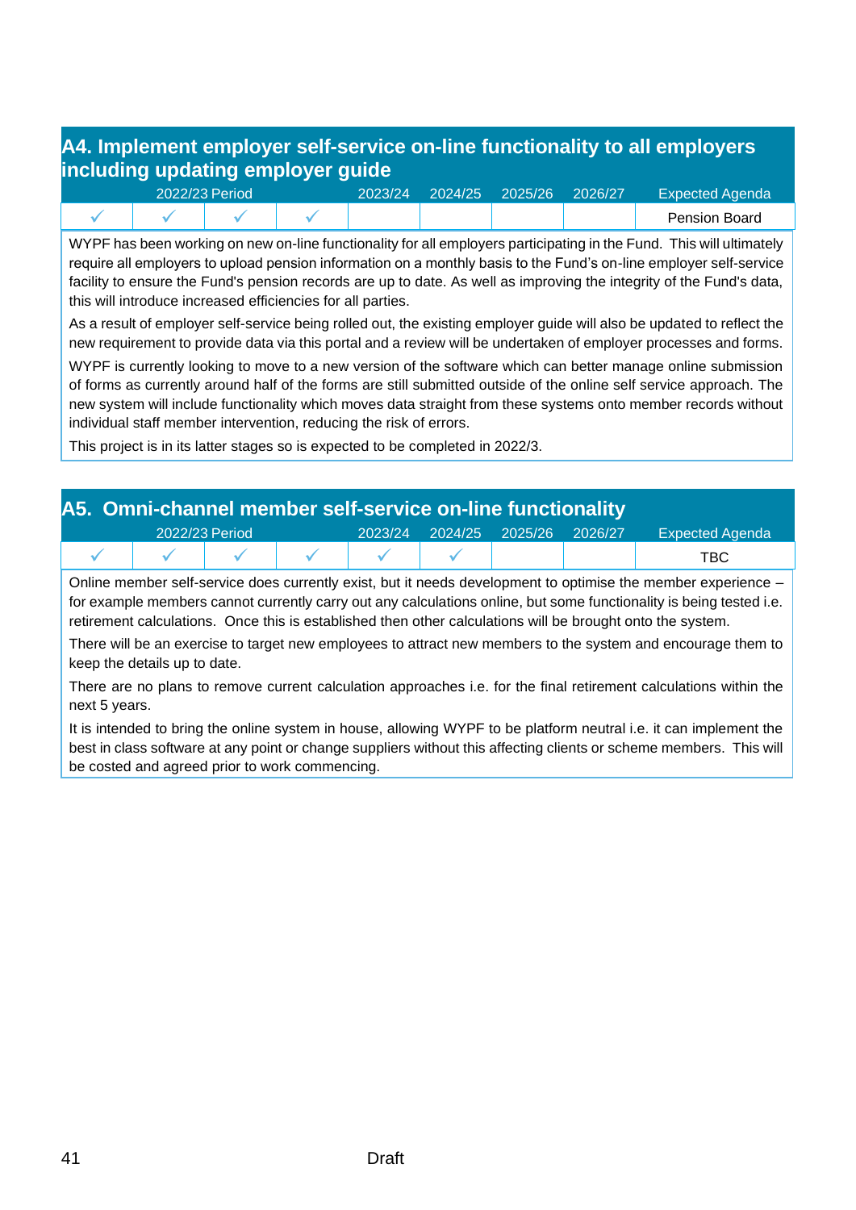## A4. Implement employer self-service on-line functionality to all employers including updating employer guide

| 2022/23 Period | | | | 2023/24 | 2024/25 | 2025/26 | 2026/27 | Expected Agenda |
|---|---|---|---|---|---|---|---|---|
| ✓ | ✓ | ✓ | ✓ | | | | | Pension Board |

WYPF has been working on new on-line functionality for all employers participating in the Fund. This will ultimately require all employers to upload pension information on a monthly basis to the Fund's on-line employer self-service facility to ensure the Fund's pension records are up to date. As well as improving the integrity of the Fund's data, this will introduce increased efficiencies for all parties.

As a result of employer self-service being rolled out, the existing employer guide will also be updated to reflect the new requirement to provide data via this portal and a review will be undertaken of employer processes and forms.

WYPF is currently looking to move to a new version of the software which can better manage online submission of forms as currently around half of the forms are still submitted outside of the online self service approach. The new system will include functionality which moves data straight from these systems onto member records without individual staff member intervention, reducing the risk of errors.

This project is in its latter stages so is expected to be completed in 2022/3.

## A5. Omni-channel member self-service on-line functionality

| 2022/23 Period | | | | 2023/24 | 2024/25 | 2025/26 | 2026/27 | Expected Agenda |
|---|---|---|---|---|---|---|---|---|
| ✓ | ✓ | ✓ | ✓ | ✓ | ✓ | | | TBC |

Online member self-service does currently exist, but it needs development to optimise the member experience – for example members cannot currently carry out any calculations online, but some functionality is being tested i.e. retirement calculations. Once this is established then other calculations will be brought onto the system.

There will be an exercise to target new employees to attract new members to the system and encourage them to keep the details up to date.

There are no plans to remove current calculation approaches i.e. for the final retirement calculations within the next 5 years.

It is intended to bring the online system in house, allowing WYPF to be platform neutral i.e. it can implement the best in class software at any point or change suppliers without this affecting clients or scheme members. This will be costed and agreed prior to work commencing.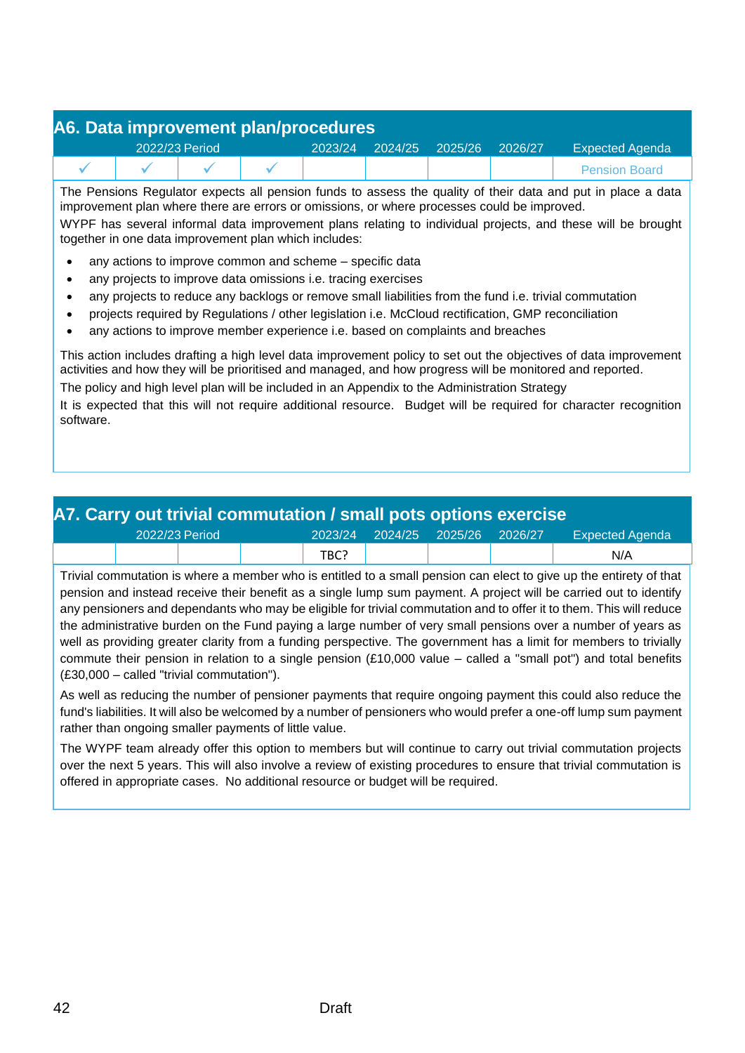## A6. Data improvement plan/procedures

| 2022/23 Period | | | | 2023/24 | 2024/25 | 2025/26 | 2026/27 | Expected Agenda |
|---|---|---|---|---|---|---|---|---|
| ✓ | ✓ | ✓ | ✓ | | | | | Pension Board |

The Pensions Regulator expects all pension funds to assess the quality of their data and put in place a data improvement plan where there are errors or omissions, or where processes could be improved.

WYPF has several informal data improvement plans relating to individual projects, and these will be brought together in one data improvement plan which includes:

- any actions to improve common and scheme – specific data
- any projects to improve data omissions i.e. tracing exercises
- any projects to reduce any backlogs or remove small liabilities from the fund i.e. trivial commutation
- projects required by Regulations / other legislation i.e. McCloud rectification, GMP reconciliation
- any actions to improve member experience i.e. based on complaints and breaches

This action includes drafting a high level data improvement policy to set out the objectives of data improvement activities and how they will be prioritised and managed, and how progress will be monitored and reported.

The policy and high level plan will be included in an Appendix to the Administration Strategy

It is expected that this will not require additional resource. Budget will be required for character recognition software.

## A7. Carry out trivial commutation / small pots options exercise

| 2022/23 Period | | | | 2023/24 | 2024/25 | 2025/26 | 2026/27 | Expected Agenda |
|---|---|---|---|---|---|---|---|---|
| | | | | TBC? | | | | N/A |

Trivial commutation is where a member who is entitled to a small pension can elect to give up the entirety of that pension and instead receive their benefit as a single lump sum payment. A project will be carried out to identify any pensioners and dependants who may be eligible for trivial commutation and to offer it to them. This will reduce the administrative burden on the Fund paying a large number of very small pensions over a number of years as well as providing greater clarity from a funding perspective. The government has a limit for members to trivially commute their pension in relation to a single pension (£10,000 value – called a "small pot") and total benefits (£30,000 – called "trivial commutation").

As well as reducing the number of pensioner payments that require ongoing payment this could also reduce the fund's liabilities. It will also be welcomed by a number of pensioners who would prefer a one-off lump sum payment rather than ongoing smaller payments of little value.

The WYPF team already offer this option to members but will continue to carry out trivial commutation projects over the next 5 years. This will also involve a review of existing procedures to ensure that trivial commutation is offered in appropriate cases. No additional resource or budget will be required.

Draft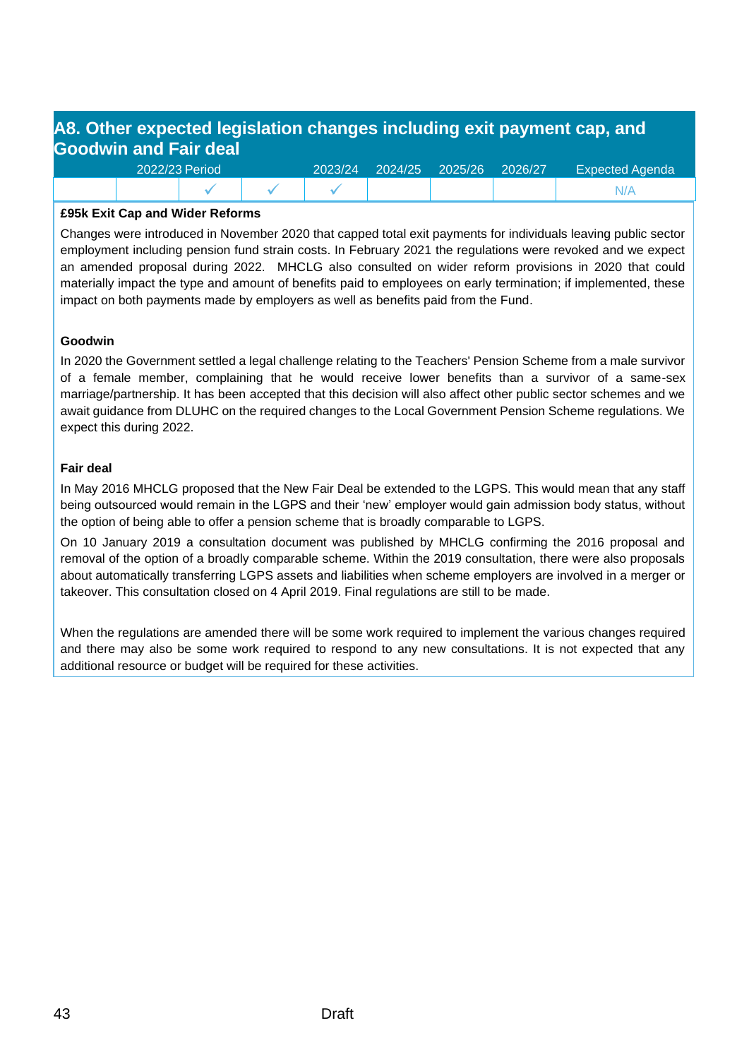## A8. Other expected legislation changes including exit payment cap, and Goodwin and Fair deal

| 2022/23 Period | | | | 2023/24 | 2024/25 | 2025/26 | 2026/27 | Expected Agenda |
|---|---|---|---|---|---|---|---|---|
| | | ✓ | ✓ | ✓ | | | | N/A |

**£95k Exit Cap and Wider Reforms**

Changes were introduced in November 2020 that capped total exit payments for individuals leaving public sector employment including pension fund strain costs. In February 2021 the regulations were revoked and we expect an amended proposal during 2022. MHCLG also consulted on wider reform provisions in 2020 that could materially impact the type and amount of benefits paid to employees on early termination; if implemented, these impact on both payments made by employers as well as benefits paid from the Fund.

**Goodwin**

In 2020 the Government settled a legal challenge relating to the Teachers' Pension Scheme from a male survivor of a female member, complaining that he would receive lower benefits than a survivor of a same-sex marriage/partnership. It has been accepted that this decision will also affect other public sector schemes and we await guidance from DLUHC on the required changes to the Local Government Pension Scheme regulations. We expect this during 2022.

**Fair deal**

In May 2016 MHCLG proposed that the New Fair Deal be extended to the LGPS. This would mean that any staff being outsourced would remain in the LGPS and their 'new' employer would gain admission body status, without the option of being able to offer a pension scheme that is broadly comparable to LGPS.

On 10 January 2019 a consultation document was published by MHCLG confirming the 2016 proposal and removal of the option of a broadly comparable scheme. Within the 2019 consultation, there were also proposals about automatically transferring LGPS assets and liabilities when scheme employers are involved in a merger or takeover. This consultation closed on 4 April 2019. Final regulations are still to be made.

When the regulations are amended there will be some work required to implement the various changes required and there may also be some work required to respond to any new consultations. It is not expected that any additional resource or budget will be required for these activities.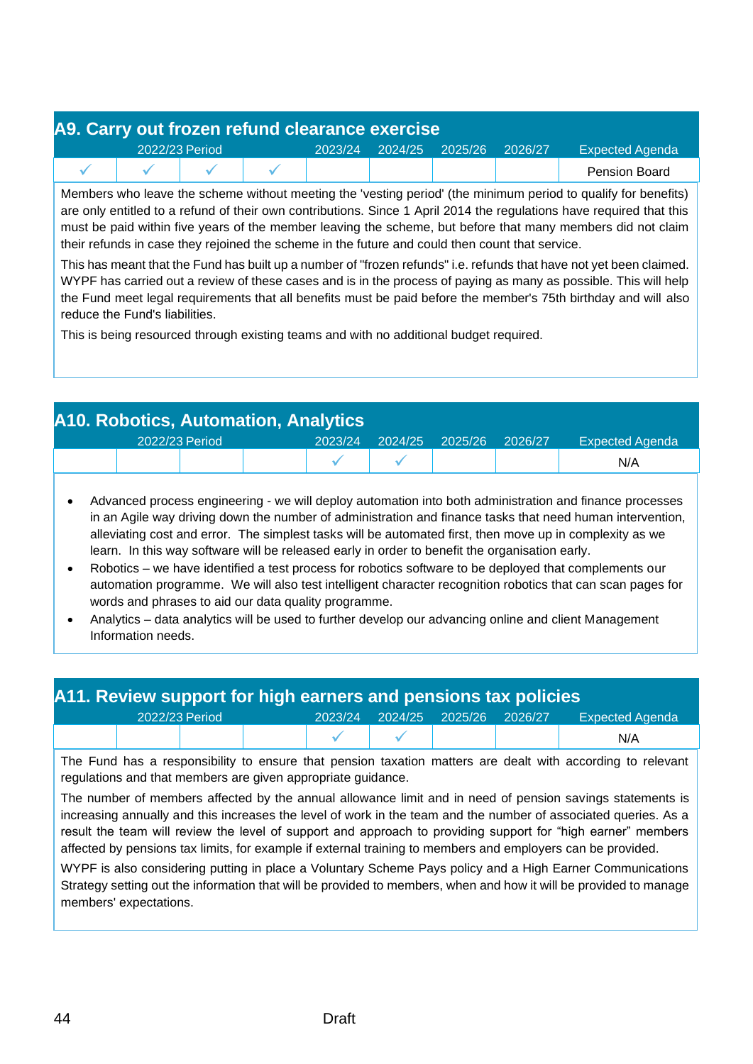## A9. Carry out frozen refund clearance exercise

| 2022/23 Period | | | | 2023/24 | 2024/25 | 2025/26 | 2026/27 | Expected Agenda |
|---|---|---|---|---|---|---|---|---|
| ✓ | ✓ | ✓ | ✓ | | | | | Pension Board |

Members who leave the scheme without meeting the 'vesting period' (the minimum period to qualify for benefits) are only entitled to a refund of their own contributions. Since 1 April 2014 the regulations have required that this must be paid within five years of the member leaving the scheme, but before that many members did not claim their refunds in case they rejoined the scheme in the future and could then count that service.

This has meant that the Fund has built up a number of "frozen refunds" i.e. refunds that have not yet been claimed. WYPF has carried out a review of these cases and is in the process of paying as many as possible. This will help the Fund meet legal requirements that all benefits must be paid before the member's 75th birthday and will also reduce the Fund's liabilities.

This is being resourced through existing teams and with no additional budget required.

## A10. Robotics, Automation, Analytics

| 2022/23 Period | | | | 2023/24 | 2024/25 | 2025/26 | 2026/27 | Expected Agenda |
|---|---|---|---|---|---|---|---|---|
| | | | | ✓ | ✓ | | | N/A |

- Advanced process engineering - we will deploy automation into both administration and finance processes in an Agile way driving down the number of administration and finance tasks that need human intervention, alleviating cost and error. The simplest tasks will be automated first, then move up in complexity as we learn. In this way software will be released early in order to benefit the organisation early.
- Robotics – we have identified a test process for robotics software to be deployed that complements our automation programme. We will also test intelligent character recognition robotics that can scan pages for words and phrases to aid our data quality programme.
- Analytics – data analytics will be used to further develop our advancing online and client Management Information needs.

## A11. Review support for high earners and pensions tax policies

| 2022/23 Period | | | | 2023/24 | 2024/25 | 2025/26 | 2026/27 | Expected Agenda |
|---|---|---|---|---|---|---|---|---|
| | | | | ✓ | ✓ | | | N/A |

The Fund has a responsibility to ensure that pension taxation matters are dealt with according to relevant regulations and that members are given appropriate guidance.

The number of members affected by the annual allowance limit and in need of pension savings statements is increasing annually and this increases the level of work in the team and the number of associated queries. As a result the team will review the level of support and approach to providing support for "high earner" members affected by pensions tax limits, for example if external training to members and employers can be provided.

WYPF is also considering putting in place a Voluntary Scheme Pays policy and a High Earner Communications Strategy setting out the information that will be provided to members, when and how it will be provided to manage members' expectations.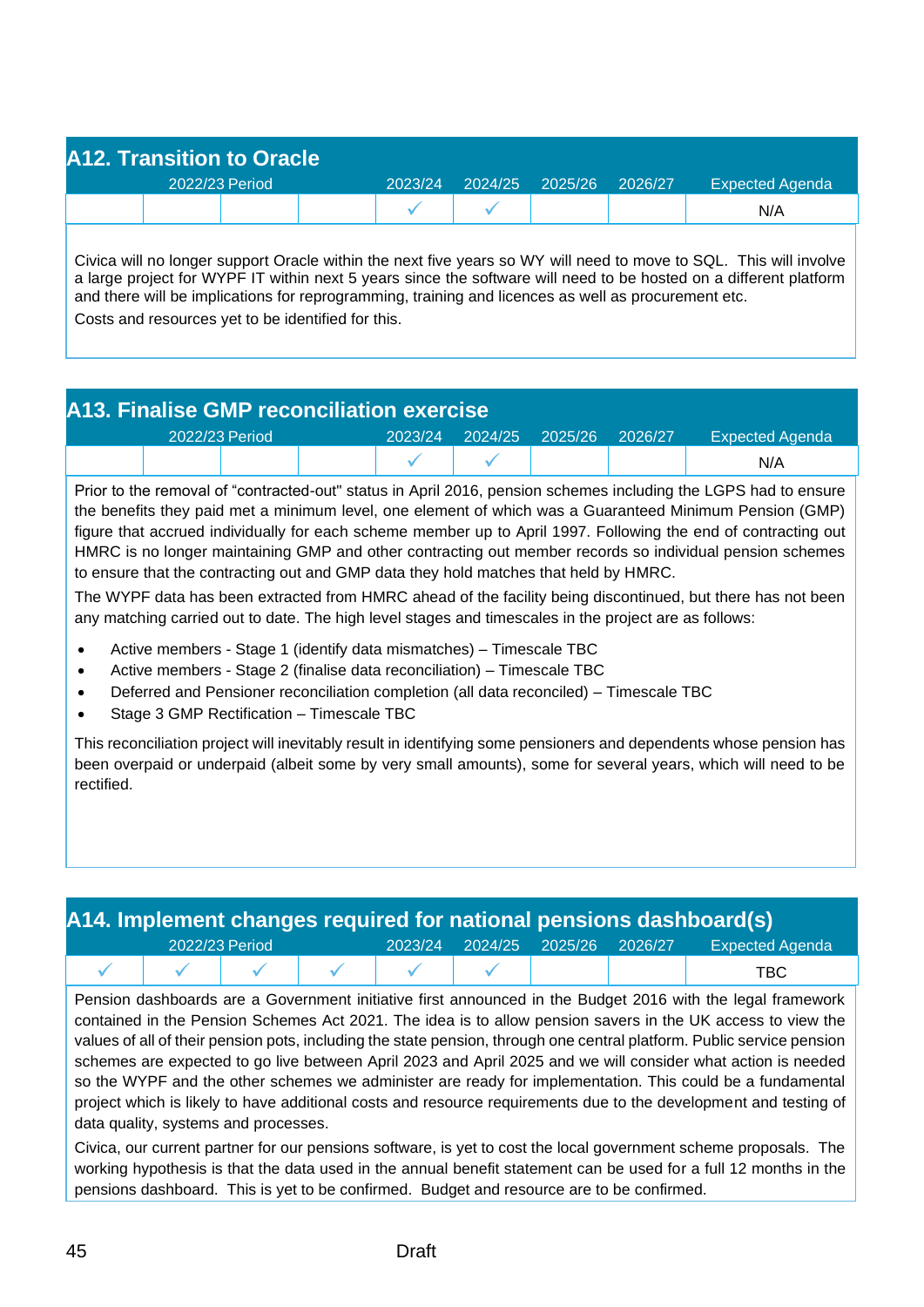## A12. Transition to Oracle

| 2022/23 Period | | | | 2023/24 | 2024/25 | 2025/26 | 2026/27 | Expected Agenda |
|---|---|---|---|---|---|---|---|---|
| | | | | ✓ | ✓ | | | N/A |

Civica will no longer support Oracle within the next five years so WY will need to move to SQL. This will involve a large project for WYPF IT within next 5 years since the software will need to be hosted on a different platform and there will be implications for reprogramming, training and licences as well as procurement etc.

Costs and resources yet to be identified for this.

## A13. Finalise GMP reconciliation exercise

| 2022/23 Period | | | | 2023/24 | 2024/25 | 2025/26 | 2026/27 | Expected Agenda |
|---|---|---|---|---|---|---|---|---|
| | | | | ✓ | ✓ | | | N/A |

Prior to the removal of "contracted-out" status in April 2016, pension schemes including the LGPS had to ensure the benefits they paid met a minimum level, one element of which was a Guaranteed Minimum Pension (GMP) figure that accrued individually for each scheme member up to April 1997. Following the end of contracting out HMRC is no longer maintaining GMP and other contracting out member records so individual pension schemes to ensure that the contracting out and GMP data they hold matches that held by HMRC.

The WYPF data has been extracted from HMRC ahead of the facility being discontinued, but there has not been any matching carried out to date. The high level stages and timescales in the project are as follows:

- Active members - Stage 1 (identify data mismatches) – Timescale TBC
- Active members - Stage 2 (finalise data reconciliation) – Timescale TBC
- Deferred and Pensioner reconciliation completion (all data reconciled) – Timescale TBC
- Stage 3 GMP Rectification – Timescale TBC

This reconciliation project will inevitably result in identifying some pensioners and dependents whose pension has been overpaid or underpaid (albeit some by very small amounts), some for several years, which will need to be rectified.

## A14. Implement changes required for national pensions dashboard(s)

| 2022/23 Period | | | | 2023/24 | 2024/25 | 2025/26 | 2026/27 | Expected Agenda |
|---|---|---|---|---|---|---|---|---|
| ✓ | ✓ | ✓ | ✓ | ✓ | ✓ | | | TBC |

Pension dashboards are a Government initiative first announced in the Budget 2016 with the legal framework contained in the Pension Schemes Act 2021. The idea is to allow pension savers in the UK access to view the values of all of their pension pots, including the state pension, through one central platform. Public service pension schemes are expected to go live between April 2023 and April 2025 and we will consider what action is needed so the WYPF and the other schemes we administer are ready for implementation. This could be a fundamental project which is likely to have additional costs and resource requirements due to the development and testing of data quality, systems and processes.

Civica, our current partner for our pensions software, is yet to cost the local government scheme proposals. The working hypothesis is that the data used in the annual benefit statement can be used for a full 12 months in the pensions dashboard. This is yet to be confirmed. Budget and resource are to be confirmed.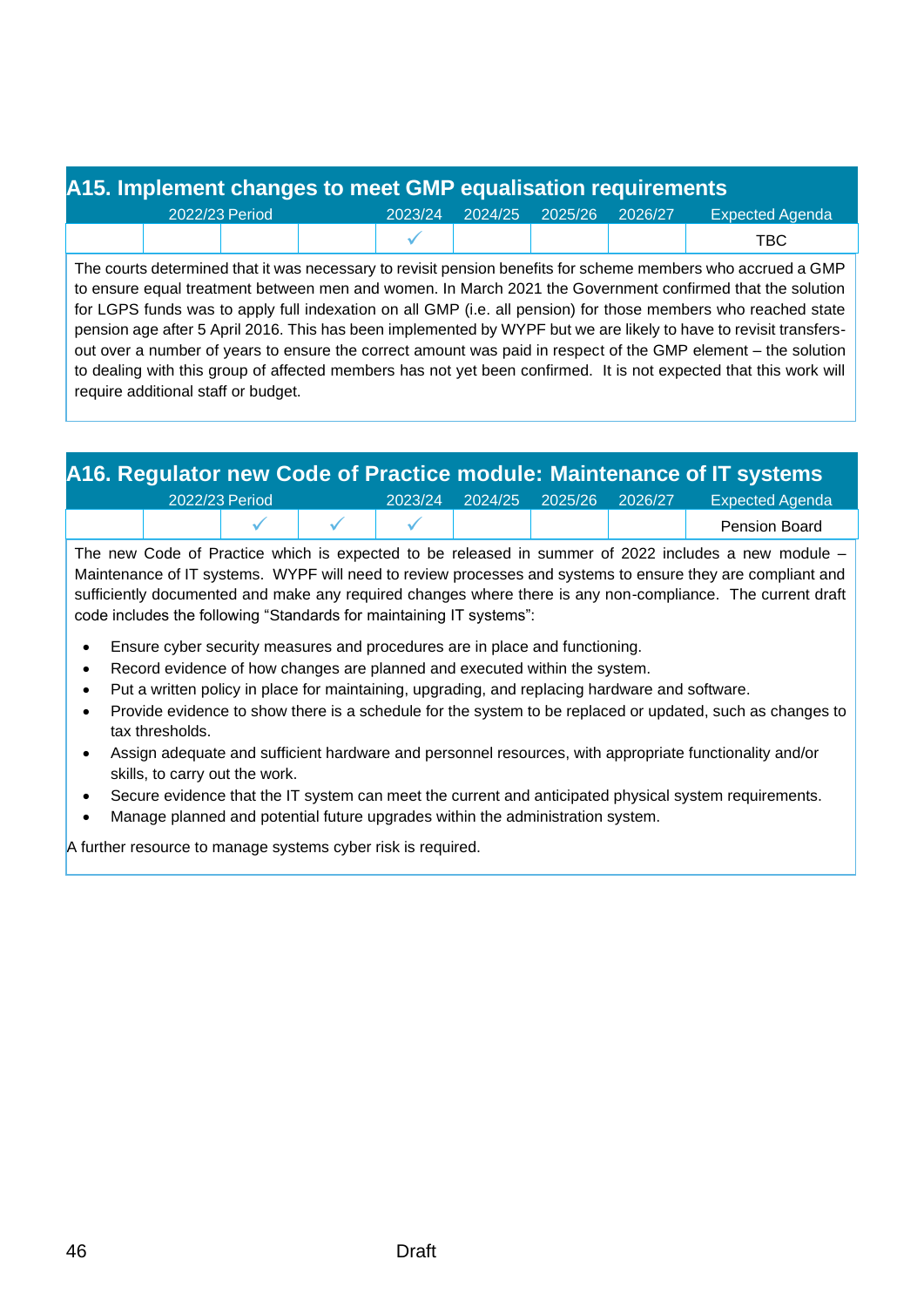## A15. Implement changes to meet GMP equalisation requirements

| 2022/23 Period | | | | 2023/24 | 2024/25 | 2025/26 | 2026/27 | Expected Agenda |
|---|---|---|---|---|---|---|---|---|
| | | | | ✓ | | | | TBC |

The courts determined that it was necessary to revisit pension benefits for scheme members who accrued a GMP to ensure equal treatment between men and women. In March 2021 the Government confirmed that the solution for LGPS funds was to apply full indexation on all GMP (i.e. all pension) for those members who reached state pension age after 5 April 2016. This has been implemented by WYPF but we are likely to have to revisit transfers-out over a number of years to ensure the correct amount was paid in respect of the GMP element – the solution to dealing with this group of affected members has not yet been confirmed. It is not expected that this work will require additional staff or budget.

## A16. Regulator new Code of Practice module: Maintenance of IT systems

| 2022/23 Period | | | | 2023/24 | 2024/25 | 2025/26 | 2026/27 | Expected Agenda |
|---|---|---|---|---|---|---|---|---|
| | | ✓ | ✓ | ✓ | | | | Pension Board |

The new Code of Practice which is expected to be released in summer of 2022 includes a new module – Maintenance of IT systems. WYPF will need to review processes and systems to ensure they are compliant and sufficiently documented and make any required changes where there is any non-compliance. The current draft code includes the following "Standards for maintaining IT systems":

- Ensure cyber security measures and procedures are in place and functioning.
- Record evidence of how changes are planned and executed within the system.
- Put a written policy in place for maintaining, upgrading, and replacing hardware and software.
- Provide evidence to show there is a schedule for the system to be replaced or updated, such as changes to tax thresholds.
- Assign adequate and sufficient hardware and personnel resources, with appropriate functionality and/or skills, to carry out the work.
- Secure evidence that the IT system can meet the current and anticipated physical system requirements.
- Manage planned and potential future upgrades within the administration system.

A further resource to manage systems cyber risk is required.

Draft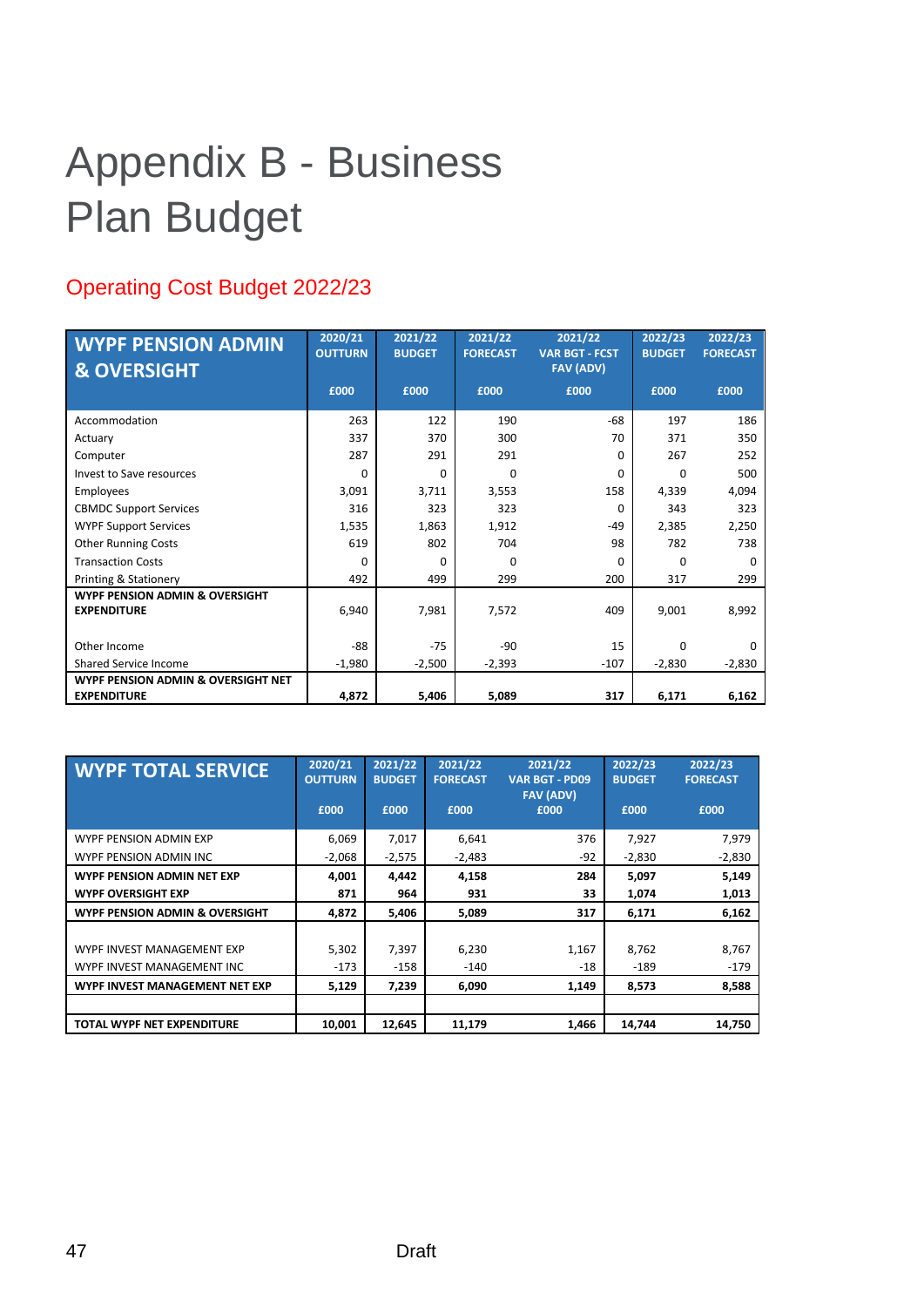# Appendix B - Business Plan Budget

## Operating Cost Budget 2022/23

| WYPF PENSION ADMIN & OVERSIGHT | 2020/21 OUTTURN £000 | 2021/22 BUDGET £000 | 2021/22 FORECAST £000 | 2021/22 VAR BGT - FCST FAV (ADV) £000 | 2022/23 BUDGET £000 | 2022/23 FORECAST £000 |
|---|---|---|---|---|---|---|
| Accommodation | 263 | 122 | 190 | -68 | 197 | 186 |
| Actuary | 337 | 370 | 300 | 70 | 371 | 350 |
| Computer | 287 | 291 | 291 | 0 | 267 | 252 |
| Invest to Save resources | 0 | 0 | 0 | 0 | 0 | 500 |
| Employees | 3,091 | 3,711 | 3,553 | 158 | 4,339 | 4,094 |
| CBMDC Support Services | 316 | 323 | 323 | 0 | 343 | 323 |
| WYPF Support Services | 1,535 | 1,863 | 1,912 | -49 | 2,385 | 2,250 |
| Other Running Costs | 619 | 802 | 704 | 98 | 782 | 738 |
| Transaction Costs | 0 | 0 | 0 | 0 | 0 | 0 |
| Printing & Stationery | 492 | 499 | 299 | 200 | 317 | 299 |
| **WYPF PENSION ADMIN & OVERSIGHT EXPENDITURE** | 6,940 | 7,981 | 7,572 | 409 | 9,001 | 8,992 |
| Other Income | -88 | -75 | -90 | 15 | 0 | 0 |
| Shared Service Income | -1,980 | -2,500 | -2,393 | -107 | -2,830 | -2,830 |
| **WYPF PENSION ADMIN & OVERSIGHT NET EXPENDITURE** | **4,872** | **5,406** | **5,089** | **317** | **6,171** | **6,162** |

| WYPF TOTAL SERVICE | 2020/21 OUTTURN £000 | 2021/22 BUDGET £000 | 2021/22 FORECAST £000 | 2021/22 VAR BGT - PD09 FAV (ADV) £000 | 2022/23 BUDGET £000 | 2022/23 FORECAST £000 |
|---|---|---|---|---|---|---|
| WYPF PENSION ADMIN EXP | 6,069 | 7,017 | 6,641 | 376 | 7,927 | 7,979 |
| WYPF PENSION ADMIN INC | -2,068 | -2,575 | -2,483 | -92 | -2,830 | -2,830 |
| **WYPF PENSION ADMIN NET EXP** | **4,001** | **4,442** | **4,158** | **284** | **5,097** | **5,149** |
| **WYPF OVERSIGHT EXP** | **871** | **964** | **931** | **33** | **1,074** | **1,013** |
| **WYPF PENSION ADMIN & OVERSIGHT** | **4,872** | **5,406** | **5,089** | **317** | **6,171** | **6,162** |
| WYPF INVEST MANAGEMENT EXP | 5,302 | 7,397 | 6,230 | 1,167 | 8,762 | 8,767 |
| WYPF INVEST MANAGEMENT INC | -173 | -158 | -140 | -18 | -189 | -179 |
| **WYPF INVEST MANAGEMENT NET EXP** | **5,129** | **7,239** | **6,090** | **1,149** | **8,573** | **8,588** |
| **TOTAL WYPF NET EXPENDITURE** | **10,001** | **12,645** | **11,179** | **1,466** | **14,744** | **14,750** |

Draft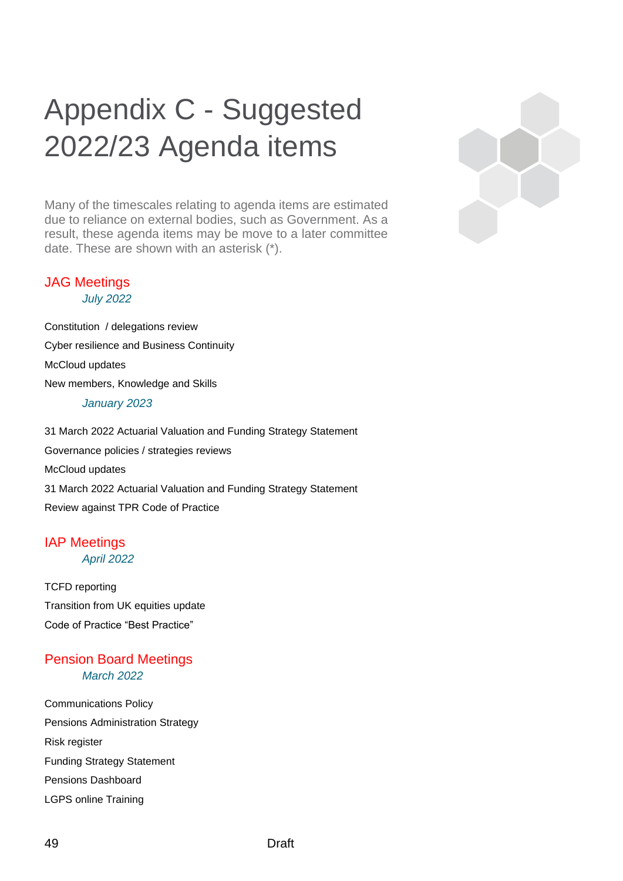# Appendix C - Suggested 2022/23 Agenda items

Many of the timescales relating to agenda items are estimated due to reliance on external bodies, such as Government. As a result, these agenda items may be move to a later committee date. These are shown with an asterisk (*).

## JAG Meetings

### *July 2022*

Constitution / delegations review

Cyber resilience and Business Continuity

McCloud updates

New members, Knowledge and Skills

### *January 2023*

31 March 2022 Actuarial Valuation and Funding Strategy Statement

Governance policies / strategies reviews

McCloud updates

31 March 2022 Actuarial Valuation and Funding Strategy Statement

Review against TPR Code of Practice

## IAP Meetings

### *April 2022*

TCFD reporting

Transition from UK equities update

Code of Practice "Best Practice"

## Pension Board Meetings

### *March 2022*

Communications Policy

Pensions Administration Strategy

Risk register

Funding Strategy Statement

Pensions Dashboard

LGPS online Training

Draft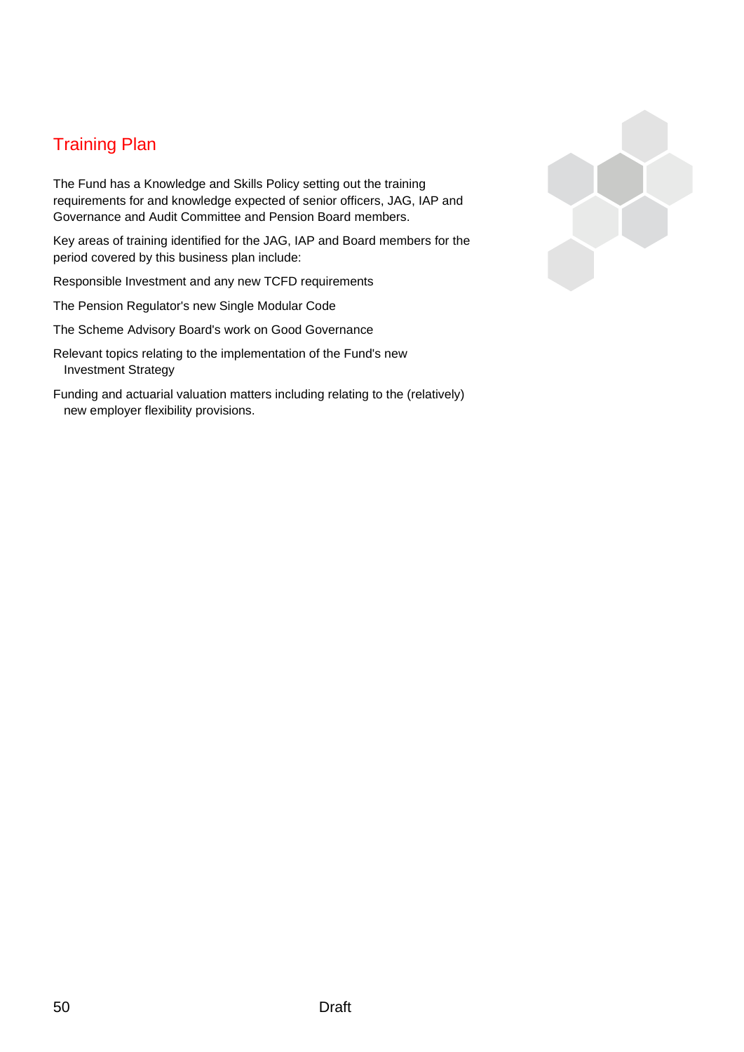## Training Plan

The Fund has a Knowledge and Skills Policy setting out the training requirements for and knowledge expected of senior officers, JAG, IAP and Governance and Audit Committee and Pension Board members.

Key areas of training identified for the JAG, IAP and Board members for the period covered by this business plan include:

- Responsible Investment and any new TCFD requirements
- The Pension Regulator's new Single Modular Code
- The Scheme Advisory Board's work on Good Governance
- Relevant topics relating to the implementation of the Fund's new Investment Strategy
- Funding and actuarial valuation matters including relating to the (relatively) new employer flexibility provisions.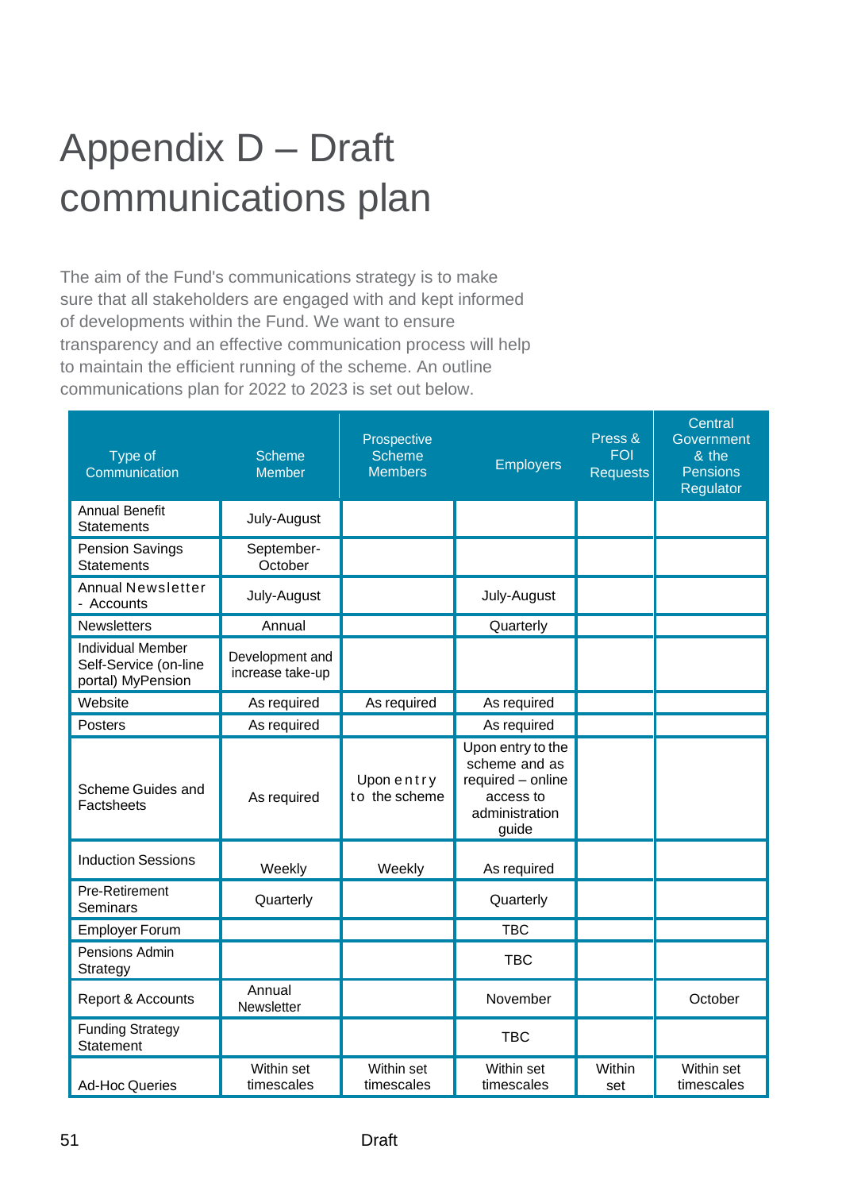# Appendix D – Draft communications plan

The aim of the Fund's communications strategy is to make sure that all stakeholders are engaged with and kept informed of developments within the Fund. We want to ensure transparency and an effective communication process will help to maintain the efficient running of the scheme. An outline communications plan for 2022 to 2023 is set out below.

| Type of Communication | Scheme Member | Prospective Scheme Members | Employers | Press & FOI Requests | Central Government & the Pensions Regulator |
|---|---|---|---|---|---|
| Annual Benefit Statements | July-August | | | | |
| Pension Savings Statements | September-October | | | | |
| Annual Newsletter - Accounts | July-August | | July-August | | |
| Newsletters | Annual | | Quarterly | | |
| Individual Member Self-Service (on-line portal) MyPension | Development and increase take-up | | | | |
| Website | As required | As required | As required | | |
| Posters | As required | | As required | | |
| Scheme Guides and Factsheets | As required | Upon entry to the scheme | Upon entry to the scheme and as required – online access to administration guide | | |
| Induction Sessions | Weekly | Weekly | As required | | |
| Pre-Retirement Seminars | Quarterly | | Quarterly | | |
| Employer Forum | | | TBC | | |
| Pensions Admin Strategy | | | TBC | | |
| Report & Accounts | Annual Newsletter | | November | | October |
| Funding Strategy Statement | | | TBC | | |
| Ad-Hoc Queries | Within set timescales | Within set timescales | Within set timescales | Within set | Within set timescales |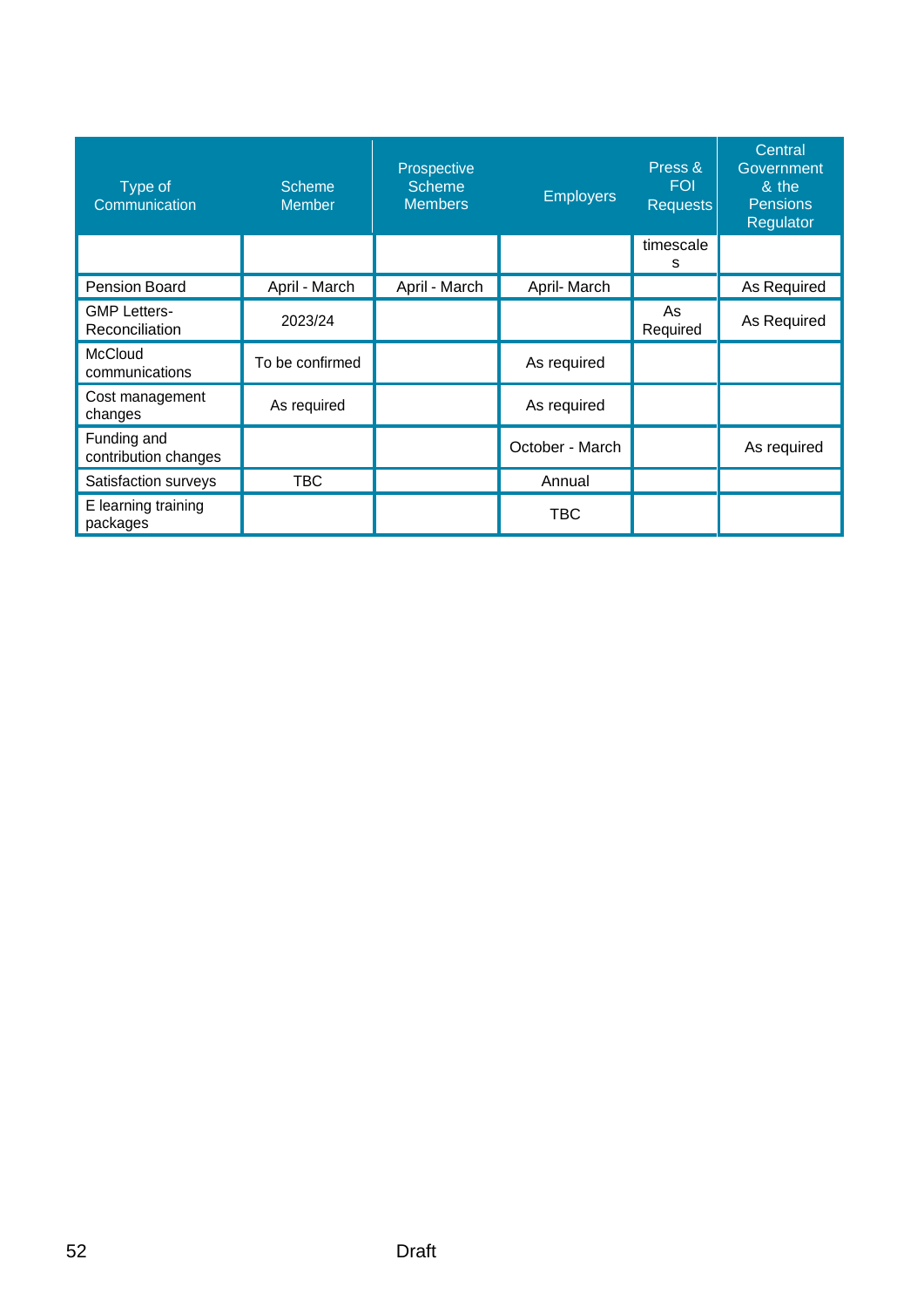| Type of Communication | Scheme Member | Prospective Scheme Members | Employers | Press & FOI Requests | Central Government & the Pensions Regulator |
|---|---|---|---|---|---|
| | | | | timescales | |
| Pension Board | April - March | April - March | April- March | | As Required |
| GMP Letters-Reconciliation | 2023/24 | | | As Required | As Required |
| McCloud communications | To be confirmed | | As required | | |
| Cost management changes | As required | | As required | | |
| Funding and contribution changes | | | October - March | | As required |
| Satisfaction surveys | TBC | | Annual | | |
| E learning training packages | | | TBC | | |

Draft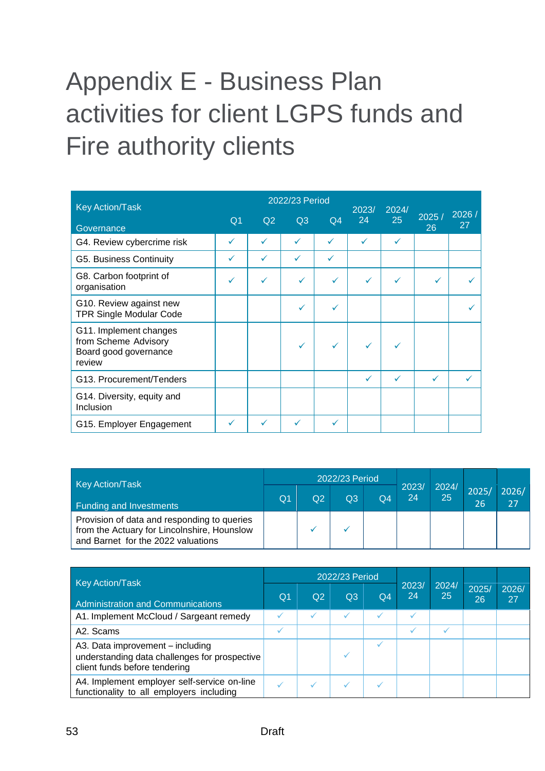# Appendix E - Business Plan activities for client LGPS funds and Fire authority clients

| Key Action/Task<br>Governance | 2022/23 Period Q1 | Q2 | Q3 | Q4 | 2023/24 | 2024/25 | 2025 / 26 | 2026 / 27 |
|---|---|---|---|---|---|---|---|---|
| G4. Review cybercrime risk | ✓ | ✓ | ✓ | ✓ | ✓ | ✓ | | |
| G5. Business Continuity | ✓ | ✓ | ✓ | ✓ | | | | |
| G8. Carbon footprint of organisation | ✓ | ✓ | ✓ | ✓ | ✓ | ✓ | ✓ | ✓ |
| G10. Review against new TPR Single Modular Code | | | ✓ | ✓ | | | | ✓ |
| G11. Implement changes from Scheme Advisory Board good governance review | | | ✓ | ✓ | ✓ | ✓ | | |
| G13. Procurement/Tenders | | | | | ✓ | ✓ | ✓ | ✓ |
| G14. Diversity, equity and Inclusion | | | | | | | | |
| G15. Employer Engagement | ✓ | ✓ | ✓ | ✓ | | | | |

| Key Action/Task<br>Funding and Investments | 2022/23 Period Q1 | Q2 | Q3 | Q4 | 2023/24 | 2024/25 | 2025/ 26 | 2026/ 27 |
|---|---|---|---|---|---|---|---|---|
| Provision of data and responding to queries from the Actuary for Lincolnshire, Hounslow and Barnet for the 2022 valuations | | ✓ | ✓ | | | | | |

| Key Action/Task<br>Administration and Communications | 2022/23 Period Q1 | Q2 | Q3 | Q4 | 2023/24 | 2024/25 | 2025/ 26 | 2026/ 27 |
|---|---|---|---|---|---|---|---|---|
| A1. Implement McCloud / Sargeant remedy | ✓ | ✓ | ✓ | ✓ | ✓ | | | |
| A2. Scams | ✓ | | | | ✓ | ✓ | | |
| A3. Data improvement – including understanding data challenges for prospective client funds before tendering | | | ✓ | ✓ | | | | |
| A4. Implement employer self-service on-line functionality to all employers including | ✓ | ✓ | ✓ | ✓ | | | | |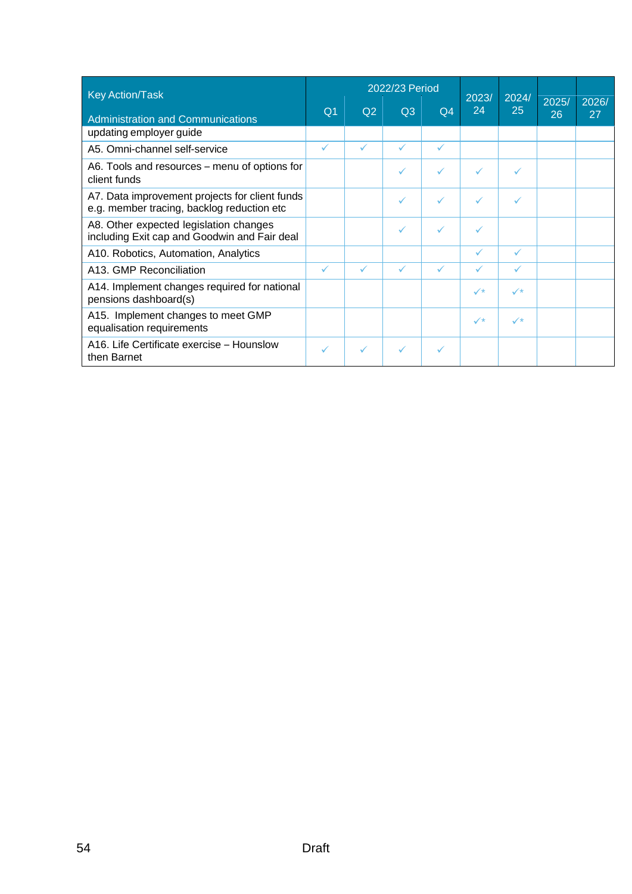| Key Action/Task<br><br>Administration and Communications | 2022/23 Period | | | | 2023/ 24 | 2024/ 25 | 2025/ 26 | 2026/ 27 |
|---|---|---|---|---|---|---|---|---|
| | Q1 | Q2 | Q3 | Q4 | | | | |
| updating employer guide | | | | | | | | |
| A5. Omni-channel self-service | ✓ | ✓ | ✓ | ✓ | | | | |
| A6. Tools and resources – menu of options for client funds | | | ✓ | ✓ | ✓ | ✓ | | |
| A7. Data improvement projects for client funds e.g. member tracing, backlog reduction etc | | | ✓ | ✓ | ✓ | ✓ | | |
| A8. Other expected legislation changes including Exit cap and Goodwin and Fair deal | | | ✓ | ✓ | ✓ | | | |
| A10. Robotics, Automation, Analytics | | | | | ✓ | ✓ | | |
| A13. GMP Reconciliation | ✓ | ✓ | ✓ | ✓ | ✓ | ✓ | | |
| A14. Implement changes required for national pensions dashboard(s) | | | | | ✓* | ✓* | | |
| A15. Implement changes to meet GMP equalisation requirements | | | | | ✓* | ✓* | | |
| A16. Life Certificate exercise – Hounslow then Barnet | ✓ | ✓ | ✓ | ✓ | | | | |

Draft